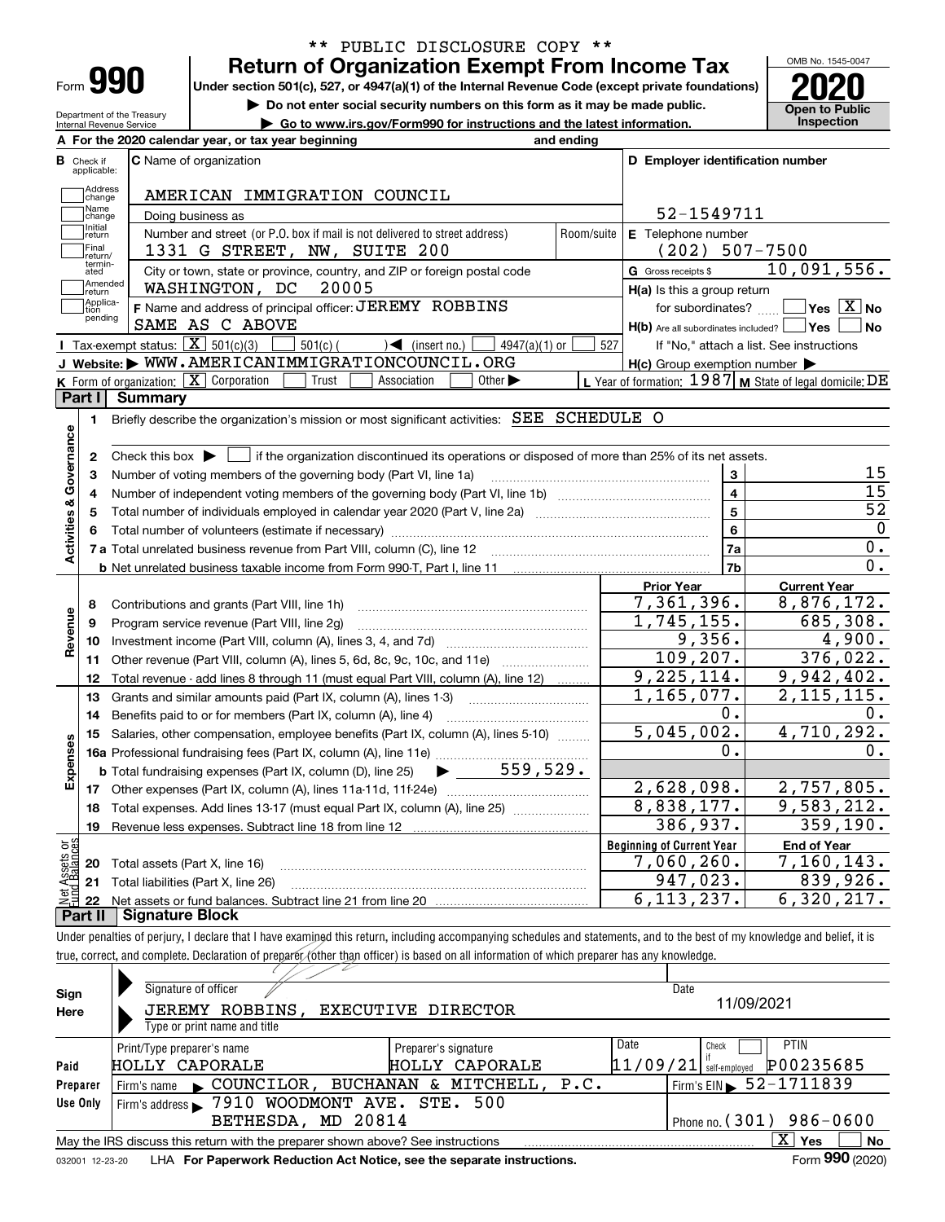\*\* PUBLIC DISCLOSURE COPY \*\*

# Form 990 Return of Organization Exempt From Income Tax

OMB No. 1545-0047

**2020**

**Open to Public Inspection**

Under section 501(c), 527, or 4947(a)(1) of the Internal Revenue Code (except private foundations)

▶ Do not enter social security numbers on this form as it may be made public.

▶ Go to www.irs.gov/Form990 for instructions and the latest information.

Department of the Treasury
Internal Revenue Service

**A** For the 2020 calendar year, or tax year beginning and ending

**B** Check if applicable: Address change, Name change, Initial return, Final return/terminated, Amended return, Application pending

**C** Name of organization: AMERICAN IMMIGRATION COUNCIL

Doing business as

Number and street (or P.O. box if mail is not delivered to street address): 1331 G STREET, NW, SUITE 200 — Room/suite

City or town, state or province, country, and ZIP or foreign postal code: WASHINGTON, DC 20005

**F** Name and address of principal officer: JEREMY ROBBINS, SAME AS C ABOVE

**D** Employer identification number: 52-1549711

**E** Telephone number: (202) 507-7500

**G** Gross receipts $ 10,091,556.

**H(a)** Is this a group return for subordinates? Yes [ ] No [X]

**H(b)** Are all subordinates included? Yes [ ] No [ ] If "No," attach a list. See instructions

**H(c)** Group exemption number ▶

**I** Tax-exempt status: [X] 501(c)(3) [ ] 501(c) ( ) ◀ (insert no.) [ ] 4947(a)(1) or [ ] 527

**J** Website: ▶ WWW.AMERICANIMMIGRATIONCOUNCIL.ORG

**K** Form of organization: [X] Corporation [ ] Trust [ ] Association [ ] Other ▶

**L** Year of formation: 1987 **M** State of legal domicile: DE

## Part I Summary

**Activities & Governance**

1. Briefly describe the organization's mission or most significant activities: SEE SCHEDULE O
2. Check this box ▶ [ ] if the organization discontinued its operations or disposed of more than 25% of its net assets.

| Line | Description | | Value |
|---|---|---|---|
| 3 | Number of voting members of the governing body (Part VI, line 1a) | 3 | 15 |
| 4 | Number of independent voting members of the governing body (Part VI, line 1b) | 4 | 15 |
| 5 | Total number of individuals employed in calendar year 2020 (Part V, line 2a) | 5 | 52 |
| 6 | Total number of volunteers (estimate if necessary) | 6 | 0 |
| 7a | Total unrelated business revenue from Part VIII, column (C), line 12 | 7a | 0. |
| 7b | Net unrelated business taxable income from Form 990-T, Part I, line 11 | 7b | 0. |

| | | Prior Year | Current Year |
|---|---|---|---|
| **Revenue** | | | |
| 8 | Contributions and grants (Part VIII, line 1h) | 7,361,396. | 8,876,172. |
| 9 | Program service revenue (Part VIII, line 2g) | 1,745,155. | 685,308. |
| 10 | Investment income (Part VIII, column (A), lines 3, 4, and 7d) | 9,356. | 4,900. |
| 11 | Other revenue (Part VIII, column (A), lines 5, 6d, 8c, 9c, 10c, and 11e) | 109,207. | 376,022. |
| 12 | Total revenue - add lines 8 through 11 (must equal Part VIII, column (A), line 12) | 9,225,114. | 9,942,402. |
| **Expenses** | | | |
| 13 | Grants and similar amounts paid (Part IX, column (A), lines 1-3) | 1,165,077. | 2,115,115. |
| 14 | Benefits paid to or for members (Part IX, column (A), line 4) | 0. | 0. |
| 15 | Salaries, other compensation, employee benefits (Part IX, column (A), lines 5-10) | 5,045,002. | 4,710,292. |
| 16a | Professional fundraising fees (Part IX, column (A), line 11e) | 0. | 0. |
| b | Total fundraising expenses (Part IX, column (D), line 25) ▶ 559,529. | | |
| 17 | Other expenses (Part IX, column (A), lines 11a-11d, 11f-24e) | 2,628,098. | 2,757,805. |
| 18 | Total expenses. Add lines 13-17 (must equal Part IX, column (A), line 25) | 8,838,177. | 9,583,212. |
| 19 | Revenue less expenses. Subtract line 18 from line 12 | 386,937. | 359,190. |
| **Net Assets or Fund Balances** | | **Beginning of Current Year** | **End of Year** |
| 20 | Total assets (Part X, line 16) | 7,060,260. | 7,160,143. |
| 21 | Total liabilities (Part X, line 26) | 947,023. | 839,926. |
| 22 | Net assets or fund balances. Subtract line 21 from line 20 | 6,113,237. | 6,320,217. |

## Part II Signature Block

Under penalties of perjury, I declare that I have examined this return, including accompanying schedules and statements, and to the best of my knowledge and belief, it is true, correct, and complete. Declaration of preparer (other than officer) is based on all information of which preparer has any knowledge.

**Sign Here**

Signature of officer — Date: 11/09/2021

JEREMY ROBBINS, EXECUTIVE DIRECTOR
Type or print name and title

**Paid Preparer Use Only**

| Print/Type preparer's name | Preparer's signature | Date | Check if self-employed | PTIN |
|---|---|---|---|---|
| HOLLY CAPORALE | HOLLY CAPORALE | 11/09/21 | [ ] | P00235685 |

Firm's name ▶ COUNCILOR, BUCHANAN & MITCHELL, P.C. — Firm's EIN ▶ 52-1711839

Firm's address ▶ 7910 WOODMONT AVE. STE. 500, BETHESDA, MD 20814 — Phone no. (301) 986-0600

May the IRS discuss this return with the preparer shown above? See instructions [X] Yes [ ] No

032001 12-23-20 LHA For Paperwork Reduction Act Notice, see the separate instructions. Form **990** (2020)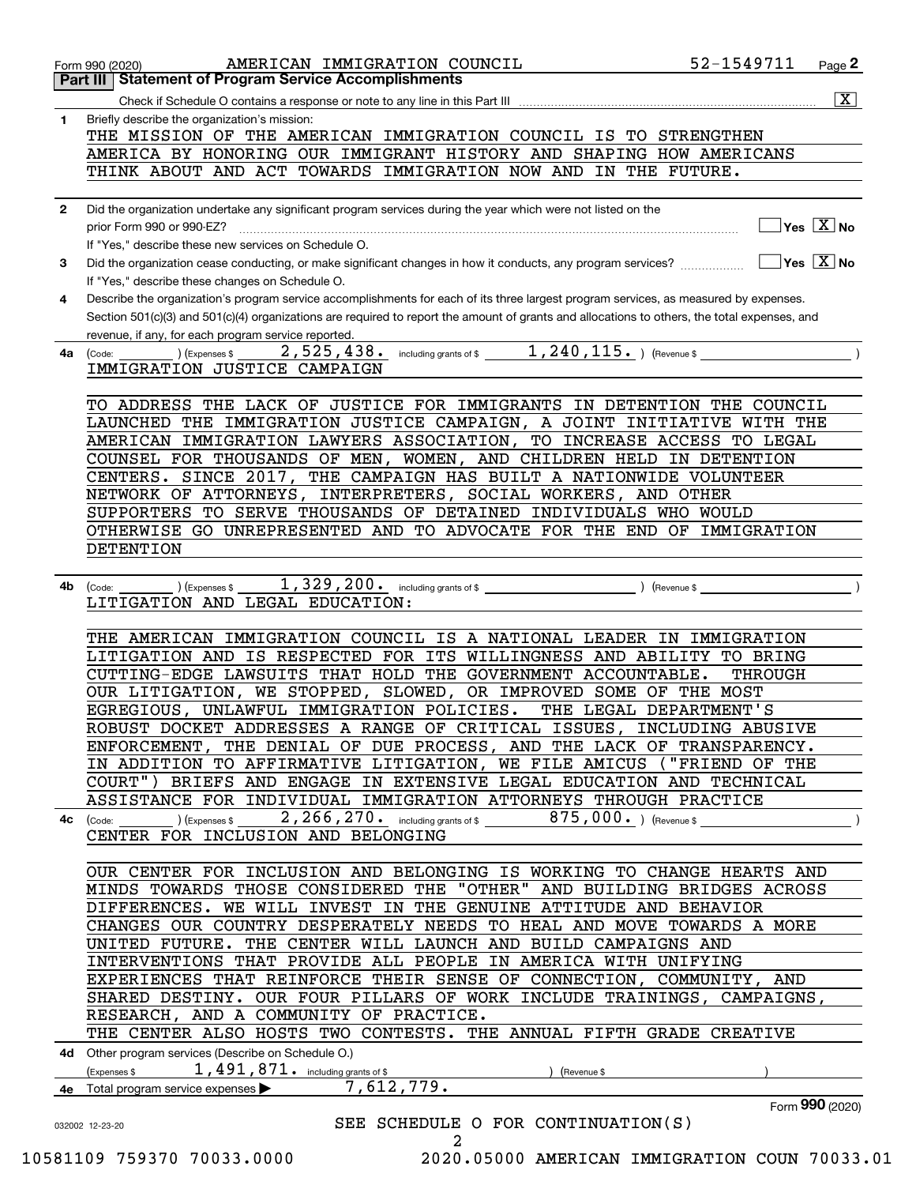Form 990 (2020) AMERICAN IMMIGRATION COUNCIL 52-1549711 Page **2**

## Part III | Statement of Program Service Accomplishments

Check if Schedule O contains a response or note to any line in this Part III .......... [X]

**1** Briefly describe the organization's mission:

THE MISSION OF THE AMERICAN IMMIGRATION COUNCIL IS TO STRENGTHEN AMERICA BY HONORING OUR IMMIGRANT HISTORY AND SHAPING HOW AMERICANS THINK ABOUT AND ACT TOWARDS IMMIGRATION NOW AND IN THE FUTURE.

**2** Did the organization undertake any significant program services during the year which were not listed on the prior Form 990 or 990-EZ? .......... [ ] Yes [X] No

If "Yes," describe these new services on Schedule O.

**3** Did the organization cease conducting, or make significant changes in how it conducts, any program services? .......... [ ] Yes [X] No

If "Yes," describe these changes on Schedule O.

**4** Describe the organization's program service accomplishments for each of its three largest program services, as measured by expenses. Section 501(c)(3) and 501(c)(4) organizations are required to report the amount of grants and allocations to others, the total expenses, and revenue, if any, for each program service reported.

**4a** (Code: ) (Expenses $ 2,525,438. including grants of $ 1,240,115. ) (Revenue $ )

IMMIGRATION JUSTICE CAMPAIGN

TO ADDRESS THE LACK OF JUSTICE FOR IMMIGRANTS IN DETENTION THE COUNCIL LAUNCHED THE IMMIGRATION JUSTICE CAMPAIGN, A JOINT INITIATIVE WITH THE AMERICAN IMMIGRATION LAWYERS ASSOCIATION, TO INCREASE ACCESS TO LEGAL COUNSEL FOR THOUSANDS OF MEN, WOMEN, AND CHILDREN HELD IN DETENTION CENTERS. SINCE 2017, THE CAMPAIGN HAS BUILT A NATIONWIDE VOLUNTEER NETWORK OF ATTORNEYS, INTERPRETERS, SOCIAL WORKERS, AND OTHER SUPPORTERS TO SERVE THOUSANDS OF DETAINED INDIVIDUALS WHO WOULD OTHERWISE GO UNREPRESENTED AND TO ADVOCATE FOR THE END OF IMMIGRATION DETENTION

**4b** (Code: ) (Expenses $ 1,329,200. including grants of $ ) (Revenue $ )

LITIGATION AND LEGAL EDUCATION:

THE AMERICAN IMMIGRATION COUNCIL IS A NATIONAL LEADER IN IMMIGRATION LITIGATION AND IS RESPECTED FOR ITS WILLINGNESS AND ABILITY TO BRING CUTTING-EDGE LAWSUITS THAT HOLD THE GOVERNMENT ACCOUNTABLE. THROUGH OUR LITIGATION, WE STOPPED, SLOWED, OR IMPROVED SOME OF THE MOST EGREGIOUS, UNLAWFUL IMMIGRATION POLICIES. THE LEGAL DEPARTMENT'S ROBUST DOCKET ADDRESSES A RANGE OF CRITICAL ISSUES, INCLUDING ABUSIVE ENFORCEMENT, THE DENIAL OF DUE PROCESS, AND THE LACK OF TRANSPARENCY. IN ADDITION TO AFFIRMATIVE LITIGATION, WE FILE AMICUS ("FRIEND OF THE COURT") BRIEFS AND ENGAGE IN EXTENSIVE LEGAL EDUCATION AND TECHNICAL ASSISTANCE FOR INDIVIDUAL IMMIGRATION ATTORNEYS THROUGH PRACTICE

**4c** (Code: ) (Expenses $ 2,266,270. including grants of $ 875,000. ) (Revenue $ )

CENTER FOR INCLUSION AND BELONGING

OUR CENTER FOR INCLUSION AND BELONGING IS WORKING TO CHANGE HEARTS AND MINDS TOWARDS THOSE CONSIDERED THE "OTHER" AND BUILDING BRIDGES ACROSS DIFFERENCES. WE WILL INVEST IN THE GENUINE ATTITUDE AND BEHAVIOR CHANGES OUR COUNTRY DESPERATELY NEEDS TO HEAL AND MOVE TOWARDS A MORE UNITED FUTURE. THE CENTER WILL LAUNCH AND BUILD CAMPAIGNS AND INTERVENTIONS THAT PROVIDE ALL PEOPLE IN AMERICA WITH UNIFYING EXPERIENCES THAT REINFORCE THEIR SENSE OF CONNECTION, COMMUNITY, AND SHARED DESTINY. OUR FOUR PILLARS OF WORK INCLUDE TRAININGS, CAMPAIGNS, RESEARCH, AND A COMMUNITY OF PRACTICE.
THE CENTER ALSO HOSTS TWO CONTESTS. THE ANNUAL FIFTH GRADE CREATIVE

**4d** Other program services (Describe on Schedule O.)

(Expenses $ 1,491,871. including grants of $ ) (Revenue $ )

**4e** Total program service expenses ▶ 7,612,779.

Form **990** (2020)

032002 12-23-20

SEE SCHEDULE O FOR CONTINUATION(S)

10581109 759370 70033.0000 2020.05000 AMERICAN IMMIGRATION COUN 70033.01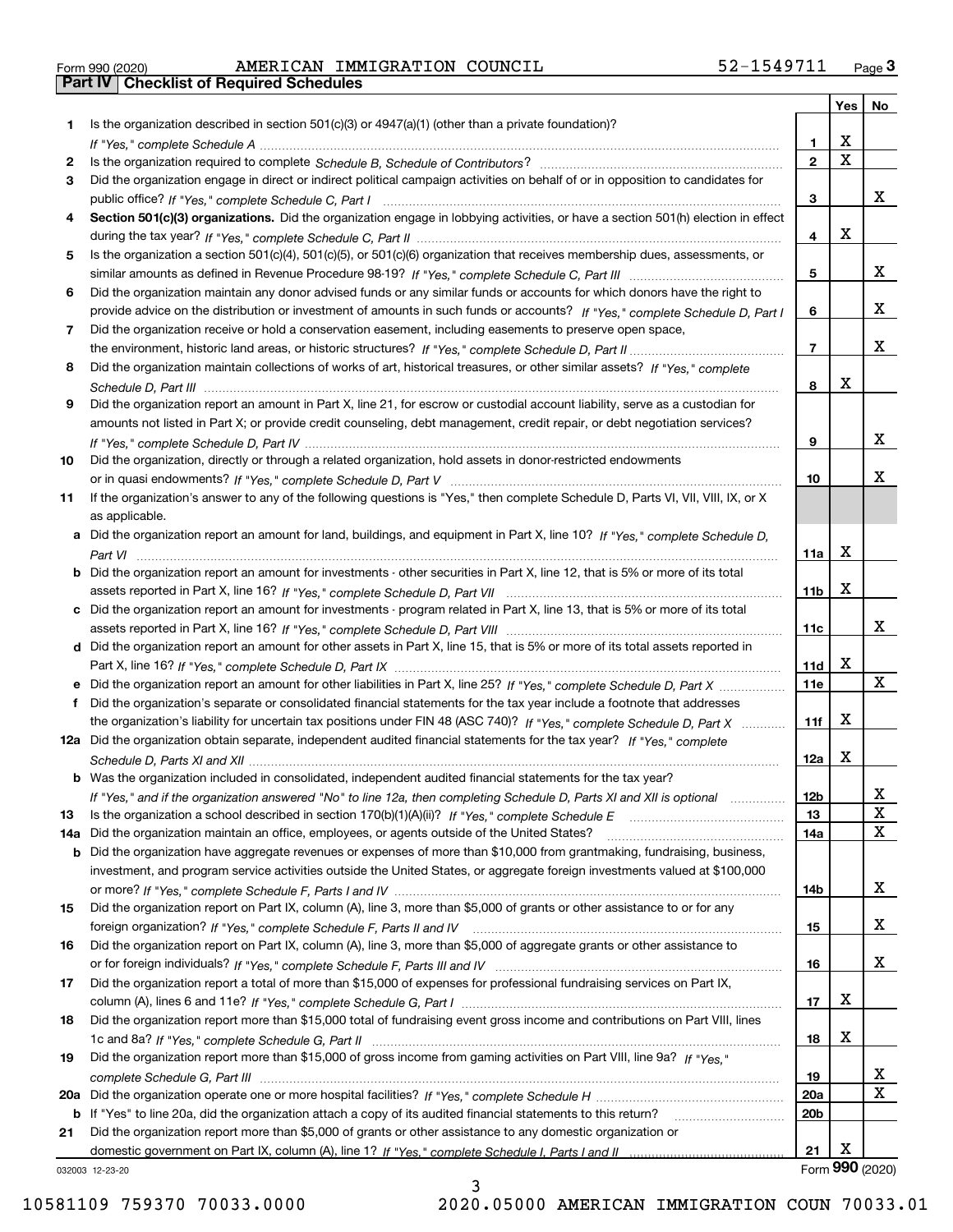Form 990 (2020) AMERICAN IMMIGRATION COUNCIL 52-1549711

## Part IV Checklist of Required Schedules

| | | | Yes | No |
|---|---|---|---|---|
| 1 | Is the organization described in section 501(c)(3) or 4947(a)(1) (other than a private foundation)? *If "Yes," complete Schedule A* | 1 | X | |
| 2 | Is the organization required to complete *Schedule B, Schedule of Contributors*? | 2 | X | |
| 3 | Did the organization engage in direct or indirect political campaign activities on behalf of or in opposition to candidates for public office? *If "Yes," complete Schedule C, Part I* | 3 | | X |
| 4 | **Section 501(c)(3) organizations.** Did the organization engage in lobbying activities, or have a section 501(h) election in effect during the tax year? *If "Yes," complete Schedule C, Part II* | 4 | X | |
| 5 | Is the organization a section 501(c)(4), 501(c)(5), or 501(c)(6) organization that receives membership dues, assessments, or similar amounts as defined in Revenue Procedure 98-19? *If "Yes," complete Schedule C, Part III* | 5 | | X |
| 6 | Did the organization maintain any donor advised funds or any similar funds or accounts for which donors have the right to provide advice on the distribution or investment of amounts in such funds or accounts? *If "Yes," complete Schedule D, Part I* | 6 | | X |
| 7 | Did the organization receive or hold a conservation easement, including easements to preserve open space, the environment, historic land areas, or historic structures? *If "Yes," complete Schedule D, Part II* | 7 | | X |
| 8 | Did the organization maintain collections of works of art, historical treasures, or other similar assets? *If "Yes," complete Schedule D, Part III* | 8 | X | |
| 9 | Did the organization report an amount in Part X, line 21, for escrow or custodial account liability, serve as a custodian for amounts not listed in Part X; or provide credit counseling, debt management, credit repair, or debt negotiation services? *If "Yes," complete Schedule D, Part IV* | 9 | | X |
| 10 | Did the organization, directly or through a related organization, hold assets in donor-restricted endowments or in quasi endowments? *If "Yes," complete Schedule D, Part V* | 10 | | X |
| 11 | If the organization's answer to any of the following questions is "Yes," then complete Schedule D, Parts VI, VII, VIII, IX, or X as applicable. | | | |
| a | Did the organization report an amount for land, buildings, and equipment in Part X, line 10? *If "Yes," complete Schedule D, Part VI* | 11a | X | |
| b | Did the organization report an amount for investments - other securities in Part X, line 12, that is 5% or more of its total assets reported in Part X, line 16? *If "Yes," complete Schedule D, Part VII* | 11b | X | |
| c | Did the organization report an amount for investments - program related in Part X, line 13, that is 5% or more of its total assets reported in Part X, line 16? *If "Yes," complete Schedule D, Part VIII* | 11c | | X |
| d | Did the organization report an amount for other assets in Part X, line 15, that is 5% or more of its total assets reported in Part X, line 16? *If "Yes," complete Schedule D, Part IX* | 11d | X | |
| e | Did the organization report an amount for other liabilities in Part X, line 25? *If "Yes," complete Schedule D, Part X* | 11e | | X |
| f | Did the organization's separate or consolidated financial statements for the tax year include a footnote that addresses the organization's liability for uncertain tax positions under FIN 48 (ASC 740)? *If "Yes," complete Schedule D, Part X* | 11f | X | |
| 12a | Did the organization obtain separate, independent audited financial statements for the tax year? *If "Yes," complete Schedule D, Parts XI and XII* | 12a | X | |
| b | Was the organization included in consolidated, independent audited financial statements for the tax year? *If "Yes," and if the organization answered "No" to line 12a, then completing Schedule D, Parts XI and XII is optional* | 12b | | X |
| 13 | Is the organization a school described in section 170(b)(1)(A)(ii)? *If "Yes," complete Schedule E* | 13 | | X |
| 14a | Did the organization maintain an office, employees, or agents outside of the United States? | 14a | | X |
| b | Did the organization have aggregate revenues or expenses of more than $10,000 from grantmaking, fundraising, business, investment, and program service activities outside the United States, or aggregate foreign investments valued at $100,000 or more? *If "Yes," complete Schedule F, Parts I and IV* | 14b | | X |
| 15 | Did the organization report on Part IX, column (A), line 3, more than $5,000 of grants or other assistance to or for any foreign organization? *If "Yes," complete Schedule F, Parts II and IV* | 15 | | X |
| 16 | Did the organization report on Part IX, column (A), line 3, more than $5,000 of aggregate grants or other assistance to or for foreign individuals? *If "Yes," complete Schedule F, Parts III and IV* | 16 | | X |
| 17 | Did the organization report a total of more than $15,000 of expenses for professional fundraising services on Part IX, column (A), lines 6 and 11e? *If "Yes," complete Schedule G, Part I* | 17 | X | |
| 18 | Did the organization report more than $15,000 total of fundraising event gross income and contributions on Part VIII, lines 1c and 8a? *If "Yes," complete Schedule G, Part II* | 18 | X | |
| 19 | Did the organization report more than $15,000 of gross income from gaming activities on Part VIII, line 9a? *If "Yes," complete Schedule G, Part III* | 19 | | X |
| 20a | Did the organization operate one or more hospital facilities? *If "Yes," complete Schedule H* | 20a | | X |
| b | If "Yes" to line 20a, did the organization attach a copy of its audited financial statements to this return? | 20b | | |
| 21 | Did the organization report more than $5,000 of grants or other assistance to any domestic organization or domestic government on Part IX, column (A), line 1? *If "Yes," complete Schedule I, Parts I and II* | 21 | X | |

032003 12-23-20

Form **990** (2020)

10581109 759370 70033.0000 2020.05000 AMERICAN IMMIGRATION COUN 70033.01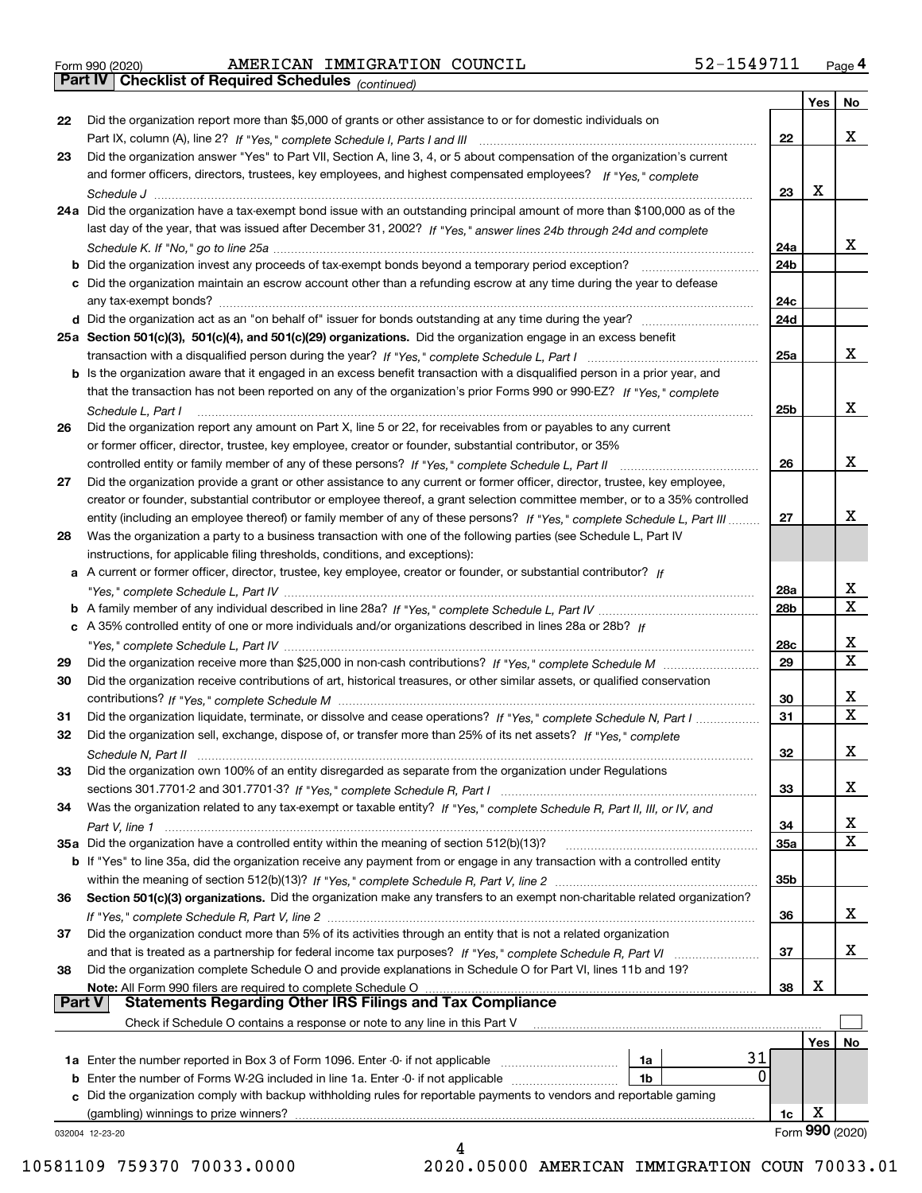Form 990 (2020) AMERICAN IMMIGRATION COUNCIL 52-1549711

## Part IV Checklist of Required Schedules *(continued)*

| | | | Yes | No |
|---|---|---|---|---|
| 22 | Did the organization report more than $5,000 of grants or other assistance to or for domestic individuals on Part IX, column (A), line 2? *If "Yes," complete Schedule I, Parts I and III* | 22 | | X |
| 23 | Did the organization answer "Yes" to Part VII, Section A, line 3, 4, or 5 about compensation of the organization's current and former officers, directors, trustees, key employees, and highest compensated employees? *If "Yes," complete Schedule J* | 23 | X | |
| 24a | Did the organization have a tax-exempt bond issue with an outstanding principal amount of more than $100,000 as of the last day of the year, that was issued after December 31, 2002? *If "Yes," answer lines 24b through 24d and complete Schedule K. If "No," go to line 25a* | 24a | | X |
| b | Did the organization invest any proceeds of tax-exempt bonds beyond a temporary period exception? | 24b | | |
| c | Did the organization maintain an escrow account other than a refunding escrow at any time during the year to defease any tax-exempt bonds? | 24c | | |
| d | Did the organization act as an "on behalf of" issuer for bonds outstanding at any time during the year? | 24d | | |
| 25a | **Section 501(c)(3), 501(c)(4), and 501(c)(29) organizations.** Did the organization engage in an excess benefit transaction with a disqualified person during the year? *If "Yes," complete Schedule L, Part I* | 25a | | X |
| b | Is the organization aware that it engaged in an excess benefit transaction with a disqualified person in a prior year, and that the transaction has not been reported on any of the organization's prior Forms 990 or 990-EZ? *If "Yes," complete Schedule L, Part I* | 25b | | X |
| 26 | Did the organization report any amount on Part X, line 5 or 22, for receivables from or payables to any current or former officer, director, trustee, key employee, creator or founder, substantial contributor, or 35% controlled entity or family member of any of these persons? *If "Yes," complete Schedule L, Part II* | 26 | | X |
| 27 | Did the organization provide a grant or other assistance to any current or former officer, director, trustee, key employee, creator or founder, substantial contributor or employee thereof, a grant selection committee member, or to a 35% controlled entity (including an employee thereof) or family member of any of these persons? *If "Yes," complete Schedule L, Part III* | 27 | | X |
| 28 | Was the organization a party to a business transaction with one of the following parties (see Schedule L, Part IV instructions, for applicable filing thresholds, conditions, and exceptions): | | | |
| a | A current or former officer, director, trustee, key employee, creator or founder, or substantial contributor? *If "Yes," complete Schedule L, Part IV* | 28a | | X |
| b | A family member of any individual described in line 28a? *If "Yes," complete Schedule L, Part IV* | 28b | | X |
| c | A 35% controlled entity of one or more individuals and/or organizations described in lines 28a or 28b? *If "Yes," complete Schedule L, Part IV* | 28c | | X |
| 29 | Did the organization receive more than $25,000 in non-cash contributions? *If "Yes," complete Schedule M* | 29 | | X |
| 30 | Did the organization receive contributions of art, historical treasures, or other similar assets, or qualified conservation contributions? *If "Yes," complete Schedule M* | 30 | | X |
| 31 | Did the organization liquidate, terminate, or dissolve and cease operations? *If "Yes," complete Schedule N, Part I* | 31 | | X |
| 32 | Did the organization sell, exchange, dispose of, or transfer more than 25% of its net assets? *If "Yes," complete Schedule N, Part II* | 32 | | X |
| 33 | Did the organization own 100% of an entity disregarded as separate from the organization under Regulations sections 301.7701-2 and 301.7701-3? *If "Yes," complete Schedule R, Part I* | 33 | | X |
| 34 | Was the organization related to any tax-exempt or taxable entity? *If "Yes," complete Schedule R, Part II, III, or IV, and Part V, line 1* | 34 | | X |
| 35a | Did the organization have a controlled entity within the meaning of section 512(b)(13)? | 35a | | X |
| b | If "Yes" to line 35a, did the organization receive any payment from or engage in any transaction with a controlled entity within the meaning of section 512(b)(13)? *If "Yes," complete Schedule R, Part V, line 2* | 35b | | |
| 36 | **Section 501(c)(3) organizations.** Did the organization make any transfers to an exempt non-charitable related organization? *If "Yes," complete Schedule R, Part V, line 2* | 36 | | X |
| 37 | Did the organization conduct more than 5% of its activities through an entity that is not a related organization and that is treated as a partnership for federal income tax purposes? *If "Yes," complete Schedule R, Part VI* | 37 | | X |
| 38 | Did the organization complete Schedule O and provide explanations in Schedule O for Part VI, lines 11b and 19? **Note:** All Form 990 filers are required to complete Schedule O | 38 | X | |

## Part V Statements Regarding Other IRS Filings and Tax Compliance

Check if Schedule O contains a response or note to any line in this Part V ☐

| | | | | | Yes | No |
|---|---|---|---|---|---|---|
| 1a | Enter the number reported in Box 3 of Form 1096. Enter -0- if not applicable | 1a | 31 | | | |
| b | Enter the number of Forms W-2G included in line 1a. Enter -0- if not applicable | 1b | 0 | | | |
| c | Did the organization comply with backup withholding rules for reportable payments to vendors and reportable gaming (gambling) winnings to prize winners? | | | 1c | X | |

032004 12-23-20 Form 990 (2020)

10581109 759370 70033.0000 2020.05000 AMERICAN IMMIGRATION COUN 70033.01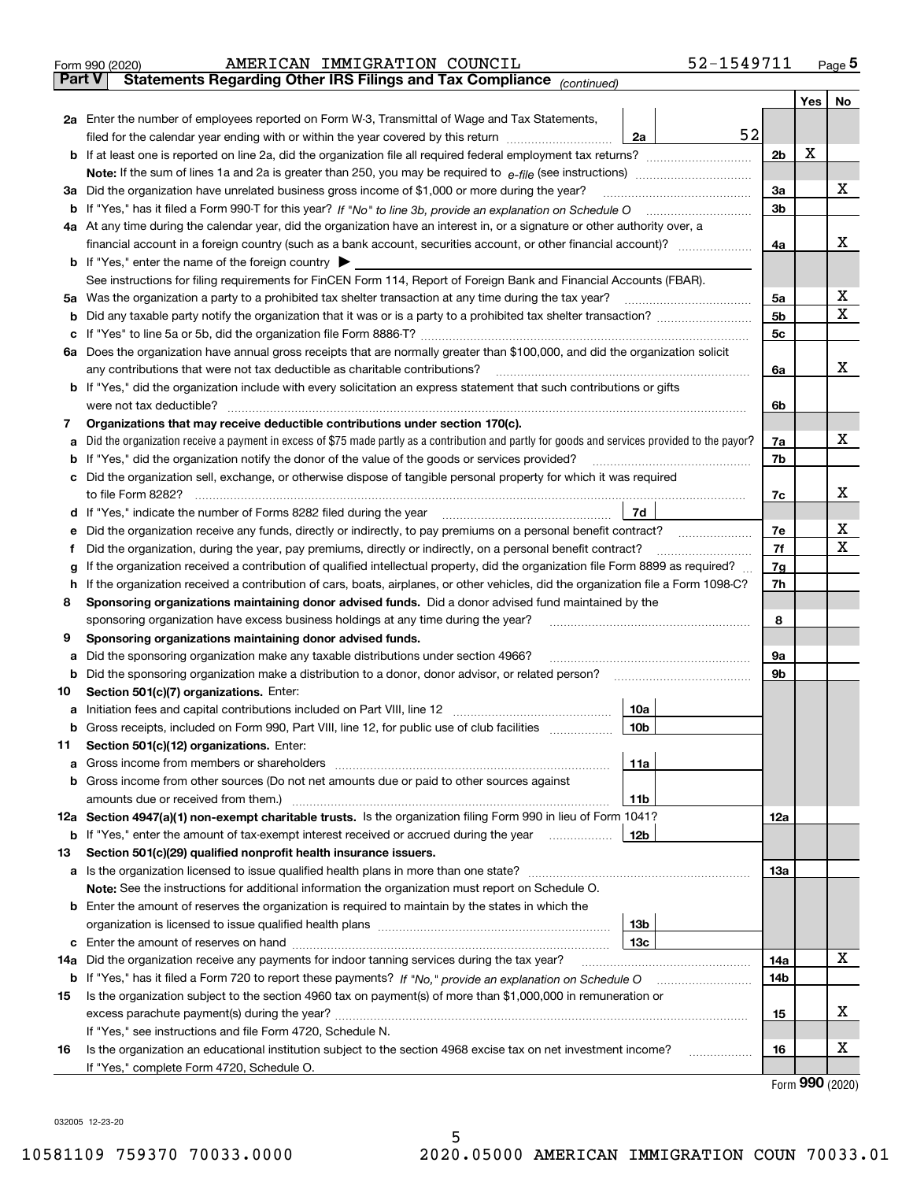Form 990 (2020) AMERICAN IMMIGRATION COUNCIL 52-1549711

**Part V Statements Regarding Other IRS Filings and Tax Compliance** *(continued)*

| | | | | Yes | No |
|---|---|---|---|---|---|
| **2a** | Enter the number of employees reported on Form W-3, Transmittal of Wage and Tax Statements, filed for the calendar year ending with or within the year covered by this return | 2a 52 | | | |
| **b** | If at least one is reported on line 2a, did the organization file all required federal employment tax returns? | | 2b | X | |
| | **Note:** If the sum of lines 1a and 2a is greater than 250, you may be required to *e-file* (see instructions) | | | | |
| **3a** | Did the organization have unrelated business gross income of $1,000 or more during the year? | | 3a | | X |
| **b** | If "Yes," has it filed a Form 990-T for this year? *If "No" to line 3b, provide an explanation on Schedule O* | | 3b | | |
| **4a** | At any time during the calendar year, did the organization have an interest in, or a signature or other authority over, a financial account in a foreign country (such as a bank account, securities account, or other financial account)? | | 4a | | X |
| **b** | If "Yes," enter the name of the foreign country ▶ | | | | |
| | See instructions for filing requirements for FinCEN Form 114, Report of Foreign Bank and Financial Accounts (FBAR). | | | | |
| **5a** | Was the organization a party to a prohibited tax shelter transaction at any time during the tax year? | | 5a | | X |
| **b** | Did any taxable party notify the organization that it was or is a party to a prohibited tax shelter transaction? | | 5b | | X |
| **c** | If "Yes" to line 5a or 5b, did the organization file Form 8886-T? | | 5c | | |
| **6a** | Does the organization have annual gross receipts that are normally greater than $100,000, and did the organization solicit any contributions that were not tax deductible as charitable contributions? | | 6a | | X |
| **b** | If "Yes," did the organization include with every solicitation an express statement that such contributions or gifts were not tax deductible? | | 6b | | |
| **7** | **Organizations that may receive deductible contributions under section 170(c).** | | | | |
| **a** | Did the organization receive a payment in excess of $75 made partly as a contribution and partly for goods and services provided to the payor? | | 7a | | X |
| **b** | If "Yes," did the organization notify the donor of the value of the goods or services provided? | | 7b | | |
| **c** | Did the organization sell, exchange, or otherwise dispose of tangible personal property for which it was required to file Form 8282? | | 7c | | X |
| **d** | If "Yes," indicate the number of Forms 8282 filed during the year | 7d | | | |
| **e** | Did the organization receive any funds, directly or indirectly, to pay premiums on a personal benefit contract? | | 7e | | X |
| **f** | Did the organization, during the year, pay premiums, directly or indirectly, on a personal benefit contract? | | 7f | | X |
| **g** | If the organization received a contribution of qualified intellectual property, did the organization file Form 8899 as required? | | 7g | | |
| **h** | If the organization received a contribution of cars, boats, airplanes, or other vehicles, did the organization file a Form 1098-C? | | 7h | | |
| **8** | **Sponsoring organizations maintaining donor advised funds.** Did a donor advised fund maintained by the sponsoring organization have excess business holdings at any time during the year? | | 8 | | |
| **9** | **Sponsoring organizations maintaining donor advised funds.** | | | | |
| **a** | Did the sponsoring organization make any taxable distributions under section 4966? | | 9a | | |
| **b** | Did the sponsoring organization make a distribution to a donor, donor advisor, or related person? | | 9b | | |
| **10** | **Section 501(c)(7) organizations.** Enter: | | | | |
| **a** | Initiation fees and capital contributions included on Part VIII, line 12 | 10a | | | |
| **b** | Gross receipts, included on Form 990, Part VIII, line 12, for public use of club facilities | 10b | | | |
| **11** | **Section 501(c)(12) organizations.** Enter: | | | | |
| **a** | Gross income from members or shareholders | 11a | | | |
| **b** | Gross income from other sources (Do not net amounts due or paid to other sources against amounts due or received from them.) | 11b | | | |
| **12a** | **Section 4947(a)(1) non-exempt charitable trusts.** Is the organization filing Form 990 in lieu of Form 1041? | | 12a | | |
| **b** | If "Yes," enter the amount of tax-exempt interest received or accrued during the year | 12b | | | |
| **13** | **Section 501(c)(29) qualified nonprofit health insurance issuers.** | | | | |
| **a** | Is the organization licensed to issue qualified health plans in more than one state? | | 13a | | |
| | **Note:** See the instructions for additional information the organization must report on Schedule O. | | | | |
| **b** | Enter the amount of reserves the organization is required to maintain by the states in which the organization is licensed to issue qualified health plans | 13b | | | |
| **c** | Enter the amount of reserves on hand | 13c | | | |
| **14a** | Did the organization receive any payments for indoor tanning services during the tax year? | | 14a | | X |
| **b** | If "Yes," has it filed a Form 720 to report these payments? *If "No," provide an explanation on Schedule O* | | 14b | | |
| **15** | Is the organization subject to the section 4960 tax on payment(s) of more than $1,000,000 in remuneration or excess parachute payment(s) during the year? | | 15 | | X |
| | If "Yes," see instructions and file Form 4720, Schedule N. | | | | |
| **16** | Is the organization an educational institution subject to the section 4968 excise tax on net investment income? | | 16 | | X |
| | If "Yes," complete Form 4720, Schedule O. | | | | |

Form **990** (2020)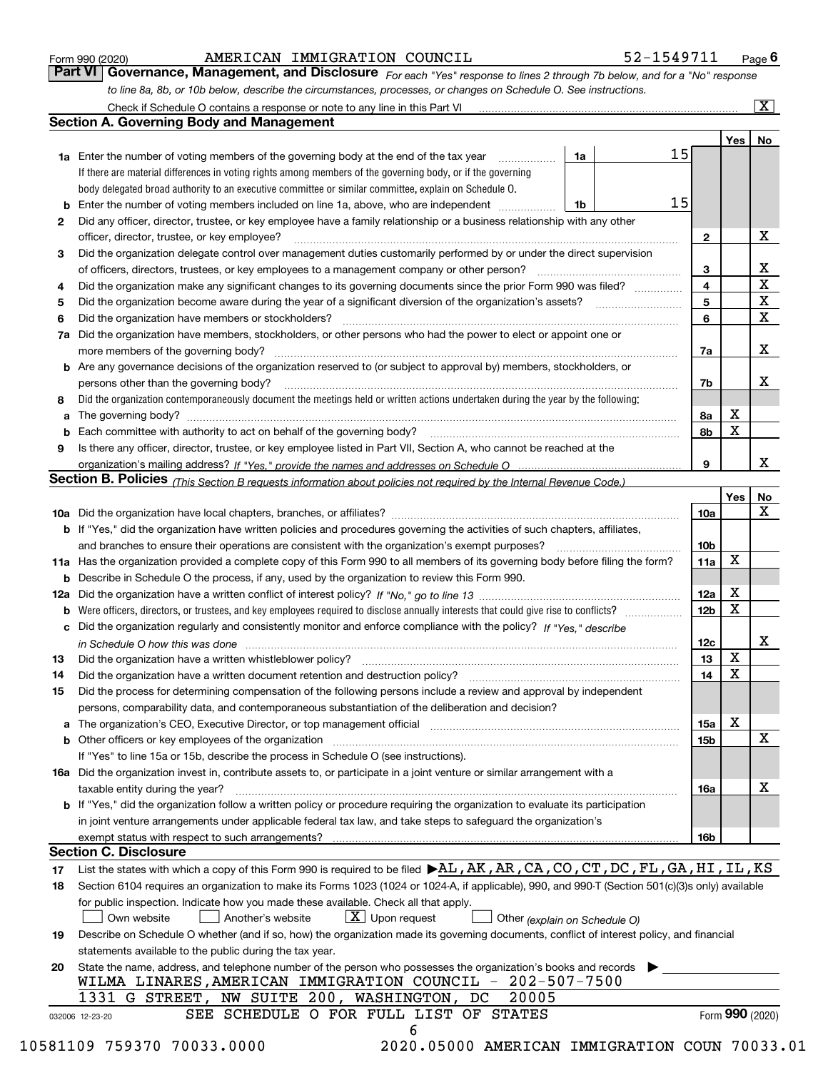Form 990 (2020) AMERICAN IMMIGRATION COUNCIL 52-1549711 Page 6

**Part VI Governance, Management, and Disclosure** *For each "Yes" response to lines 2 through 7b below, and for a "No" response to line 8a, 8b, or 10b below, describe the circumstances, processes, or changes on Schedule O. See instructions.*

Check if Schedule O contains a response or note to any line in this Part VI ..... [X]

## Section A. Governing Body and Management

| | | | | Yes | No |
|---|---|---|---|---|---|
| 1a | Enter the number of voting members of the governing body at the end of the tax year ..... If there are material differences in voting rights among members of the governing body, or if the governing body delegated broad authority to an executive committee or similar committee, explain on Schedule O. | 1a 15 | | | |
| b | Enter the number of voting members included on line 1a, above, who are independent ..... | 1b 15 | | | |
| 2 | Did any officer, director, trustee, or key employee have a family relationship or a business relationship with any other officer, director, trustee, or key employee? | | 2 | | X |
| 3 | Did the organization delegate control over management duties customarily performed by or under the direct supervision of officers, directors, trustees, or key employees to a management company or other person? | | 3 | | X |
| 4 | Did the organization make any significant changes to its governing documents since the prior Form 990 was filed? | | 4 | | X |
| 5 | Did the organization become aware during the year of a significant diversion of the organization's assets? | | 5 | | X |
| 6 | Did the organization have members or stockholders? | | 6 | | X |
| 7a | Did the organization have members, stockholders, or other persons who had the power to elect or appoint one or more members of the governing body? | | 7a | | X |
| b | Are any governance decisions of the organization reserved to (or subject to approval by) members, stockholders, or persons other than the governing body? | | 7b | | X |
| 8 | Did the organization contemporaneously document the meetings held or written actions undertaken during the year by the following: | | | | |
| a | The governing body? | | 8a | X | |
| b | Each committee with authority to act on behalf of the governing body? | | 8b | X | |
| 9 | Is there any officer, director, trustee, or key employee listed in Part VII, Section A, who cannot be reached at the organization's mailing address? *If "Yes," provide the names and addresses on Schedule O* | | 9 | | X |

## Section B. Policies *(This Section B requests information about policies not required by the Internal Revenue Code.)*

| | | | Yes | No |
|---|---|---|---|---|
| 10a | Did the organization have local chapters, branches, or affiliates? | 10a | | X |
| b | If "Yes," did the organization have written policies and procedures governing the activities of such chapters, affiliates, and branches to ensure their operations are consistent with the organization's exempt purposes? | 10b | | |
| 11a | Has the organization provided a complete copy of this Form 990 to all members of its governing body before filing the form? | 11a | X | |
| b | Describe in Schedule O the process, if any, used by the organization to review this Form 990. | | | |
| 12a | Did the organization have a written conflict of interest policy? *If "No," go to line 13* | 12a | X | |
| b | Were officers, directors, or trustees, and key employees required to disclose annually interests that could give rise to conflicts? | 12b | X | |
| c | Did the organization regularly and consistently monitor and enforce compliance with the policy? *If "Yes," describe in Schedule O how this was done* | 12c | | X |
| 13 | Did the organization have a written whistleblower policy? | 13 | X | |
| 14 | Did the organization have a written document retention and destruction policy? | 14 | X | |
| 15 | Did the process for determining compensation of the following persons include a review and approval by independent persons, comparability data, and contemporaneous substantiation of the deliberation and decision? | | | |
| a | The organization's CEO, Executive Director, or top management official | 15a | X | |
| b | Other officers or key employees of the organization | 15b | | X |
| | If "Yes" to line 15a or 15b, describe the process in Schedule O (see instructions). | | | |
| 16a | Did the organization invest in, contribute assets to, or participate in a joint venture or similar arrangement with a taxable entity during the year? | 16a | | X |
| b | If "Yes," did the organization follow a written policy or procedure requiring the organization to evaluate its participation in joint venture arrangements under applicable federal tax law, and take steps to safeguard the organization's exempt status with respect to such arrangements? | 16b | | |

## Section C. Disclosure

17 List the states with which a copy of this Form 990 is required to be filed ▶AL,AK,AR,CA,CO,CT,DC,FL,GA,HI,IL,KS

18 Section 6104 requires an organization to make its Forms 1023 (1024 or 1024-A, if applicable), 990, and 990-T (Section 501(c)(3)s only) available for public inspection. Indicate how you made these available. Check all that apply.

[ ] Own website [ ] Another's website [X] Upon request [ ] Other *(explain on Schedule O)*

19 Describe on Schedule O whether (and if so, how) the organization made its governing documents, conflict of interest policy, and financial statements available to the public during the tax year.

20 State the name, address, and telephone number of the person who possesses the organization's books and records ▶

WILMA LINARES,AMERICAN IMMIGRATION COUNCIL - 202-507-7500
1331 G STREET, NW SUITE 200, WASHINGTON, DC 20005

SEE SCHEDULE O FOR FULL LIST OF STATES

Form **990** (2020)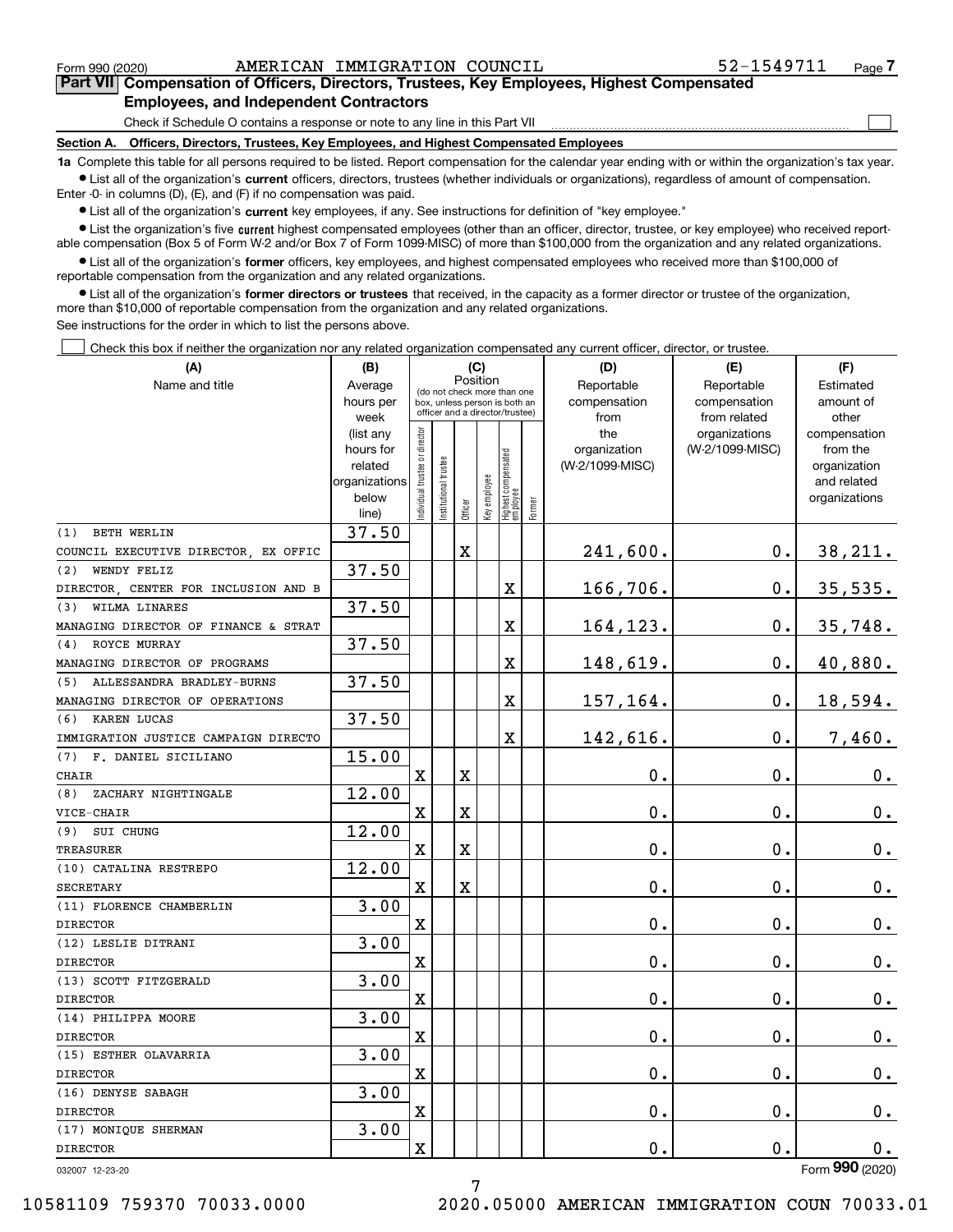Form 990 (2020) AMERICAN IMMIGRATION COUNCIL 52-1549711

## Part VII Compensation of Officers, Directors, Trustees, Key Employees, Highest Compensated Employees, and Independent Contractors

Check if Schedule O contains a response or note to any line in this Part VII ☐

### Section A. Officers, Directors, Trustees, Key Employees, and Highest Compensated Employees

**1a** Complete this table for all persons required to be listed. Report compensation for the calendar year ending with or within the organization's tax year.

- List all of the organization's **current** officers, directors, trustees (whether individuals or organizations), regardless of amount of compensation. Enter -0- in columns (D), (E), and (F) if no compensation was paid.
- List all of the organization's **current** key employees, if any. See instructions for definition of "key employee."
- List the organization's five **current** highest compensated employees (other than an officer, director, trustee, or key employee) who received reportable compensation (Box 5 of Form W-2 and/or Box 7 of Form 1099-MISC) of more than $100,000 from the organization and any related organizations.
- List all of the organization's **former** officers, key employees, and highest compensated employees who received more than $100,000 of reportable compensation from the organization and any related organizations.
- List all of the organization's **former directors or trustees** that received, in the capacity as a former director or trustee of the organization, more than $10,000 of reportable compensation from the organization and any related organizations.

See instructions for the order in which to list the persons above.

☐ Check this box if neither the organization nor any related organization compensated any current officer, director, or trustee.

| (A) Name and title | (B) Average hours per week (list any hours for related organizations below line) | (C) Position: Individual trustee or director | Institutional trustee | Officer | Key employee | Highest compensated employee | Former | (D) Reportable compensation from the organization (W-2/1099-MISC) | (E) Reportable compensation from related organizations (W-2/1099-MISC) | (F) Estimated amount of other compensation from the organization and related organizations |
|---|---|---|---|---|---|---|---|---|---|---|
| (1) BETH WERLIN<br>COUNCIL EXECUTIVE DIRECTOR, EX OFFIC | 37.50 | | | X | | | | 241,600. | 0. | 38,211. |
| (2) WENDY FELIZ<br>DIRECTOR, CENTER FOR INCLUSION AND B | 37.50 | | | | | X | | 166,706. | 0. | 35,535. |
| (3) WILMA LINARES<br>MANAGING DIRECTOR OF FINANCE & STRAT | 37.50 | | | | | X | | 164,123. | 0. | 35,748. |
| (4) ROYCE MURRAY<br>MANAGING DIRECTOR OF PROGRAMS | 37.50 | | | | | X | | 148,619. | 0. | 40,880. |
| (5) ALLESSANDRA BRADLEY-BURNS<br>MANAGING DIRECTOR OF OPERATIONS | 37.50 | | | | | X | | 157,164. | 0. | 18,594. |
| (6) KAREN LUCAS<br>IMMIGRATION JUSTICE CAMPAIGN DIRECTO | 37.50 | | | | | X | | 142,616. | 0. | 7,460. |
| (7) F. DANIEL SICILIANO<br>CHAIR | 15.00 | X | | X | | | | 0. | 0. | 0. |
| (8) ZACHARY NIGHTINGALE<br>VICE-CHAIR | 12.00 | X | | X | | | | 0. | 0. | 0. |
| (9) SUI CHUNG<br>TREASURER | 12.00 | X | | X | | | | 0. | 0. | 0. |
| (10) CATALINA RESTREPO<br>SECRETARY | 12.00 | X | | X | | | | 0. | 0. | 0. |
| (11) FLORENCE CHAMBERLIN<br>DIRECTOR | 3.00 | X | | | | | | 0. | 0. | 0. |
| (12) LESLIE DITRANI<br>DIRECTOR | 3.00 | X | | | | | | 0. | 0. | 0. |
| (13) SCOTT FITZGERALD<br>DIRECTOR | 3.00 | X | | | | | | 0. | 0. | 0. |
| (14) PHILIPPA MOORE<br>DIRECTOR | 3.00 | X | | | | | | 0. | 0. | 0. |
| (15) ESTHER OLAVARRIA<br>DIRECTOR | 3.00 | X | | | | | | 0. | 0. | 0. |
| (16) DENYSE SABAGH<br>DIRECTOR | 3.00 | X | | | | | | 0. | 0. | 0. |
| (17) MONIQUE SHERMAN<br>DIRECTOR | 3.00 | X | | | | | | 0. | 0. | 0. |

032007 12-23-20 Form **990** (2020)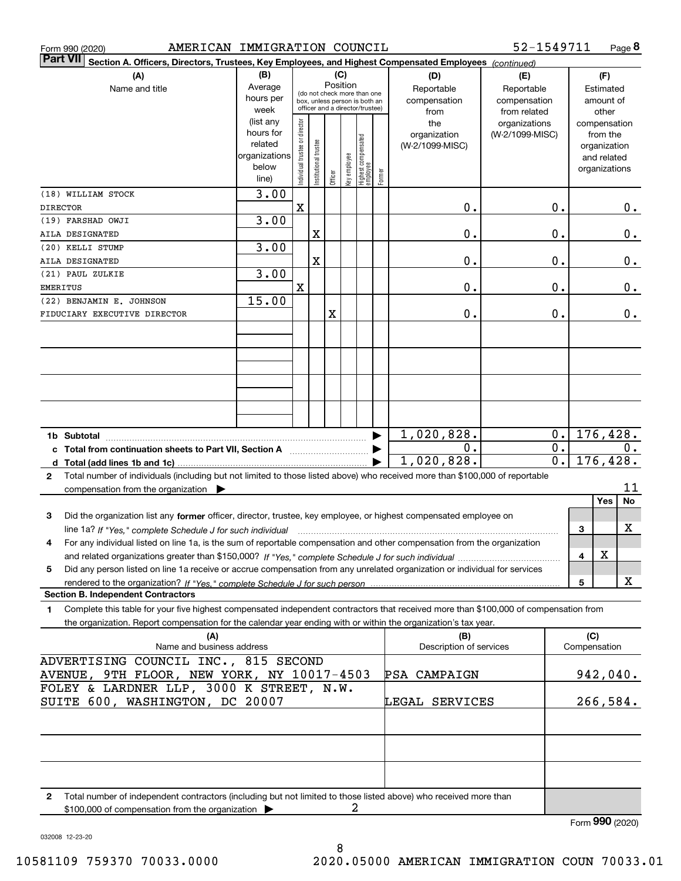Form 990 (2020) AMERICAN IMMIGRATION COUNCIL 52-1549711 Page 8

**Part VII Section A. Officers, Directors, Trustees, Key Employees, and Highest Compensated Employees** *(continued)*

| (A) Name and title | (B) Average hours per week (list any hours for related organizations below line) | (C) Individual trustee or director | Institutional trustee | Officer | Key employee | Highest compensated employee | Former | (D) Reportable compensation from the organization (W-2/1099-MISC) | (E) Reportable compensation from related organizations (W-2/1099-MISC) | (F) Estimated amount of other compensation from the organization and related organizations |
|---|---|---|---|---|---|---|---|---|---|---|
| (18) WILLIAM STOCK<br>DIRECTOR | 3.00 | X | | | | | | 0. | 0. | 0. |
| (19) FARSHAD OWJI<br>AILA DESIGNATED | 3.00 | | X | | | | | 0. | 0. | 0. |
| (20) KELLI STUMP<br>AILA DESIGNATED | 3.00 | | X | | | | | 0. | 0. | 0. |
| (21) PAUL ZULKIE<br>EMERITUS | 3.00 | X | | | | | | 0. | 0. | 0. |
| (22) BENJAMIN E. JOHNSON<br>FIDUCIARY EXECUTIVE DIRECTOR | 15.00 | | | X | | | | 0. | 0. | 0. |
| **1b Subtotal** | | | | | | | | 1,020,828. | 0. | 176,428. |
| **c Total from continuation sheets to Part VII, Section A** | | | | | | | | 0. | 0. | 0. |
| **d Total (add lines 1b and 1c)** | | | | | | | | 1,020,828. | 0. | 176,428. |

**2** Total number of individuals (including but not limited to those listed above) who received more than $100,000 of reportable compensation from the organization ▶ 11

| | | Yes | No |
|---|---|---|---|
| **3** Did the organization list any **former** officer, director, trustee, key employee, or highest compensated employee on line 1a? *If "Yes," complete Schedule J for such individual* | 3 | | X |
| **4** For any individual listed on line 1a, is the sum of reportable compensation and other compensation from the organization and related organizations greater than $150,000? *If "Yes," complete Schedule J for such individual* | 4 | X | |
| **5** Did any person listed on line 1a receive or accrue compensation from any unrelated organization or individual for services rendered to the organization? *If "Yes," complete Schedule J for such person* | 5 | | X |

**Section B. Independent Contractors**

**1** Complete this table for your five highest compensated independent contractors that received more than $100,000 of compensation from the organization. Report compensation for the calendar year ending with or within the organization's tax year.

| (A) Name and business address | (B) Description of services | (C) Compensation |
|---|---|---|
| ADVERTISING COUNCIL INC., 815 SECOND AVENUE, 9TH FLOOR, NEW YORK, NY 10017-4503 | PSA CAMPAIGN | 942,040. |
| FOLEY & LARDNER LLP, 3000 K STREET, N.W. SUITE 600, WASHINGTON, DC 20007 | LEGAL SERVICES | 266,584. |

**2** Total number of independent contractors (including but not limited to those listed above) who received more than $100,000 of compensation from the organization ▶ 2

Form **990** (2020)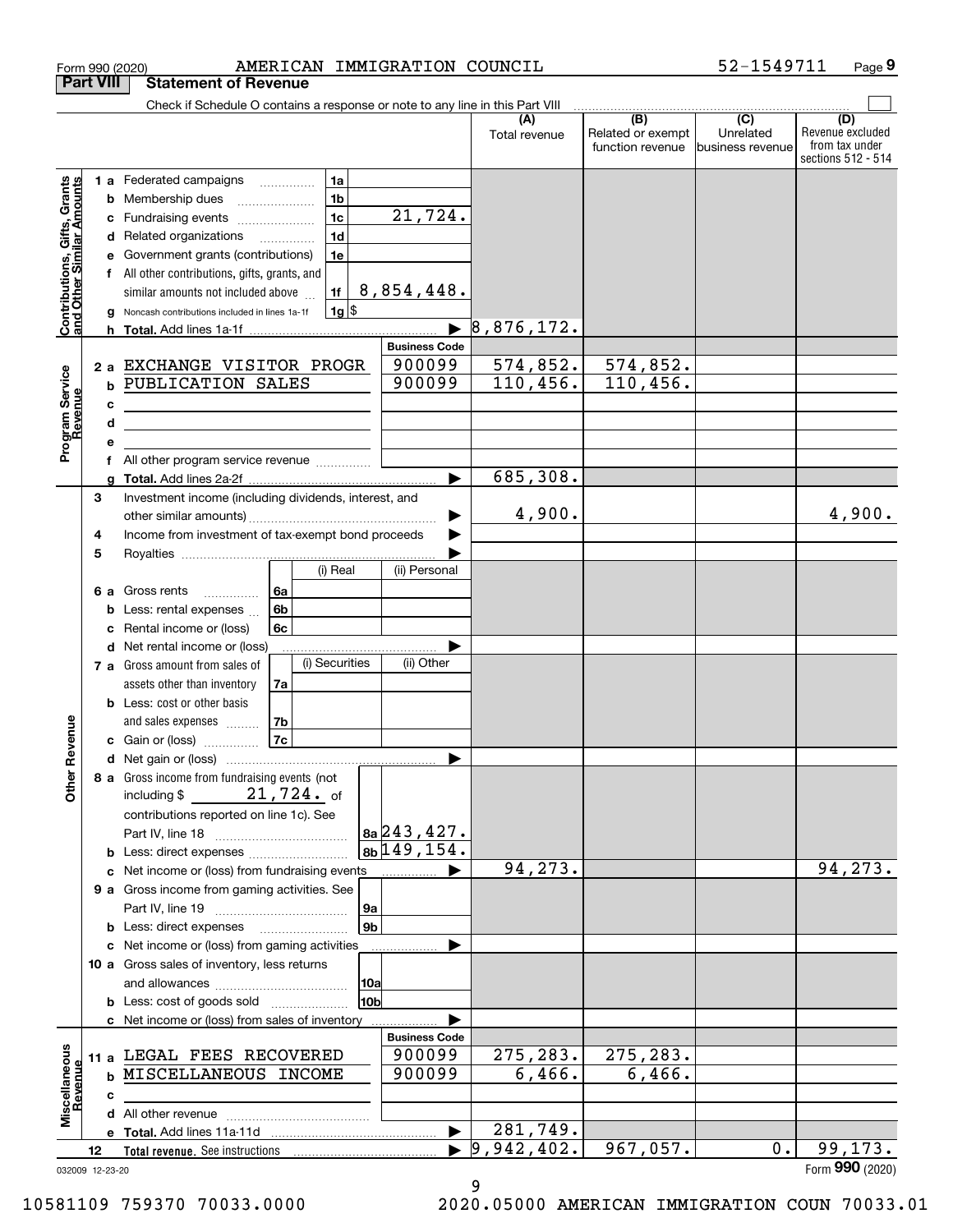Form 990 (2020) AMERICAN IMMIGRATION COUNCIL 52-1549711 Page 9

## Part VIII Statement of Revenue

Check if Schedule O contains a response or note to any line in this Part VIII

| | | | | (A) Total revenue | (B) Related or exempt function revenue | (C) Unrelated business revenue | (D) Revenue excluded from tax under sections 512 - 514 |
|---|---|---|---|---|---|---|---|
| **Contributions, Gifts, Grants and Other Similar Amounts** | 1 a Federated campaigns | 1a | | | | | |
| | b Membership dues | 1b | | | | | |
| | c Fundraising events | 1c | 21,724. | | | | |
| | d Related organizations | 1d | | | | | |
| | e Government grants (contributions) | 1e | | | | | |
| | f All other contributions, gifts, grants, and similar amounts not included above | 1f | 8,854,448. | | | | |
| | g Noncash contributions included in lines 1a-1f | 1g $ | | | | | |
| | h **Total.** Add lines 1a-1f | | ▶ | 8,876,172. | | | |
| | | | **Business Code** | | | | |
| **Program Service Revenue** | 2 a EXCHANGE VISITOR PROGR | | 900099 | 574,852. | 574,852. | | |
| | b PUBLICATION SALES | | 900099 | 110,456. | 110,456. | | |
| | c | | | | | | |
| | d | | | | | | |
| | e | | | | | | |
| | f All other program service revenue | | | | | | |
| | g **Total.** Add lines 2a-2f | | ▶ | 685,308. | | | |
| **Other Revenue** | 3 Investment income (including dividends, interest, and other similar amounts) | | ▶ | 4,900. | | | 4,900. |
| | 4 Income from investment of tax-exempt bond proceeds | | ▶ | | | | |
| | 5 Royalties | | ▶ | | | | |
| | | (i) Real | (ii) Personal | | | | |
| | 6 a Gross rents 6a | | | | | | |
| | b Less: rental expenses 6b | | | | | | |
| | c Rental income or (loss) 6c | | | | | | |
| | d Net rental income or (loss) | | ▶ | | | | |
| | | (i) Securities | (ii) Other | | | | |
| | 7 a Gross amount from sales of assets other than inventory 7a | | | | | | |
| | b Less: cost or other basis and sales expenses 7b | | | | | | |
| | c Gain or (loss) 7c | | | | | | |
| | d Net gain or (loss) | | ▶ | | | | |
| | 8 a Gross income from fundraising events (not including $ 21,724. of contributions reported on line 1c). See Part IV, line 18 | 8a | 243,427. | | | | |
| | b Less: direct expenses | 8b | 149,154. | | | | |
| | c Net income or (loss) from fundraising events | | ▶ | 94,273. | | | 94,273. |
| | 9 a Gross income from gaming activities. See Part IV, line 19 | 9a | | | | | |
| | b Less: direct expenses | 9b | | | | | |
| | c Net income or (loss) from gaming activities | | ▶ | | | | |
| | 10 a Gross sales of inventory, less returns and allowances | 10a | | | | | |
| | b Less: cost of goods sold | 10b | | | | | |
| | c Net income or (loss) from sales of inventory | | ▶ | | | | |
| | | | **Business Code** | | | | |
| **Miscellaneous Revenue** | 11 a LEGAL FEES RECOVERED | | 900099 | 275,283. | 275,283. | | |
| | b MISCELLANEOUS INCOME | | 900099 | 6,466. | 6,466. | | |
| | c | | | | | | |
| | d All other revenue | | | | | | |
| | e **Total.** Add lines 11a-11d | | ▶ | 281,749. | | | |
| | 12 **Total revenue.** See instructions | | ▶ | 9,942,402. | 967,057. | 0. | 99,173. |

032009 12-23-20 Form **990** (2020)

10581109 759370 70033.0000 2020.05000 AMERICAN IMMIGRATION COUN 70033.01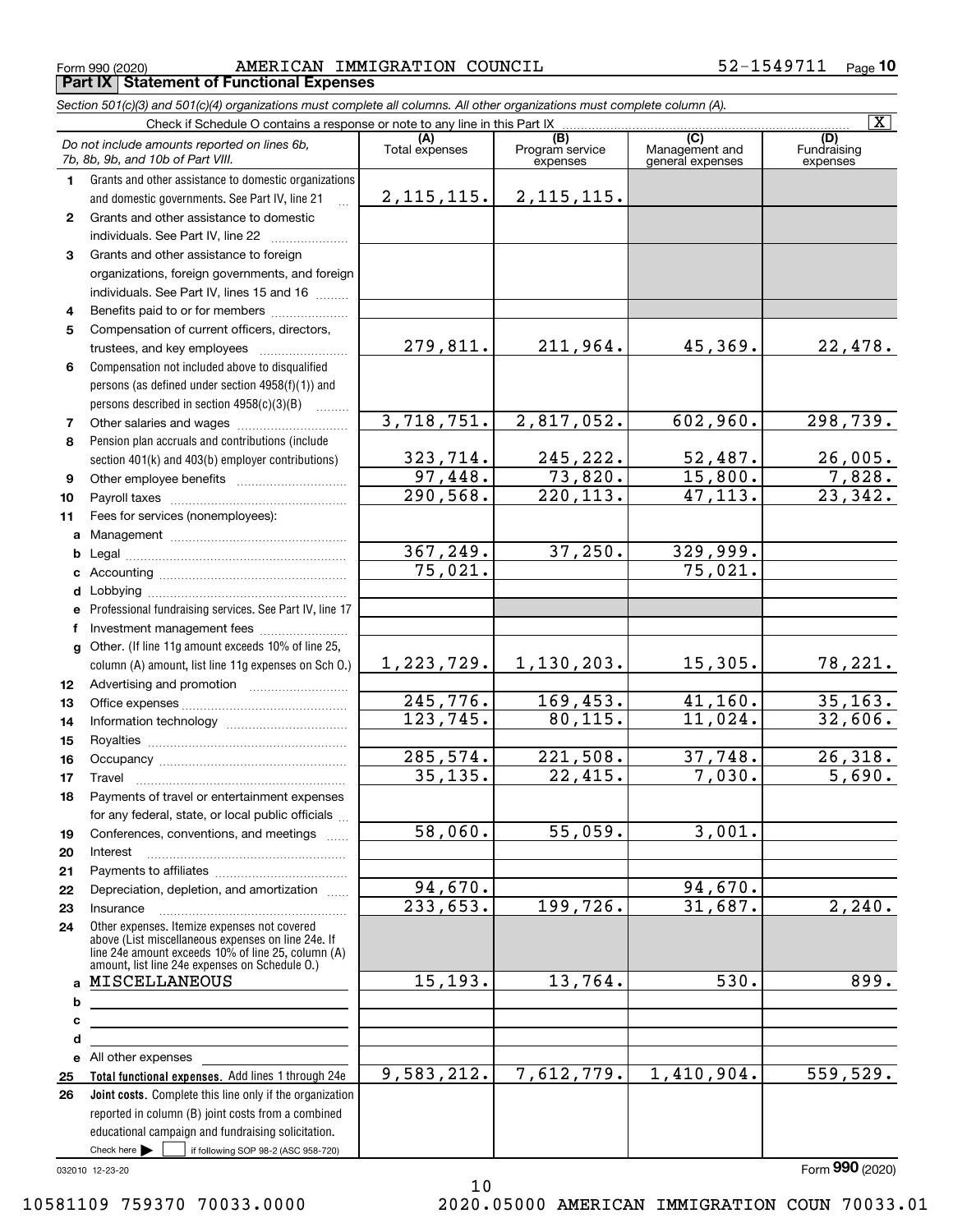Form 990 (2020) AMERICAN IMMIGRATION COUNCIL 52-1549711

**Part IX | Statement of Functional Expenses**

*Section 501(c)(3) and 501(c)(4) organizations must complete all columns. All other organizations must complete column (A).*

Check if Schedule O contains a response or note to any line in this Part IX [X]

| | *Do not include amounts reported on lines 6b, 7b, 8b, 9b, and 10b of Part VIII.* | (A) Total expenses | (B) Program service expenses | (C) Management and general expenses | (D) Fundraising expenses |
|---|---|---|---|---|---|
| 1 | Grants and other assistance to domestic organizations and domestic governments. See Part IV, line 21 | 2,115,115. | 2,115,115. | | |
| 2 | Grants and other assistance to domestic individuals. See Part IV, line 22 | | | | |
| 3 | Grants and other assistance to foreign organizations, foreign governments, and foreign individuals. See Part IV, lines 15 and 16 | | | | |
| 4 | Benefits paid to or for members | | | | |
| 5 | Compensation of current officers, directors, trustees, and key employees | 279,811. | 211,964. | 45,369. | 22,478. |
| 6 | Compensation not included above to disqualified persons (as defined under section 4958(f)(1)) and persons described in section 4958(c)(3)(B) | | | | |
| 7 | Other salaries and wages | 3,718,751. | 2,817,052. | 602,960. | 298,739. |
| 8 | Pension plan accruals and contributions (include section 401(k) and 403(b) employer contributions) | 323,714. | 245,222. | 52,487. | 26,005. |
| 9 | Other employee benefits | 97,448. | 73,820. | 15,800. | 7,828. |
| 10 | Payroll taxes | 290,568. | 220,113. | 47,113. | 23,342. |
| 11 | Fees for services (nonemployees): | | | | |
| a | Management | | | | |
| b | Legal | 367,249. | 37,250. | 329,999. | |
| c | Accounting | 75,021. | | 75,021. | |
| d | Lobbying | | | | |
| e | Professional fundraising services. See Part IV, line 17 | | | | |
| f | Investment management fees | | | | |
| g | Other. (If line 11g amount exceeds 10% of line 25, column (A) amount, list line 11g expenses on Sch O.) | 1,223,729. | 1,130,203. | 15,305. | 78,221. |
| 12 | Advertising and promotion | | | | |
| 13 | Office expenses | 245,776. | 169,453. | 41,160. | 35,163. |
| 14 | Information technology | 123,745. | 80,115. | 11,024. | 32,606. |
| 15 | Royalties | | | | |
| 16 | Occupancy | 285,574. | 221,508. | 37,748. | 26,318. |
| 17 | Travel | 35,135. | 22,415. | 7,030. | 5,690. |
| 18 | Payments of travel or entertainment expenses for any federal, state, or local public officials | | | | |
| 19 | Conferences, conventions, and meetings | 58,060. | 55,059. | 3,001. | |
| 20 | Interest | | | | |
| 21 | Payments to affiliates | | | | |
| 22 | Depreciation, depletion, and amortization | 94,670. | | 94,670. | |
| 23 | Insurance | 233,653. | 199,726. | 31,687. | 2,240. |
| 24 | Other expenses. Itemize expenses not covered above (List miscellaneous expenses on line 24e. If line 24e amount exceeds 10% of line 25, column (A) amount, list line 24e expenses on Schedule O.) | | | | |
| a | MISCELLANEOUS | 15,193. | 13,764. | 530. | 899. |
| b | | | | | |
| c | | | | | |
| d | | | | | |
| e | All other expenses | | | | |
| 25 | **Total functional expenses.** Add lines 1 through 24e | 9,583,212. | 7,612,779. | 1,410,904. | 559,529. |
| 26 | **Joint costs.** Complete this line only if the organization reported in column (B) joint costs from a combined educational campaign and fundraising solicitation. Check here [ ] if following SOP 98-2 (ASC 958-720) | | | | |

032010 12-23-20

Form **990** (2020)

10581109 759370 70033.0000 2020.05000 AMERICAN IMMIGRATION COUN 70033.01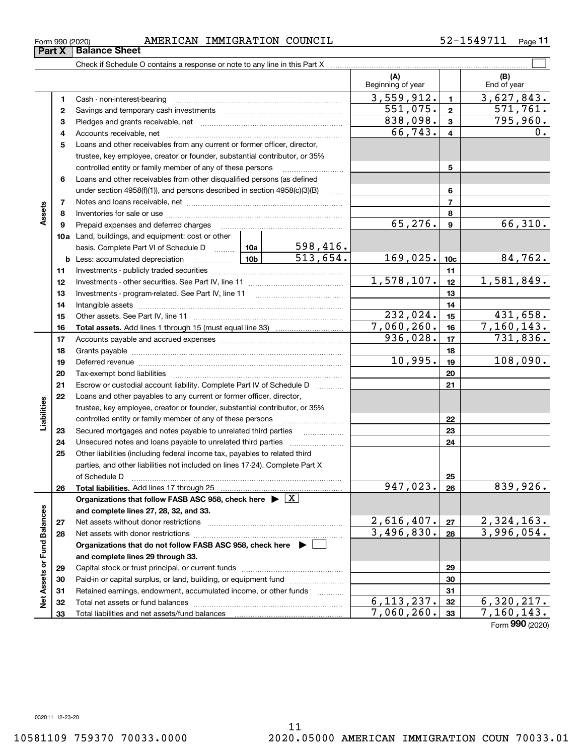Form 990 (2020) AMERICAN IMMIGRATION COUNCIL 52-1549711

## Part X Balance Sheet

Check if Schedule O contains a response or note to any line in this Part X ☐

| | | | | (A) Beginning of year | | (B) End of year |
|---|---|---|---|---|---|---|
| **Assets** | 1 | Cash - non-interest-bearing | | 3,559,912. | 1 | 3,627,843. |
| | 2 | Savings and temporary cash investments | | 551,075. | 2 | 571,761. |
| | 3 | Pledges and grants receivable, net | | 838,098. | 3 | 795,960. |
| | 4 | Accounts receivable, net | | 66,743. | 4 | 0. |
| | 5 | Loans and other receivables from any current or former officer, director, trustee, key employee, creator or founder, substantial contributor, or 35% controlled entity or family member of any of these persons | | | 5 | |
| | 6 | Loans and other receivables from other disqualified persons (as defined under section 4958(f)(1)), and persons described in section 4958(c)(3)(B) | | | 6 | |
| | 7 | Notes and loans receivable, net | | | 7 | |
| | 8 | Inventories for sale or use | | | 8 | |
| | 9 | Prepaid expenses and deferred charges | | 65,276. | 9 | 66,310. |
| | 10a | Land, buildings, and equipment: cost or other basis. Complete Part VI of Schedule D | 10a 598,416. | | | |
| | b | Less: accumulated depreciation | 10b 513,654. | 169,025. | 10c | 84,762. |
| | 11 | Investments - publicly traded securities | | | 11 | |
| | 12 | Investments - other securities. See Part IV, line 11 | | 1,578,107. | 12 | 1,581,849. |
| | 13 | Investments - program-related. See Part IV, line 11 | | | 13 | |
| | 14 | Intangible assets | | | 14 | |
| | 15 | Other assets. See Part IV, line 11 | | 232,024. | 15 | 431,658. |
| | 16 | **Total assets.** Add lines 1 through 15 (must equal line 33) | | 7,060,260. | 16 | 7,160,143. |
| **Liabilities** | 17 | Accounts payable and accrued expenses | | 936,028. | 17 | 731,836. |
| | 18 | Grants payable | | | 18 | |
| | 19 | Deferred revenue | | 10,995. | 19 | 108,090. |
| | 20 | Tax-exempt bond liabilities | | | 20 | |
| | 21 | Escrow or custodial account liability. Complete Part IV of Schedule D | | | 21 | |
| | 22 | Loans and other payables to any current or former officer, director, trustee, key employee, creator or founder, substantial contributor, or 35% controlled entity or family member of any of these persons | | | 22 | |
| | 23 | Secured mortgages and notes payable to unrelated third parties | | | 23 | |
| | 24 | Unsecured notes and loans payable to unrelated third parties | | | 24 | |
| | 25 | Other liabilities (including federal income tax, payables to related third parties, and other liabilities not included on lines 17-24). Complete Part X of Schedule D | | | 25 | |
| | 26 | **Total liabilities.** Add lines 17 through 25 | | 947,023. | 26 | 839,926. |
| **Net Assets or Fund Balances** | | **Organizations that follow FASB ASC 958, check here ▶ ☒ and complete lines 27, 28, 32, and 33.** | | | | |
| | 27 | Net assets without donor restrictions | | 2,616,407. | 27 | 2,324,163. |
| | 28 | Net assets with donor restrictions | | 3,496,830. | 28 | 3,996,054. |
| | | **Organizations that do not follow FASB ASC 958, check here ▶ ☐ and complete lines 29 through 33.** | | | | |
| | 29 | Capital stock or trust principal, or current funds | | | 29 | |
| | 30 | Paid-in or capital surplus, or land, building, or equipment fund | | | 30 | |
| | 31 | Retained earnings, endowment, accumulated income, or other funds | | | 31 | |
| | 32 | Total net assets or fund balances | | 6,113,237. | 32 | 6,320,217. |
| | 33 | Total liabilities and net assets/fund balances | | 7,060,260. | 33 | 7,160,143. |

Form **990** (2020)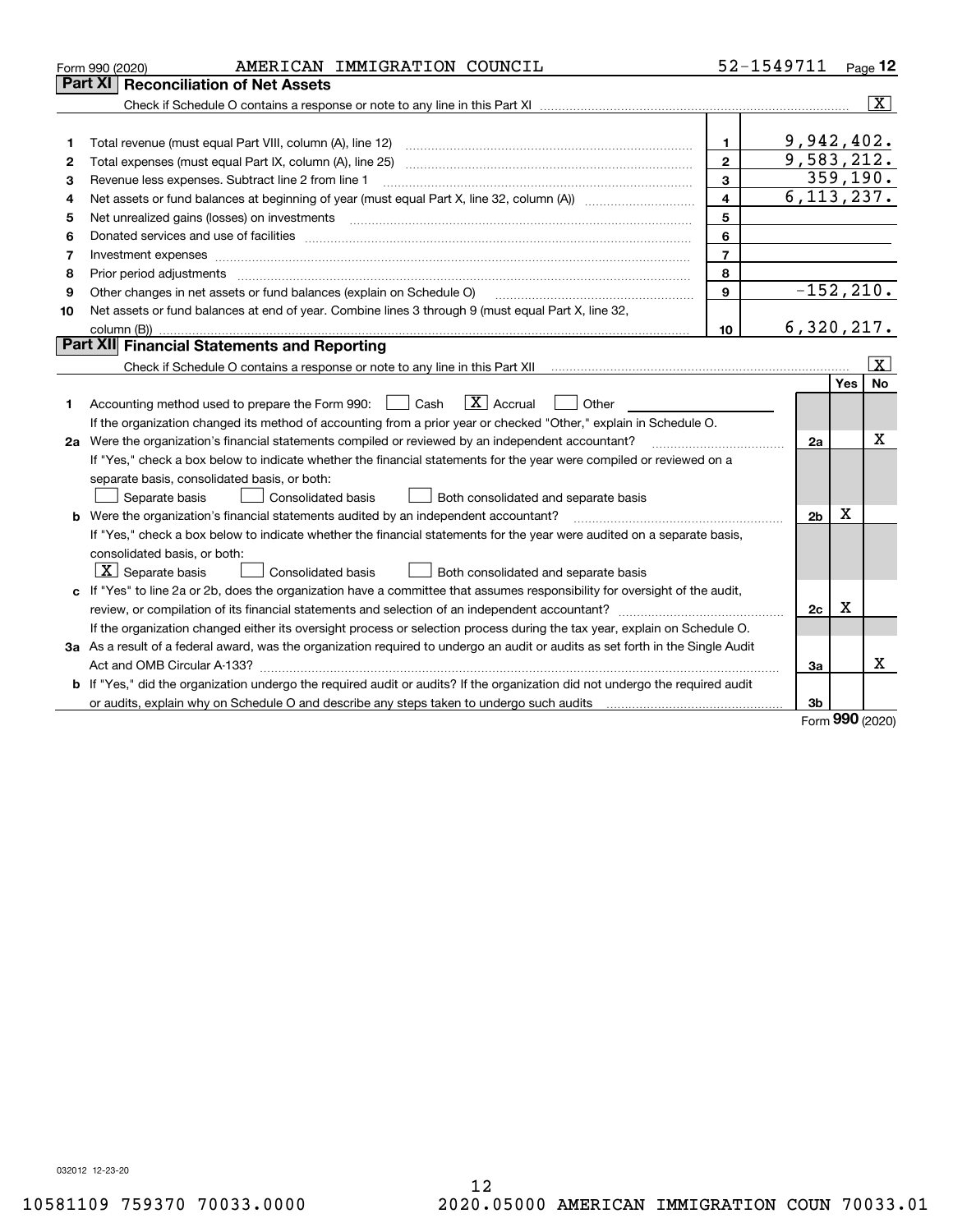Form 990 (2020) AMERICAN IMMIGRATION COUNCIL 52-1549711

## Part XI Reconciliation of Net Assets

Check if Schedule O contains a response or note to any line in this Part XI .......... [X]

| | | | |
|---|---|---|---|
| 1 | Total revenue (must equal Part VIII, column (A), line 12) | 1 | 9,942,402. |
| 2 | Total expenses (must equal Part IX, column (A), line 25) | 2 | 9,583,212. |
| 3 | Revenue less expenses. Subtract line 2 from line 1 | 3 | 359,190. |
| 4 | Net assets or fund balances at beginning of year (must equal Part X, line 32, column (A)) | 4 | 6,113,237. |
| 5 | Net unrealized gains (losses) on investments | 5 | |
| 6 | Donated services and use of facilities | 6 | |
| 7 | Investment expenses | 7 | |
| 8 | Prior period adjustments | 8 | |
| 9 | Other changes in net assets or fund balances (explain on Schedule O) | 9 | -152,210. |
| 10 | Net assets or fund balances at end of year. Combine lines 3 through 9 (must equal Part X, line 32, column (B)) | 10 | 6,320,217. |

## Part XII Financial Statements and Reporting

Check if Schedule O contains a response or note to any line in this Part XII .......... [X]

| | | | Yes | No |
|---|---|---|---|---|
| 1 | Accounting method used to prepare the Form 990: [ ] Cash [X] Accrual [ ] Other<br>If the organization changed its method of accounting from a prior year or checked "Other," explain in Schedule O. | | | |
| 2a | Were the organization's financial statements compiled or reviewed by an independent accountant?<br>If "Yes," check a box below to indicate whether the financial statements for the year were compiled or reviewed on a separate basis, consolidated basis, or both:<br>[ ] Separate basis [ ] Consolidated basis [ ] Both consolidated and separate basis | 2a | | X |
| b | Were the organization's financial statements audited by an independent accountant?<br>If "Yes," check a box below to indicate whether the financial statements for the year were audited on a separate basis, consolidated basis, or both:<br>[X] Separate basis [ ] Consolidated basis [ ] Both consolidated and separate basis | 2b | X | |
| c | If "Yes" to line 2a or 2b, does the organization have a committee that assumes responsibility for oversight of the audit, review, or compilation of its financial statements and selection of an independent accountant?<br>If the organization changed either its oversight process or selection process during the tax year, explain on Schedule O. | 2c | X | |
| 3a | As a result of a federal award, was the organization required to undergo an audit or audits as set forth in the Single Audit Act and OMB Circular A-133? | 3a | | X |
| b | If "Yes," did the organization undergo the required audit or audits? If the organization did not undergo the required audit or audits, explain why on Schedule O and describe any steps taken to undergo such audits | 3b | | |

Form 990 (2020)

032012 12-23-20

10581109 759370 70033.0000 2020.05000 AMERICAN IMMIGRATION COUN 70033.01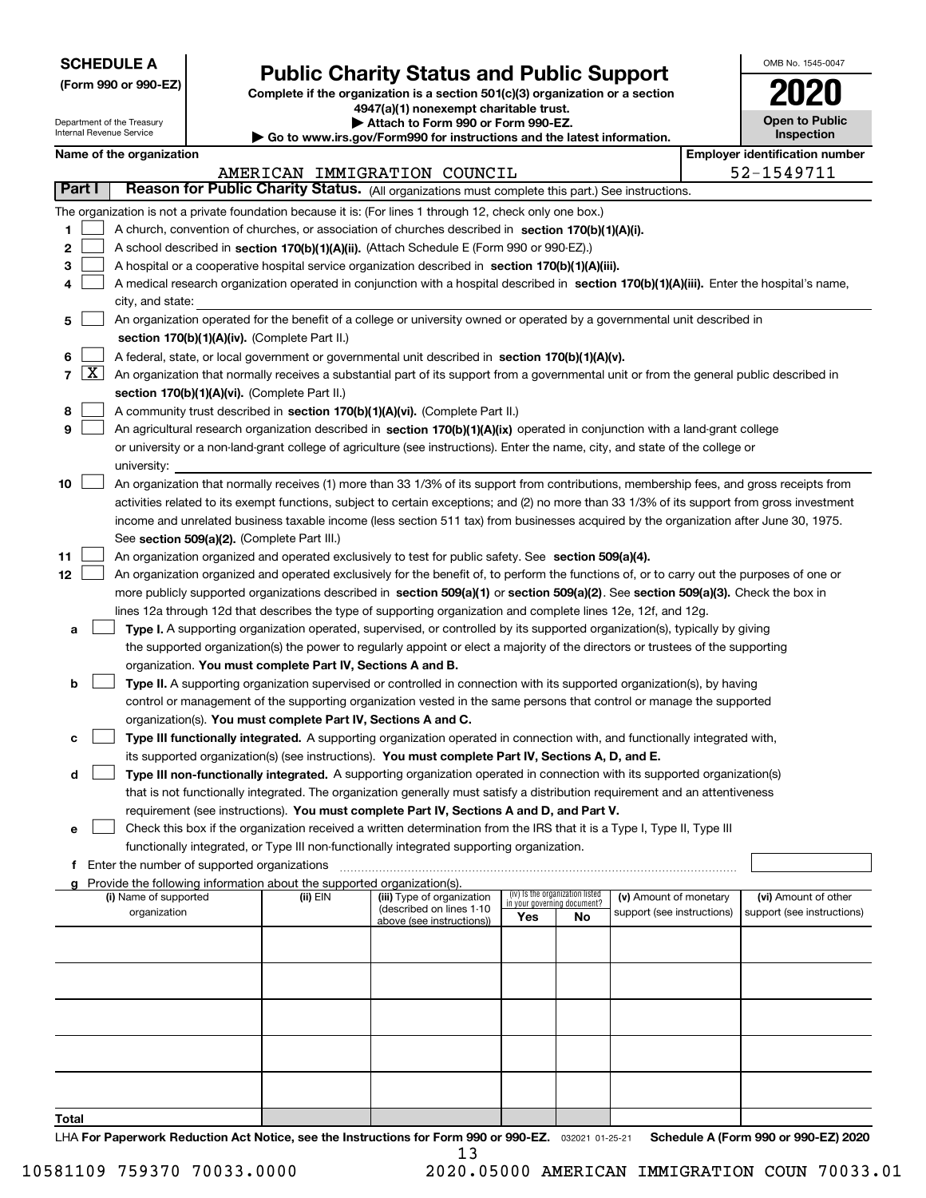**SCHEDULE A**
**(Form 990 or 990-EZ)**

Department of the Treasury
Internal Revenue Service

# Public Charity Status and Public Support

**Complete if the organization is a section 501(c)(3) organization or a section 4947(a)(1) nonexempt charitable trust.**
**▶ Attach to Form 990 or Form 990-EZ.**
**▶ Go to www.irs.gov/Form990 for instructions and the latest information.**

OMB No. 1545-0047
**2020**
**Open to Public Inspection**

**Name of the organization**: AMERICAN IMMIGRATION COUNCIL
**Employer identification number**: 52-1549711

## Part I Reason for Public Charity Status. (All organizations must complete this part.) See instructions.

The organization is not a private foundation because it is: (For lines 1 through 12, check only one box.)

1. [ ] A church, convention of churches, or association of churches described in **section 170(b)(1)(A)(i).**
2. [ ] A school described in **section 170(b)(1)(A)(ii).** (Attach Schedule E (Form 990 or 990-EZ).)
3. [ ] A hospital or a cooperative hospital service organization described in **section 170(b)(1)(A)(iii).**
4. [ ] A medical research organization operated in conjunction with a hospital described in **section 170(b)(1)(A)(iii).** Enter the hospital's name, city, and state:
5. [ ] An organization operated for the benefit of a college or university owned or operated by a governmental unit described in **section 170(b)(1)(A)(iv).** (Complete Part II.)
6. [ ] A federal, state, or local government or governmental unit described in **section 170(b)(1)(A)(v).**
7. [X] An organization that normally receives a substantial part of its support from a governmental unit or from the general public described in **section 170(b)(1)(A)(vi).** (Complete Part II.)
8. [ ] A community trust described in **section 170(b)(1)(A)(vi).** (Complete Part II.)
9. [ ] An agricultural research organization described in **section 170(b)(1)(A)(ix)** operated in conjunction with a land-grant college or university or a non-land-grant college of agriculture (see instructions). Enter the name, city, and state of the college or university:
10. [ ] An organization that normally receives (1) more than 33 1/3% of its support from contributions, membership fees, and gross receipts from activities related to its exempt functions, subject to certain exceptions; and (2) no more than 33 1/3% of its support from gross investment income and unrelated business taxable income (less section 511 tax) from businesses acquired by the organization after June 30, 1975. See **section 509(a)(2).** (Complete Part III.)
11. [ ] An organization organized and operated exclusively to test for public safety. See **section 509(a)(4).**
12. [ ] An organization organized and operated exclusively for the benefit of, to perform the functions of, or to carry out the purposes of one or more publicly supported organizations described in **section 509(a)(1)** or **section 509(a)(2)**. See **section 509(a)(3).** Check the box in lines 12a through 12d that describes the type of supporting organization and complete lines 12e, 12f, and 12g.
   - **a** [ ] **Type I.** A supporting organization operated, supervised, or controlled by its supported organization(s), typically by giving the supported organization(s) the power to regularly appoint or elect a majority of the directors or trustees of the supporting organization. **You must complete Part IV, Sections A and B.**
   - **b** [ ] **Type II.** A supporting organization supervised or controlled in connection with its supported organization(s), by having control or management of the supporting organization vested in the same persons that control or manage the supported organization(s). **You must complete Part IV, Sections A and C.**
   - **c** [ ] **Type III functionally integrated.** A supporting organization operated in connection with, and functionally integrated with, its supported organization(s) (see instructions). **You must complete Part IV, Sections A, D, and E.**
   - **d** [ ] **Type III non-functionally integrated.** A supporting organization operated in connection with its supported organization(s) that is not functionally integrated. The organization generally must satisfy a distribution requirement and an attentiveness requirement (see instructions). **You must complete Part IV, Sections A and D, and Part V.**
   - **e** [ ] Check this box if the organization received a written determination from the IRS that it is a Type I, Type II, Type III functionally integrated, or Type III non-functionally integrated supporting organization.
   - **f** Enter the number of supported organizations
   - **g** Provide the following information about the supported organization(s).

| (i) Name of supported organization | (ii) EIN | (iii) Type of organization (described on lines 1-10 above (see instructions)) | (iv) Is the organization listed in your governing document? Yes | No | (v) Amount of monetary support (see instructions) | (vi) Amount of other support (see instructions) |
|---|---|---|---|---|---|---|
| | | | | | | |
| | | | | | | |
| | | | | | | |
| | | | | | | |
| | | | | | | |
| **Total** | | | | | | |

LHA **For Paperwork Reduction Act Notice, see the Instructions for Form 990 or 990-EZ.** 032021 01-25-21 **Schedule A (Form 990 or 990-EZ) 2020**

10581109 759370 70033.0000 2020.05000 AMERICAN IMMIGRATION COUN 70033.01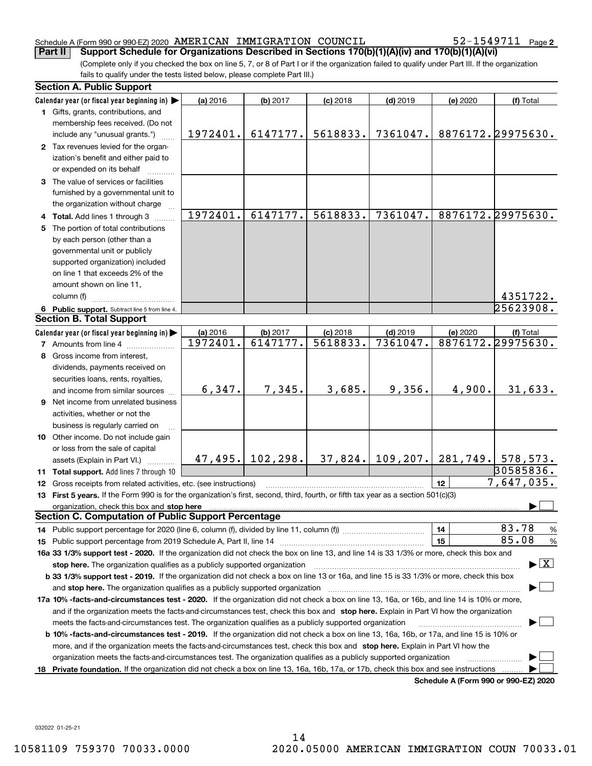Schedule A (Form 990 or 990-EZ) 2020 AMERICAN IMMIGRATION COUNCIL 52-1549711 Page 2

**Part II** **Support Schedule for Organizations Described in Sections 170(b)(1)(A)(iv) and 170(b)(1)(A)(vi)**

(Complete only if you checked the box on line 5, 7, or 8 of Part I or if the organization failed to qualify under Part III. If the organization fails to qualify under the tests listed below, please complete Part III.)

### Section A. Public Support

| Calendar year (or fiscal year beginning in) ▶ | (a) 2016 | (b) 2017 | (c) 2018 | (d) 2019 | (e) 2020 | (f) Total |
|---|---|---|---|---|---|---|
| **1** Gifts, grants, contributions, and membership fees received. (Do not include any "unusual grants.") | 1972401. | 6147177. | 5618833. | 7361047. | 8876172. | 29975630. |
| **2** Tax revenues levied for the organization's benefit and either paid to or expended on its behalf | | | | | | |
| **3** The value of services or facilities furnished by a governmental unit to the organization without charge | | | | | | |
| **4 Total.** Add lines 1 through 3 | 1972401. | 6147177. | 5618833. | 7361047. | 8876172. | 29975630. |
| **5** The portion of total contributions by each person (other than a governmental unit or publicly supported organization) included on line 1 that exceeds 2% of the amount shown on line 11, column (f) | | | | | | 4351722. |
| **6 Public support.** Subtract line 5 from line 4. | | | | | | 25623908. |

### Section B. Total Support

| Calendar year (or fiscal year beginning in) ▶ | (a) 2016 | (b) 2017 | (c) 2018 | (d) 2019 | (e) 2020 | (f) Total |
|---|---|---|---|---|---|---|
| **7** Amounts from line 4 | 1972401. | 6147177. | 5618833. | 7361047. | 8876172. | 29975630. |
| **8** Gross income from interest, dividends, payments received on securities loans, rents, royalties, and income from similar sources | 6,347. | 7,345. | 3,685. | 9,356. | 4,900. | 31,633. |
| **9** Net income from unrelated business activities, whether or not the business is regularly carried on | | | | | | |
| **10** Other income. Do not include gain or loss from the sale of capital assets (Explain in Part VI.) | 47,495. | 102,298. | 37,824. | 109,207. | 281,749. | 578,573. |
| **11 Total support.** Add lines 7 through 10 | | | | | | 30585836. |

**12** Gross receipts from related activities, etc. (see instructions) **12** 7,647,035.

**13 First 5 years.** If the Form 990 is for the organization's first, second, third, fourth, or fifth tax year as a section 501(c)(3) organization, check this box and **stop here** ▶ ☐

### Section C. Computation of Public Support Percentage

**14** Public support percentage for 2020 (line 6, column (f), divided by line 11, column (f)) **14** 83.78 %

**15** Public support percentage from 2019 Schedule A, Part II, line 14 **15** 85.08 %

**16a 33 1/3% support test - 2020.** If the organization did not check the box on line 13, and line 14 is 33 1/3% or more, check this box and **stop here.** The organization qualifies as a publicly supported organization ▶ ☒

**b 33 1/3% support test - 2019.** If the organization did not check a box on line 13 or 16a, and line 15 is 33 1/3% or more, check this box and **stop here.** The organization qualifies as a publicly supported organization ▶ ☐

**17a 10% -facts-and-circumstances test - 2020.** If the organization did not check a box on line 13, 16a, or 16b, and line 14 is 10% or more, and if the organization meets the facts-and-circumstances test, check this box and **stop here.** Explain in Part VI how the organization meets the facts-and-circumstances test. The organization qualifies as a publicly supported organization ▶ ☐

**b 10% -facts-and-circumstances test - 2019.** If the organization did not check a box on line 13, 16a, 16b, or 17a, and line 15 is 10% or more, and if the organization meets the facts-and-circumstances test, check this box and **stop here.** Explain in Part VI how the organization meets the facts-and-circumstances test. The organization qualifies as a publicly supported organization ▶ ☐

**18 Private foundation.** If the organization did not check a box on line 13, 16a, 16b, 17a, or 17b, check this box and see instructions ▶ ☐

**Schedule A (Form 990 or 990-EZ) 2020**

032022 01-25-21

10581109 759370 70033.0000 2020.05000 AMERICAN IMMIGRATION COUN 70033.01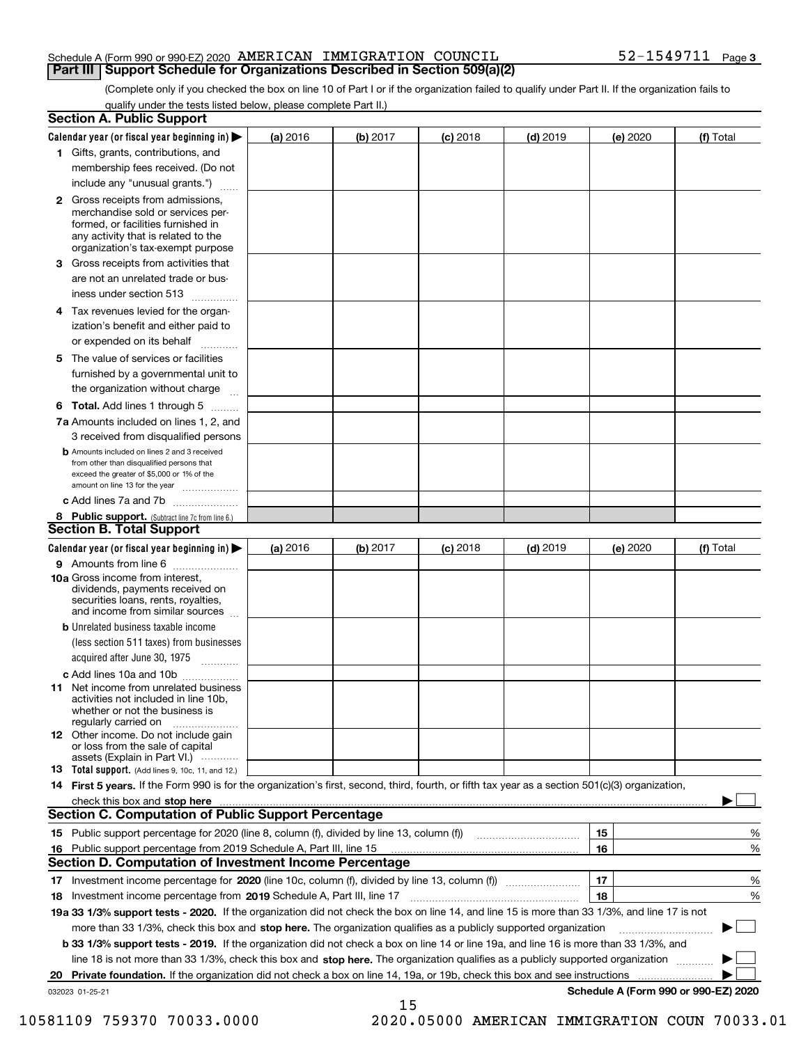Schedule A (Form 990 or 990-EZ) 2020 AMERICAN IMMIGRATION COUNCIL 52-1549711 Page 3

## Part III Support Schedule for Organizations Described in Section 509(a)(2)

(Complete only if you checked the box on line 10 of Part I or if the organization failed to qualify under Part II. If the organization fails to qualify under the tests listed below, please complete Part II.)

### Section A. Public Support

| Calendar year (or fiscal year beginning in) ▶ | (a) 2016 | (b) 2017 | (c) 2018 | (d) 2019 | (e) 2020 | (f) Total |
|---|---|---|---|---|---|---|
| 1 Gifts, grants, contributions, and membership fees received. (Do not include any "unusual grants.") | | | | | | |
| 2 Gross receipts from admissions, merchandise sold or services performed, or facilities furnished in any activity that is related to the organization's tax-exempt purpose | | | | | | |
| 3 Gross receipts from activities that are not an unrelated trade or business under section 513 | | | | | | |
| 4 Tax revenues levied for the organization's benefit and either paid to or expended on its behalf | | | | | | |
| 5 The value of services or facilities furnished by a governmental unit to the organization without charge | | | | | | |
| 6 **Total.** Add lines 1 through 5 | | | | | | |
| 7a Amounts included on lines 1, 2, and 3 received from disqualified persons | | | | | | |
| b Amounts included on lines 2 and 3 received from other than disqualified persons that exceed the greater of $5,000 or 1% of the amount on line 13 for the year | | | | | | |
| c Add lines 7a and 7b | | | | | | |
| 8 **Public support.** (Subtract line 7c from line 6.) | | | | | | |

### Section B. Total Support

| Calendar year (or fiscal year beginning in) ▶ | (a) 2016 | (b) 2017 | (c) 2018 | (d) 2019 | (e) 2020 | (f) Total |
|---|---|---|---|---|---|---|
| 9 Amounts from line 6 | | | | | | |
| 10a Gross income from interest, dividends, payments received on securities loans, rents, royalties, and income from similar sources | | | | | | |
| b Unrelated business taxable income (less section 511 taxes) from businesses acquired after June 30, 1975 | | | | | | |
| c Add lines 10a and 10b | | | | | | |
| 11 Net income from unrelated business activities not included in line 10b, whether or not the business is regularly carried on | | | | | | |
| 12 Other income. Do not include gain or loss from the sale of capital assets (Explain in Part VI.) | | | | | | |
| 13 **Total support.** (Add lines 9, 10c, 11, and 12.) | | | | | | |

14 **First 5 years.** If the Form 990 is for the organization's first, second, third, fourth, or fifth tax year as a section 501(c)(3) organization, check this box and **stop here** ▶ ☐

### Section C. Computation of Public Support Percentage

| | | | |
|---|---|---|---|
| 15 | Public support percentage for 2020 (line 8, column (f), divided by line 13, column (f)) | 15 | % |
| 16 | Public support percentage from 2019 Schedule A, Part III, line 15 | 16 | % |

### Section D. Computation of Investment Income Percentage

| | | | |
|---|---|---|---|
| 17 | Investment income percentage for **2020** (line 10c, column (f), divided by line 13, column (f)) | 17 | % |
| 18 | Investment income percentage from **2019** Schedule A, Part III, line 17 | 18 | % |

**19a 33 1/3% support tests - 2020.** If the organization did not check the box on line 14, and line 15 is more than 33 1/3%, and line 17 is not more than 33 1/3%, check this box and **stop here.** The organization qualifies as a publicly supported organization ▶ ☐

**b 33 1/3% support tests - 2019.** If the organization did not check a box on line 14 or line 19a, and line 16 is more than 33 1/3%, and line 18 is not more than 33 1/3%, check this box and **stop here.** The organization qualifies as a publicly supported organization ▶ ☐

**20 Private foundation.** If the organization did not check a box on line 14, 19a, or 19b, check this box and see instructions ▶ ☐

032023 01-25-21

**Schedule A (Form 990 or 990-EZ) 2020**

10581109 759370 70033.0000 2020.05000 AMERICAN IMMIGRATION COUN 70033.01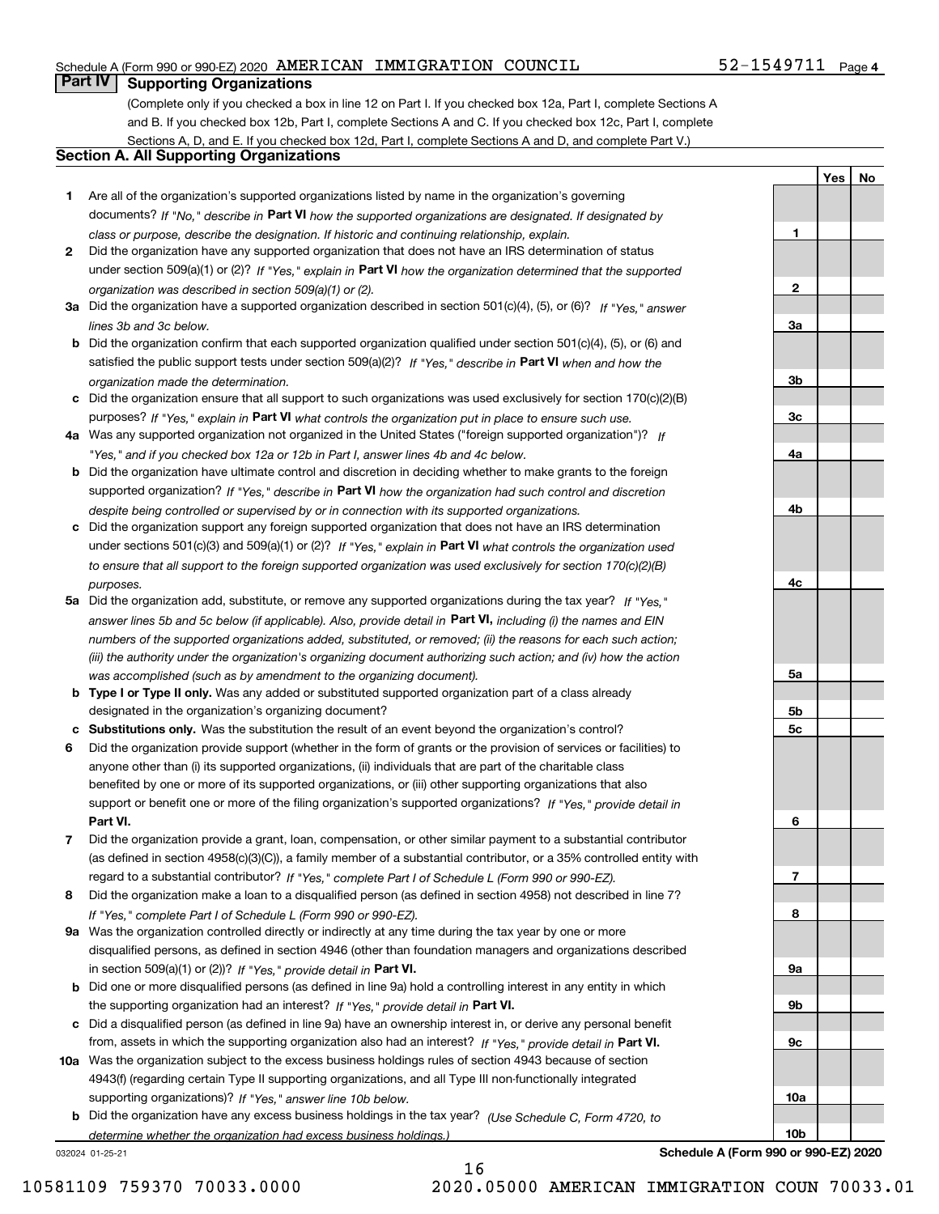Schedule A (Form 990 or 990-EZ) 2020 AMERICAN IMMIGRATION COUNCIL 52-1549711 Page 4

## Part IV Supporting Organizations

(Complete only if you checked a box in line 12 on Part I. If you checked box 12a, Part I, complete Sections A and B. If you checked box 12b, Part I, complete Sections A and C. If you checked box 12c, Part I, complete Sections A, D, and E. If you checked box 12d, Part I, complete Sections A and D, and complete Part V.)

### Section A. All Supporting Organizations

| | | | Yes | No |
|---|---|---|---|---|
| **1** | Are all of the organization's supported organizations listed by name in the organization's governing documents? *If "No," describe in* **Part VI** *how the supported organizations are designated. If designated by class or purpose, describe the designation. If historic and continuing relationship, explain.* | **1** | | |
| **2** | Did the organization have any supported organization that does not have an IRS determination of status under section 509(a)(1) or (2)? *If "Yes," explain in* **Part VI** *how the organization determined that the supported organization was described in section 509(a)(1) or (2).* | **2** | | |
| **3a** | Did the organization have a supported organization described in section 501(c)(4), (5), or (6)? *If "Yes," answer lines 3b and 3c below.* | **3a** | | |
| **b** | Did the organization confirm that each supported organization qualified under section 501(c)(4), (5), or (6) and satisfied the public support tests under section 509(a)(2)? *If "Yes," describe in* **Part VI** *when and how the organization made the determination.* | **3b** | | |
| **c** | Did the organization ensure that all support to such organizations was used exclusively for section 170(c)(2)(B) purposes? *If "Yes," explain in* **Part VI** *what controls the organization put in place to ensure such use.* | **3c** | | |
| **4a** | Was any supported organization not organized in the United States ("foreign supported organization")? *If "Yes," and if you checked box 12a or 12b in Part I, answer lines 4b and 4c below.* | **4a** | | |
| **b** | Did the organization have ultimate control and discretion in deciding whether to make grants to the foreign supported organization? *If "Yes," describe in* **Part VI** *how the organization had such control and discretion despite being controlled or supervised by or in connection with its supported organizations.* | **4b** | | |
| **c** | Did the organization support any foreign supported organization that does not have an IRS determination under sections 501(c)(3) and 509(a)(1) or (2)? *If "Yes," explain in* **Part VI** *what controls the organization used to ensure that all support to the foreign supported organization was used exclusively for section 170(c)(2)(B) purposes.* | **4c** | | |
| **5a** | Did the organization add, substitute, or remove any supported organizations during the tax year? *If "Yes," answer lines 5b and 5c below (if applicable). Also, provide detail in* **Part VI,** *including (i) the names and EIN numbers of the supported organizations added, substituted, or removed; (ii) the reasons for each such action; (iii) the authority under the organization's organizing document authorizing such action; and (iv) how the action was accomplished (such as by amendment to the organizing document).* | **5a** | | |
| **b** | **Type I or Type II only.** Was any added or substituted supported organization part of a class already designated in the organization's organizing document? | **5b** | | |
| **c** | **Substitutions only.** Was the substitution the result of an event beyond the organization's control? | **5c** | | |
| **6** | Did the organization provide support (whether in the form of grants or the provision of services or facilities) to anyone other than (i) its supported organizations, (ii) individuals that are part of the charitable class benefited by one or more of its supported organizations, or (iii) other supporting organizations that also support or benefit one or more of the filing organization's supported organizations? *If "Yes," provide detail in* **Part VI.** | **6** | | |
| **7** | Did the organization provide a grant, loan, compensation, or other similar payment to a substantial contributor (as defined in section 4958(c)(3)(C)), a family member of a substantial contributor, or a 35% controlled entity with regard to a substantial contributor? *If "Yes," complete Part I of Schedule L (Form 990 or 990-EZ).* | **7** | | |
| **8** | Did the organization make a loan to a disqualified person (as defined in section 4958) not described in line 7? *If "Yes," complete Part I of Schedule L (Form 990 or 990-EZ).* | **8** | | |
| **9a** | Was the organization controlled directly or indirectly at any time during the tax year by one or more disqualified persons, as defined in section 4946 (other than foundation managers and organizations described in section 509(a)(1) or (2))? *If "Yes," provide detail in* **Part VI.** | **9a** | | |
| **b** | Did one or more disqualified persons (as defined in line 9a) hold a controlling interest in any entity in which the supporting organization had an interest? *If "Yes," provide detail in* **Part VI.** | **9b** | | |
| **c** | Did a disqualified person (as defined in line 9a) have an ownership interest in, or derive any personal benefit from, assets in which the supporting organization also had an interest? *If "Yes," provide detail in* **Part VI.** | **9c** | | |
| **10a** | Was the organization subject to the excess business holdings rules of section 4943 because of section 4943(f) (regarding certain Type II supporting organizations, and all Type III non-functionally integrated supporting organizations)? *If "Yes," answer line 10b below.* | **10a** | | |
| **b** | Did the organization have any excess business holdings in the tax year? *(Use Schedule C, Form 4720, to determine whether the organization had excess business holdings.)* | **10b** | | |

032024 01-25-21 **Schedule A (Form 990 or 990-EZ) 2020**

10581109 759370 70033.0000 2020.05000 AMERICAN IMMIGRATION COUN 70033.01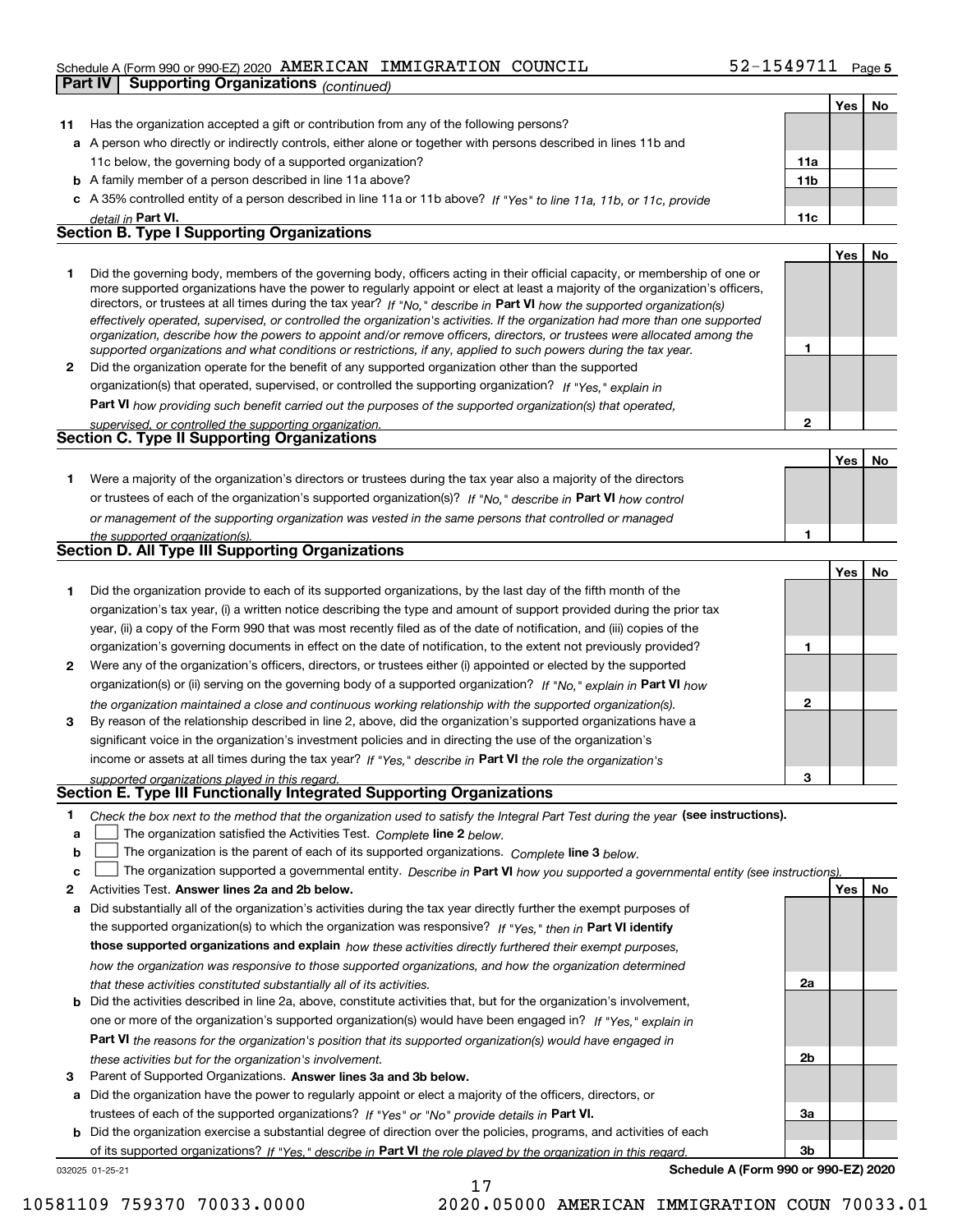Schedule A (Form 990 or 990-EZ) 2020 AMERICAN IMMIGRATION COUNCIL 52-1549711

## Part IV Supporting Organizations *(continued)*

| | | | Yes | No |
|---|---|---|---|---|
| **11** | Has the organization accepted a gift or contribution from any of the following persons? | | | |
| **a** | A person who directly or indirectly controls, either alone or together with persons described in lines 11b and 11c below, the governing body of a supported organization? | **11a** | | |
| **b** | A family member of a person described in line 11a above? | **11b** | | |
| **c** | A 35% controlled entity of a person described in line 11a or 11b above? *If "Yes" to line 11a, 11b, or 11c, provide detail in* **Part VI.** | **11c** | | |

### Section B. Type I Supporting Organizations

| | | | Yes | No |
|---|---|---|---|---|
| **1** | Did the governing body, members of the governing body, officers acting in their official capacity, or membership of one or more supported organizations have the power to regularly appoint or elect at least a majority of the organization's officers, directors, or trustees at all times during the tax year? *If "No," describe in* **Part VI** *how the supported organization(s) effectively operated, supervised, or controlled the organization's activities. If the organization had more than one supported organization, describe how the powers to appoint and/or remove officers, directors, or trustees were allocated among the supported organizations and what conditions or restrictions, if any, applied to such powers during the tax year.* | **1** | | |
| **2** | Did the organization operate for the benefit of any supported organization other than the supported organization(s) that operated, supervised, or controlled the supporting organization? *If "Yes," explain in* **Part VI** *how providing such benefit carried out the purposes of the supported organization(s) that operated, supervised, or controlled the supporting organization.* | **2** | | |

### Section C. Type II Supporting Organizations

| | | | Yes | No |
|---|---|---|---|---|
| **1** | Were a majority of the organization's directors or trustees during the tax year also a majority of the directors or trustees of each of the organization's supported organization(s)? *If "No," describe in* **Part VI** *how control or management of the supporting organization was vested in the same persons that controlled or managed the supported organization(s).* | **1** | | |

### Section D. All Type III Supporting Organizations

| | | | Yes | No |
|---|---|---|---|---|
| **1** | Did the organization provide to each of its supported organizations, by the last day of the fifth month of the organization's tax year, (i) a written notice describing the type and amount of support provided during the prior tax year, (ii) a copy of the Form 990 that was most recently filed as of the date of notification, and (iii) copies of the organization's governing documents in effect on the date of notification, to the extent not previously provided? | **1** | | |
| **2** | Were any of the organization's officers, directors, or trustees either (i) appointed or elected by the supported organization(s) or (ii) serving on the governing body of a supported organization? *If "No," explain in* **Part VI** *how the organization maintained a close and continuous working relationship with the supported organization(s).* | **2** | | |
| **3** | By reason of the relationship described in line 2, above, did the organization's supported organizations have a significant voice in the organization's investment policies and in directing the use of the organization's income or assets at all times during the tax year? *If "Yes," describe in* **Part VI** *the role the organization's supported organizations played in this regard.* | **3** | | |

### Section E. Type III Functionally Integrated Supporting Organizations

**1** *Check the box next to the method that the organization used to satisfy the Integral Part Test during the year* **(see instructions).**

- **a** ☐ The organization satisfied the Activities Test. *Complete* **line 2** *below.*
- **b** ☐ The organization is the parent of each of its supported organizations. *Complete* **line 3** *below.*
- **c** ☐ The organization supported a governmental entity. *Describe in* **Part VI** *how you supported a governmental entity (see instructions).*

| | | | Yes | No |
|---|---|---|---|---|
| **2** | Activities Test. **Answer lines 2a and 2b below.** | | | |
| **a** | Did substantially all of the organization's activities during the tax year directly further the exempt purposes of the supported organization(s) to which the organization was responsive? *If "Yes," then in* **Part VI identify those supported organizations and explain** *how these activities directly furthered their exempt purposes, how the organization was responsive to those supported organizations, and how the organization determined that these activities constituted substantially all of its activities.* | **2a** | | |
| **b** | Did the activities described in line 2a, above, constitute activities that, but for the organization's involvement, one or more of the organization's supported organization(s) would have been engaged in? *If "Yes," explain in* **Part VI** *the reasons for the organization's position that its supported organization(s) would have engaged in these activities but for the organization's involvement.* | **2b** | | |
| **3** | Parent of Supported Organizations. **Answer lines 3a and 3b below.** | | | |
| **a** | Did the organization have the power to regularly appoint or elect a majority of the officers, directors, or trustees of each of the supported organizations? *If "Yes" or "No" provide details in* **Part VI.** | **3a** | | |
| **b** | Did the organization exercise a substantial degree of direction over the policies, programs, and activities of each of its supported organizations? *If "Yes," describe in* **Part VI** *the role played by the organization in this regard.* | **3b** | | |

032025 01-25-21 **Schedule A (Form 990 or 990-EZ) 2020**

10581109 759370 70033.0000 2020.05000 AMERICAN IMMIGRATION COUN 70033.01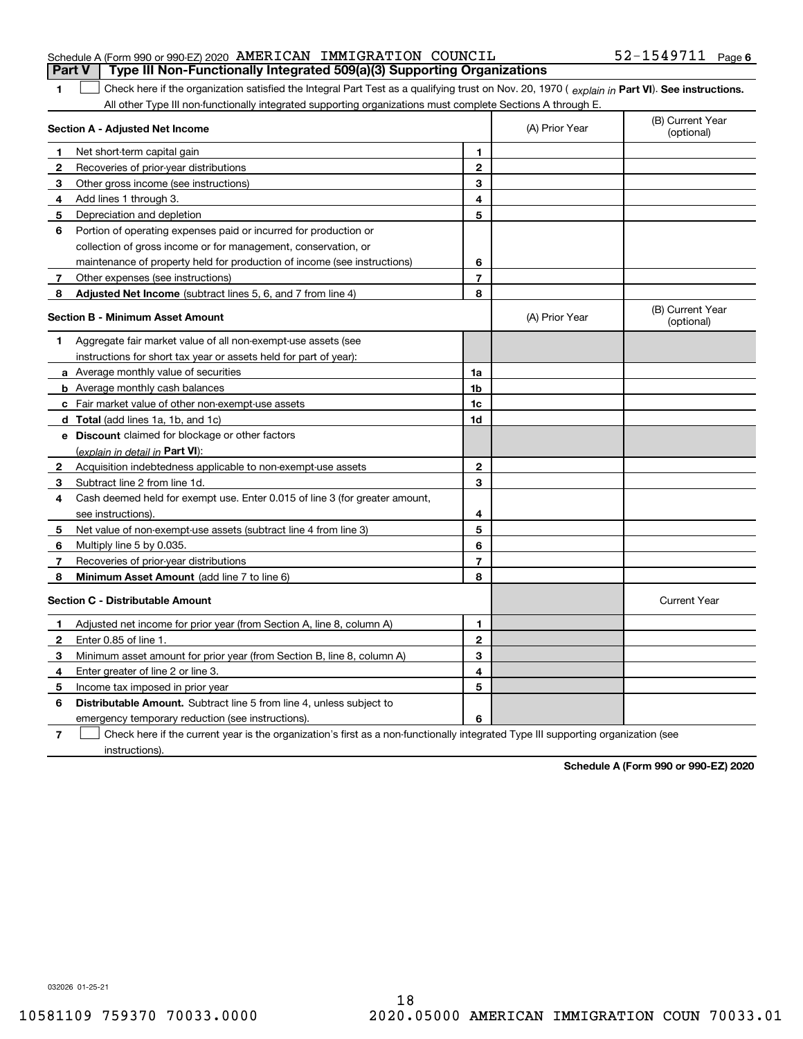Schedule A (Form 990 or 990-EZ) 2020 AMERICAN IMMIGRATION COUNCIL 52-1549711 Page 6

## Part V Type III Non-Functionally Integrated 509(a)(3) Supporting Organizations

**1** ☐ Check here if the organization satisfied the Integral Part Test as a qualifying trust on Nov. 20, 1970 ( *explain in* **Part VI**). **See instructions.** All other Type III non-functionally integrated supporting organizations must complete Sections A through E.

| Section A - Adjusted Net Income | | | (A) Prior Year | (B) Current Year (optional) |
|---|---|---|---|---|
| 1 | Net short-term capital gain | 1 | | |
| 2 | Recoveries of prior-year distributions | 2 | | |
| 3 | Other gross income (see instructions) | 3 | | |
| 4 | Add lines 1 through 3. | 4 | | |
| 5 | Depreciation and depletion | 5 | | |
| 6 | Portion of operating expenses paid or incurred for production or collection of gross income or for management, conservation, or maintenance of property held for production of income (see instructions) | 6 | | |
| 7 | Other expenses (see instructions) | 7 | | |
| 8 | **Adjusted Net Income** (subtract lines 5, 6, and 7 from line 4) | 8 | | |

| Section B - Minimum Asset Amount | | | (A) Prior Year | (B) Current Year (optional) |
|---|---|---|---|---|
| 1 | Aggregate fair market value of all non-exempt-use assets (see instructions for short tax year or assets held for part of year): | | | |
| a | Average monthly value of securities | 1a | | |
| b | Average monthly cash balances | 1b | | |
| c | Fair market value of other non-exempt-use assets | 1c | | |
| d | **Total** (add lines 1a, 1b, and 1c) | 1d | | |
| e | **Discount** claimed for blockage or other factors (*explain in detail in* **Part VI**): | | | |
| 2 | Acquisition indebtedness applicable to non-exempt-use assets | 2 | | |
| 3 | Subtract line 2 from line 1d. | 3 | | |
| 4 | Cash deemed held for exempt use. Enter 0.015 of line 3 (for greater amount, see instructions). | 4 | | |
| 5 | Net value of non-exempt-use assets (subtract line 4 from line 3) | 5 | | |
| 6 | Multiply line 5 by 0.035. | 6 | | |
| 7 | Recoveries of prior-year distributions | 7 | | |
| 8 | **Minimum Asset Amount** (add line 7 to line 6) | 8 | | |

| Section C - Distributable Amount | | | | Current Year |
|---|---|---|---|---|
| 1 | Adjusted net income for prior year (from Section A, line 8, column A) | 1 | | |
| 2 | Enter 0.85 of line 1. | 2 | | |
| 3 | Minimum asset amount for prior year (from Section B, line 8, column A) | 3 | | |
| 4 | Enter greater of line 2 or line 3. | 4 | | |
| 5 | Income tax imposed in prior year | 5 | | |
| 6 | **Distributable Amount.** Subtract line 5 from line 4, unless subject to emergency temporary reduction (see instructions). | 6 | | |

**7** ☐ Check here if the current year is the organization's first as a non-functionally integrated Type III supporting organization (see instructions).

**Schedule A (Form 990 or 990-EZ) 2020**

032026 01-25-21

10581109 759370 70033.0000 2020.05000 AMERICAN IMMIGRATION COUN 70033.01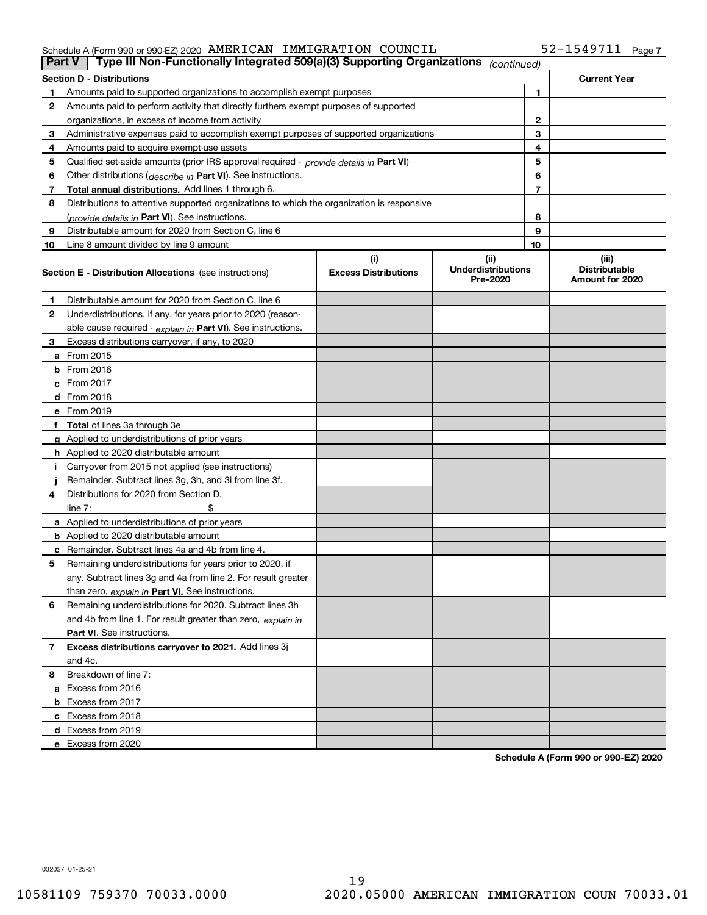Schedule A (Form 990 or 990-EZ) 2020 AMERICAN IMMIGRATION COUNCIL 52-1549711 Page 7

**Part V | Type III Non-Functionally Integrated 509(a)(3) Supporting Organizations** *(continued)*

| **Section D - Distributions** | | | **Current Year** |
|---|---|---|---|
| **1** | Amounts paid to supported organizations to accomplish exempt purposes | 1 | |
| **2** | Amounts paid to perform activity that directly furthers exempt purposes of supported organizations, in excess of income from activity | 2 | |
| **3** | Administrative expenses paid to accomplish exempt purposes of supported organizations | 3 | |
| **4** | Amounts paid to acquire exempt-use assets | 4 | |
| **5** | Qualified set-aside amounts (prior IRS approval required - *provide details in* **Part VI**) | 5 | |
| **6** | Other distributions (*describe in* **Part VI**). See instructions. | 6 | |
| **7** | **Total annual distributions.** Add lines 1 through 6. | 7 | |
| **8** | Distributions to attentive supported organizations to which the organization is responsive (*provide details in* **Part VI**). See instructions. | 8 | |
| **9** | Distributable amount for 2020 from Section C, line 6 | 9 | |
| **10** | Line 8 amount divided by line 9 amount | 10 | |

| **Section E - Distribution Allocations** (see instructions) | (i) **Excess Distributions** | (ii) **Underdistributions Pre-2020** | (iii) **Distributable Amount for 2020** |
|---|---|---|---|
| **1** Distributable amount for 2020 from Section C, line 6 | | | |
| **2** Underdistributions, if any, for years prior to 2020 (reasonable cause required - *explain in* **Part VI**). See instructions. | | | |
| **3** Excess distributions carryover, if any, to 2020 | | | |
| **a** From 2015 | | | |
| **b** From 2016 | | | |
| **c** From 2017 | | | |
| **d** From 2018 | | | |
| **e** From 2019 | | | |
| **f** **Total** of lines 3a through 3e | | | |
| **g** Applied to underdistributions of prior years | | | |
| **h** Applied to 2020 distributable amount | | | |
| **i** Carryover from 2015 not applied (see instructions) | | | |
| **j** Remainder. Subtract lines 3g, 3h, and 3i from line 3f. | | | |
| **4** Distributions for 2020 from Section D, line 7: $ | | | |
| **a** Applied to underdistributions of prior years | | | |
| **b** Applied to 2020 distributable amount | | | |
| **c** Remainder. Subtract lines 4a and 4b from line 4. | | | |
| **5** Remaining underdistributions for years prior to 2020, if any. Subtract lines 3g and 4a from line 2. For result greater than zero, *explain in* **Part VI.** See instructions. | | | |
| **6** Remaining underdistributions for 2020. Subtract lines 3h and 4b from line 1. For result greater than zero, *explain in* **Part VI**. See instructions. | | | |
| **7** **Excess distributions carryover to 2021.** Add lines 3j and 4c. | | | |
| **8** Breakdown of line 7: | | | |
| **a** Excess from 2016 | | | |
| **b** Excess from 2017 | | | |
| **c** Excess from 2018 | | | |
| **d** Excess from 2019 | | | |
| **e** Excess from 2020 | | | |

**Schedule A (Form 990 or 990-EZ) 2020**

032027 01-25-21

10581109 759370 70033.0000 2020.05000 AMERICAN IMMIGRATION COUN 70033.01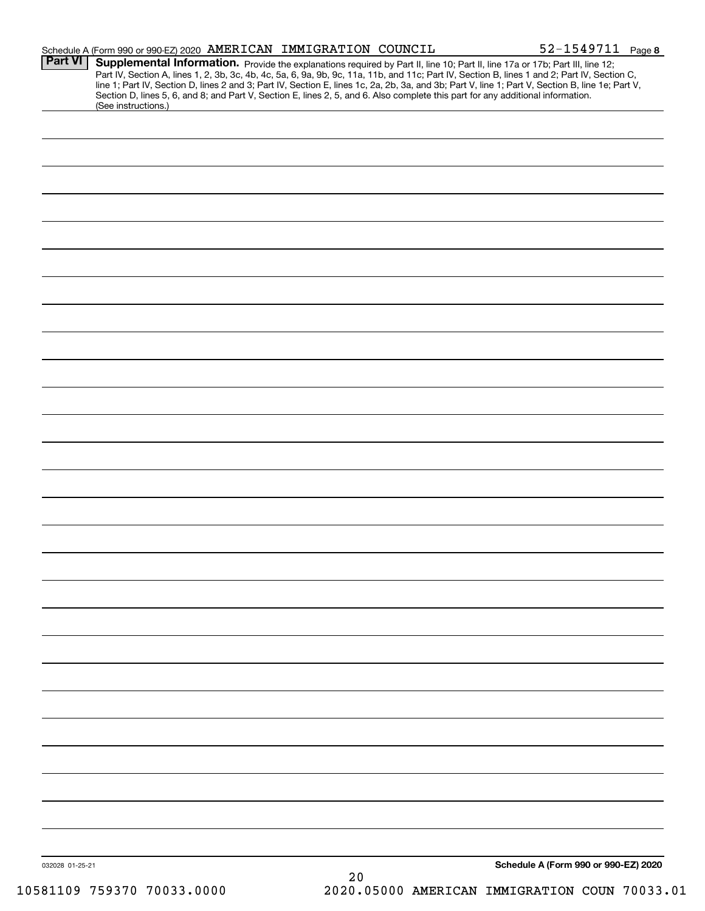Schedule A (Form 990 or 990-EZ) 2020 AMERICAN IMMIGRATION COUNCIL 52-1549711 Page **8**

**Part VI** **Supplemental Information.** Provide the explanations required by Part II, line 10; Part II, line 17a or 17b; Part III, line 12; Part IV, Section A, lines 1, 2, 3b, 3c, 4b, 4c, 5a, 6, 9a, 9b, 9c, 11a, 11b, and 11c; Part IV, Section B, lines 1 and 2; Part IV, Section C, line 1; Part IV, Section D, lines 2 and 3; Part IV, Section E, lines 1c, 2a, 2b, 3a, and 3b; Part V, line 1; Part V, Section B, line 1e; Part V, Section D, lines 5, 6, and 8; and Part V, Section E, lines 2, 5, and 6. Also complete this part for any additional information. (See instructions.)

032028 01-25-21

**Schedule A (Form 990 or 990-EZ) 2020**

10581109 759370 70033.0000 2020.05000 AMERICAN IMMIGRATION COUN 70033.01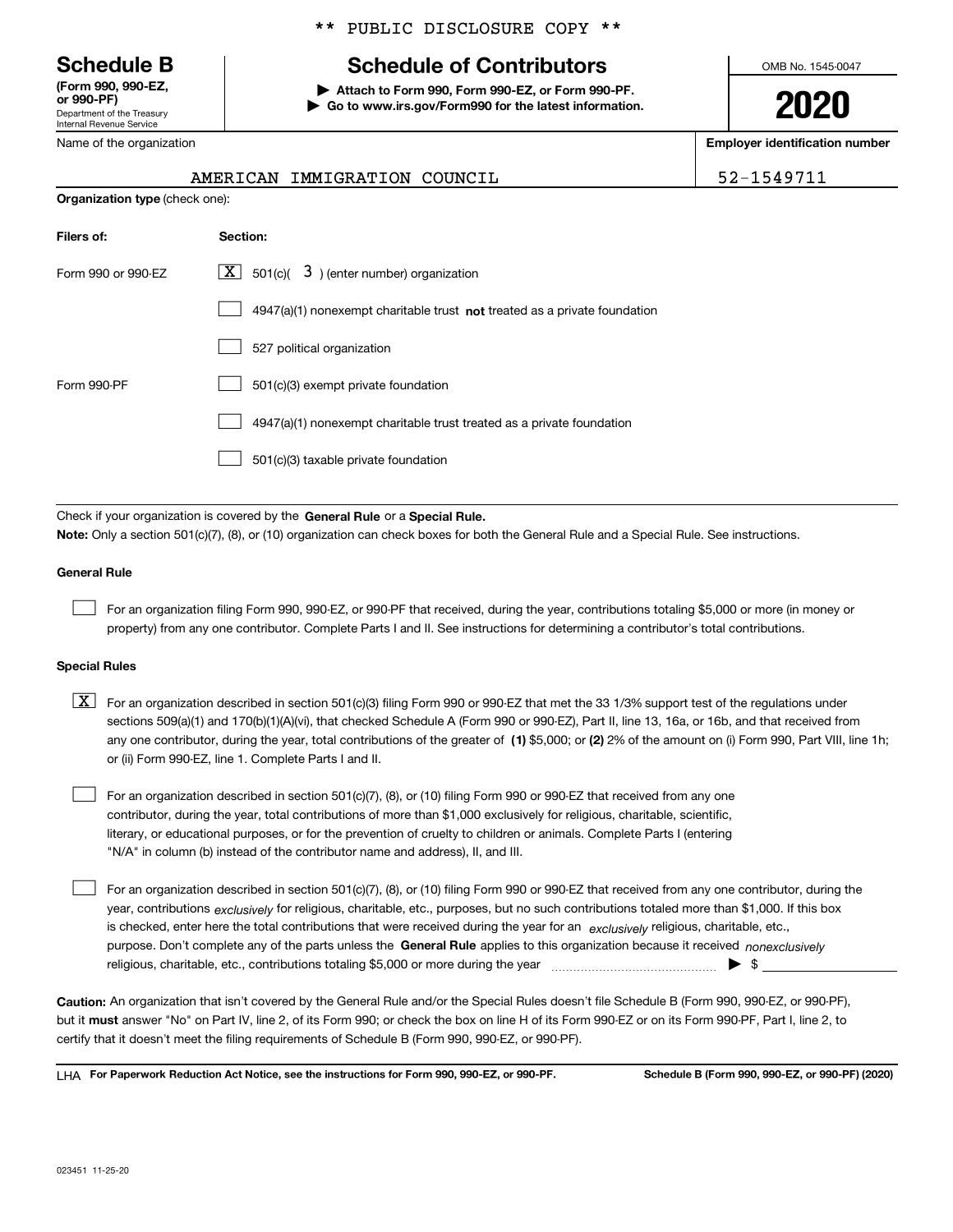** PUBLIC DISCLOSURE COPY **

**Schedule B**
**(Form 990, 990-EZ, or 990-PF)**
Department of the Treasury
Internal Revenue Service

# Schedule of Contributors

**▶ Attach to Form 990, Form 990-EZ, or Form 990-PF.**
**▶ Go to www.irs.gov/Form990 for the latest information.**

OMB No. 1545-0047

**2020**

Name of the organization: AMERICAN IMMIGRATION COUNCIL

**Employer identification number**: 52-1549711

**Organization type** (check one):

| Filers of: | Section: |
|---|---|
| Form 990 or 990-EZ | [X] 501(c)( 3 ) (enter number) organization |
| | [ ] 4947(a)(1) nonexempt charitable trust **not** treated as a private foundation |
| | [ ] 527 political organization |
| Form 990-PF | [ ] 501(c)(3) exempt private foundation |
| | [ ] 4947(a)(1) nonexempt charitable trust treated as a private foundation |
| | [ ] 501(c)(3) taxable private foundation |

Check if your organization is covered by the **General Rule** or a **Special Rule.**

**Note:** Only a section 501(c)(7), (8), or (10) organization can check boxes for both the General Rule and a Special Rule. See instructions.

**General Rule**

[ ] For an organization filing Form 990, 990-EZ, or 990-PF that received, during the year, contributions totaling $5,000 or more (in money or property) from any one contributor. Complete Parts I and II. See instructions for determining a contributor's total contributions.

**Special Rules**

[X] For an organization described in section 501(c)(3) filing Form 990 or 990-EZ that met the 33 1/3% support test of the regulations under sections 509(a)(1) and 170(b)(1)(A)(vi), that checked Schedule A (Form 990 or 990-EZ), Part II, line 13, 16a, or 16b, and that received from any one contributor, during the year, total contributions of the greater of **(1)** $5,000; or **(2)** 2% of the amount on (i) Form 990, Part VIII, line 1h; or (ii) Form 990-EZ, line 1. Complete Parts I and II.

[ ] For an organization described in section 501(c)(7), (8), or (10) filing Form 990 or 990-EZ that received from any one contributor, during the year, total contributions of more than $1,000 exclusively for religious, charitable, scientific, literary, or educational purposes, or for the prevention of cruelty to children or animals. Complete Parts I (entering "N/A" in column (b) instead of the contributor name and address), II, and III.

[ ] For an organization described in section 501(c)(7), (8), or (10) filing Form 990 or 990-EZ that received from any one contributor, during the year, contributions *exclusively* for religious, charitable, etc., purposes, but no such contributions totaled more than $1,000. If this box is checked, enter here the total contributions that were received during the year for an *exclusively* religious, charitable, etc., purpose. Don't complete any of the parts unless the **General Rule** applies to this organization because it received *nonexclusively* religious, charitable, etc., contributions totaling $5,000 or more during the year ▶ $

**Caution:** An organization that isn't covered by the General Rule and/or the Special Rules doesn't file Schedule B (Form 990, 990-EZ, or 990-PF), but it **must** answer "No" on Part IV, line 2, of its Form 990; or check the box on line H of its Form 990-EZ or on its Form 990-PF, Part I, line 2, to certify that it doesn't meet the filing requirements of Schedule B (Form 990, 990-EZ, or 990-PF).

LHA **For Paperwork Reduction Act Notice, see the instructions for Form 990, 990-EZ, or 990-PF.** **Schedule B (Form 990, 990-EZ, or 990-PF) (2020)**

023451 11-25-20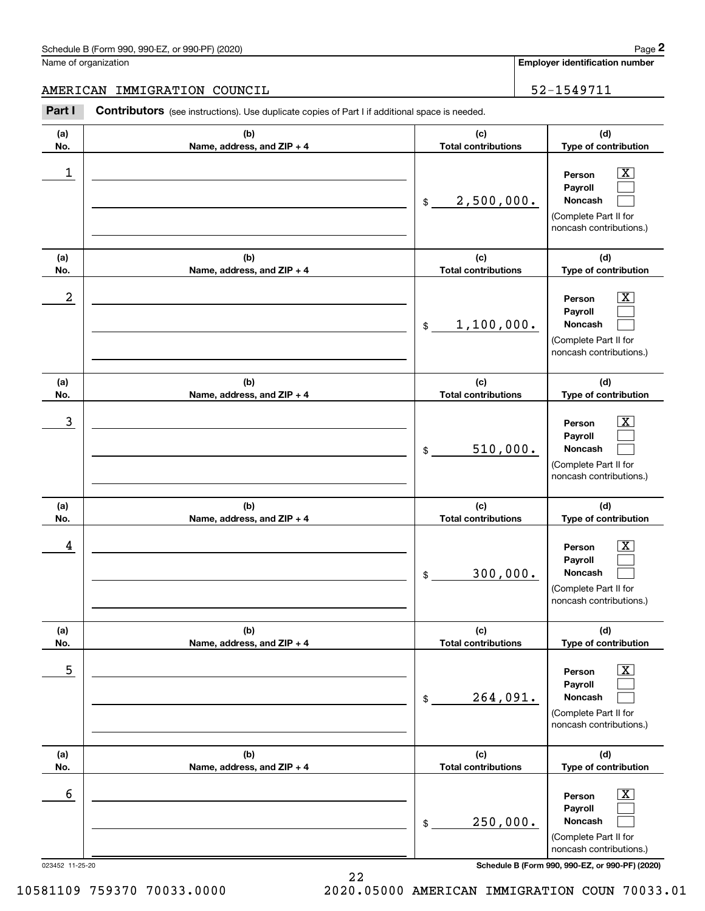Schedule B (Form 990, 990-EZ, or 990-PF) (2020)

Name of organization: AMERICAN IMMIGRATION COUNCIL

Employer identification number: 52-1549711

**Part I** **Contributors** (see instructions). Use duplicate copies of Part I if additional space is needed.

| (a) No. | (b) Name, address, and ZIP + 4 | (c) Total contributions | (d) Type of contribution |
|---|---|---|---|
| 1 | | $ 2,500,000. | Person [X] Payroll [ ] Noncash [ ] (Complete Part II for noncash contributions.) |
| 2 | | $ 1,100,000. | Person [X] Payroll [ ] Noncash [ ] (Complete Part II for noncash contributions.) |
| 3 | | $ 510,000. | Person [X] Payroll [ ] Noncash [ ] (Complete Part II for noncash contributions.) |
| 4 | | $ 300,000. | Person [X] Payroll [ ] Noncash [ ] (Complete Part II for noncash contributions.) |
| 5 | | $ 264,091. | Person [X] Payroll [ ] Noncash [ ] (Complete Part II for noncash contributions.) |
| 6 | | $ 250,000. | Person [X] Payroll [ ] Noncash [ ] (Complete Part II for noncash contributions.) |

023452 11-25-20

Schedule B (Form 990, 990-EZ, or 990-PF) (2020)

10581109 759370 70033.0000 2020.05000 AMERICAN IMMIGRATION COUN 70033.01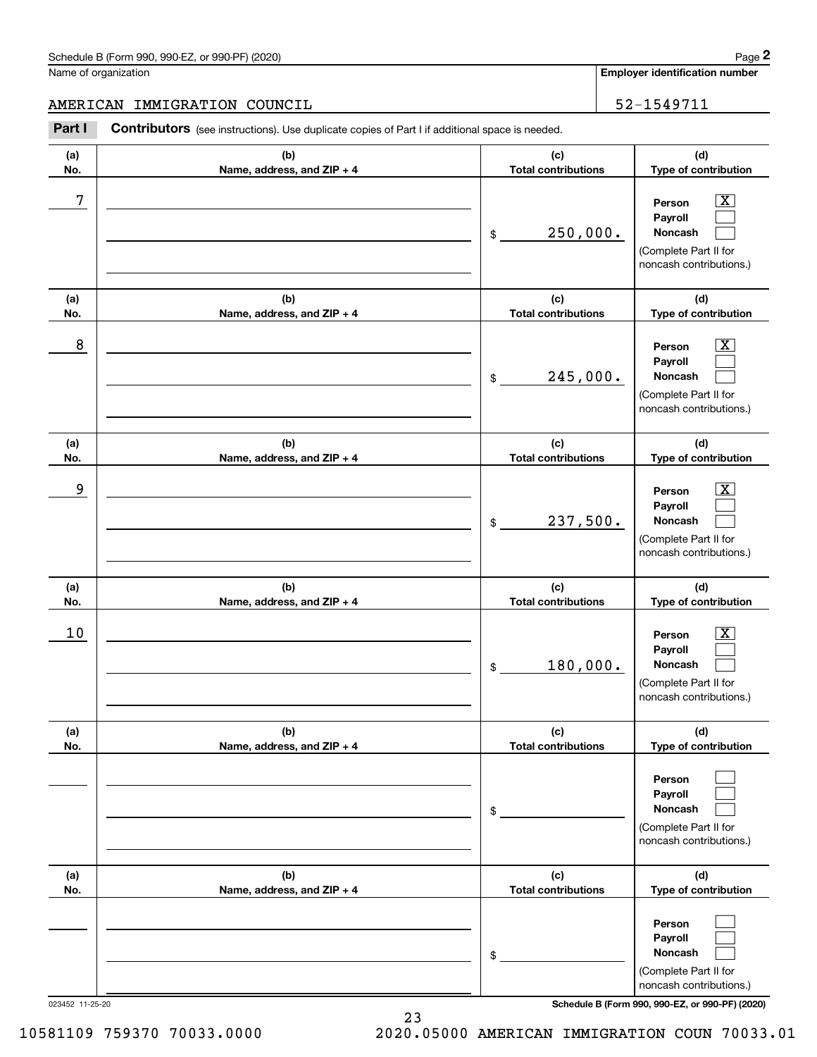Schedule B (Form 990, 990-EZ, or 990-PF) (2020) Page **2**

Name of organization: AMERICAN IMMIGRATION COUNCIL

**Employer identification number**: 52-1549711

**Part I** **Contributors** (see instructions). Use duplicate copies of Part I if additional space is needed.

| (a) No. | (b) Name, address, and ZIP + 4 | (c) Total contributions | (d) Type of contribution |
|---|---|---|---|
| 7 | | $ 250,000. | Person [X] Payroll [ ] Noncash [ ] (Complete Part II for noncash contributions.) |
| 8 | | $ 245,000. | Person [X] Payroll [ ] Noncash [ ] (Complete Part II for noncash contributions.) |
| 9 | | $ 237,500. | Person [X] Payroll [ ] Noncash [ ] (Complete Part II for noncash contributions.) |
| 10 | | $ 180,000. | Person [X] Payroll [ ] Noncash [ ] (Complete Part II for noncash contributions.) |
| | | $ | Person [ ] Payroll [ ] Noncash [ ] (Complete Part II for noncash contributions.) |
| | | $ | Person [ ] Payroll [ ] Noncash [ ] (Complete Part II for noncash contributions.) |

023452 11-25-20 **Schedule B (Form 990, 990-EZ, or 990-PF) (2020)**

10581109 759370 70033.0000 2020.05000 AMERICAN IMMIGRATION COUN 70033.01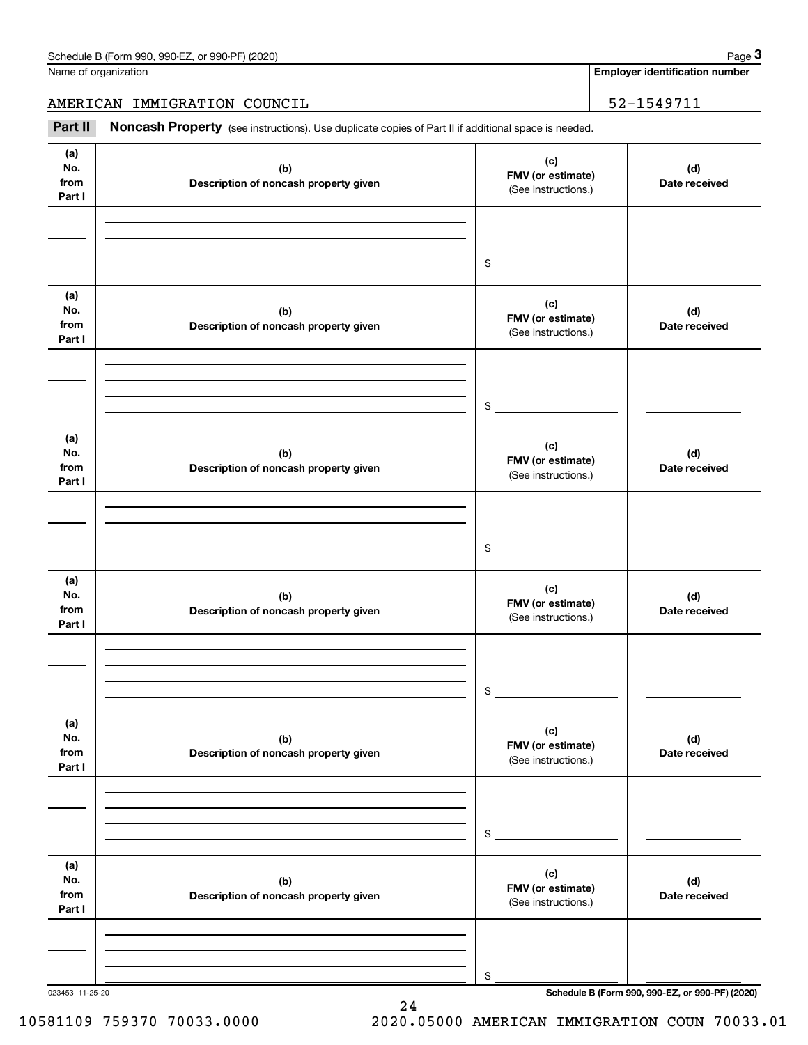Name of organization

AMERICAN IMMIGRATION COUNCIL

**Employer identification number**

52-1549711

**Part II** **Noncash Property** (see instructions). Use duplicate copies of Part II if additional space is needed.

| (a) No. from Part I | (b) Description of noncash property given | (c) FMV (or estimate) (See instructions.) | (d) Date received |
|---|---|---|---|
| | | $ | |

| (a) No. from Part I | (b) Description of noncash property given | (c) FMV (or estimate) (See instructions.) | (d) Date received |
|---|---|---|---|
| | | $ | |

| (a) No. from Part I | (b) Description of noncash property given | (c) FMV (or estimate) (See instructions.) | (d) Date received |
|---|---|---|---|
| | | $ | |

| (a) No. from Part I | (b) Description of noncash property given | (c) FMV (or estimate) (See instructions.) | (d) Date received |
|---|---|---|---|
| | | $ | |

| (a) No. from Part I | (b) Description of noncash property given | (c) FMV (or estimate) (See instructions.) | (d) Date received |
|---|---|---|---|
| | | $ | |

| (a) No. from Part I | (b) Description of noncash property given | (c) FMV (or estimate) (See instructions.) | (d) Date received |
|---|---|---|---|
| | | $ | |

**Schedule B (Form 990, 990-EZ, or 990-PF) (2020)**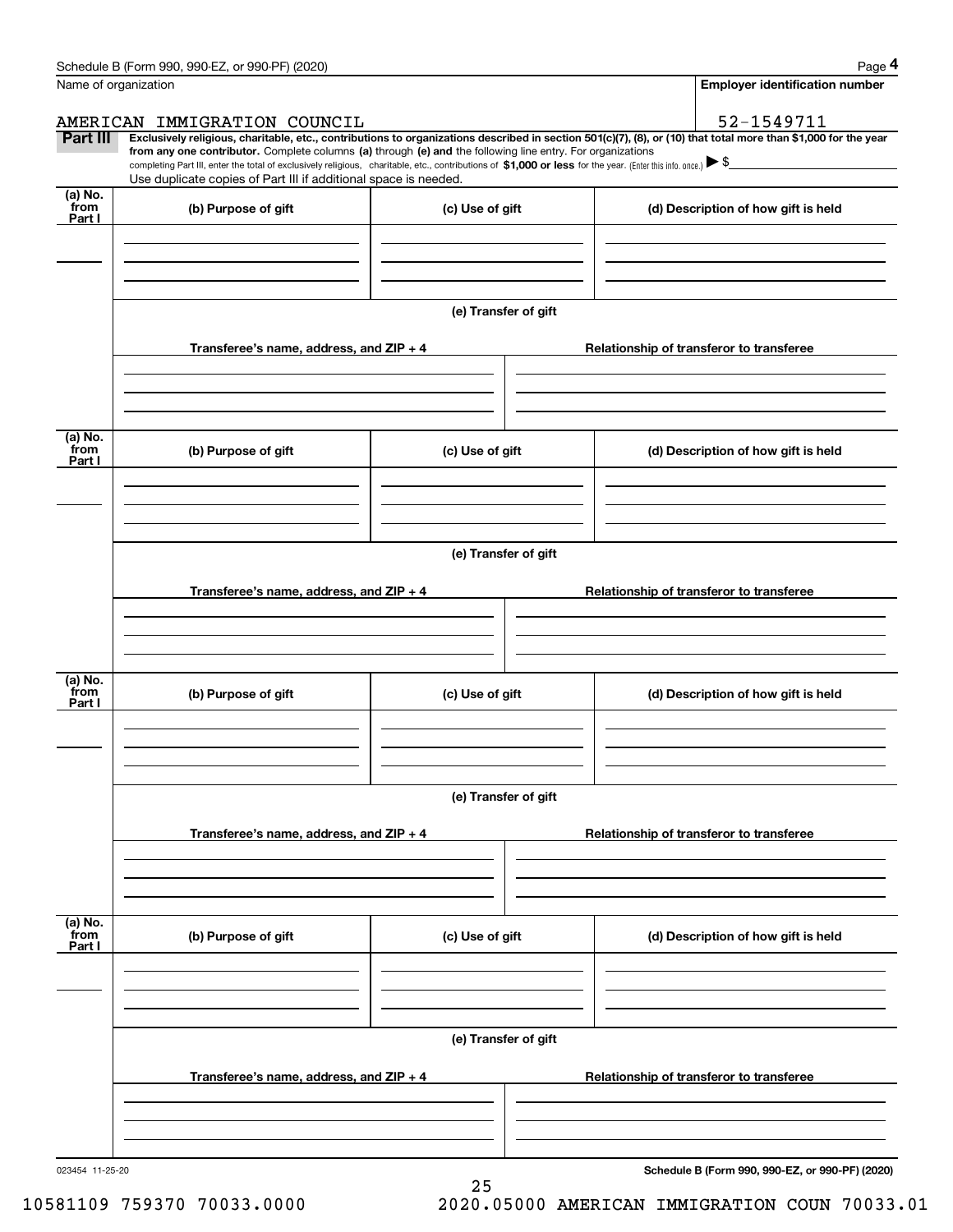Schedule B (Form 990, 990-EZ, or 990-PF) (2020)

Name of organization: AMERICAN IMMIGRATION COUNCIL

Employer identification number: 52-1549711

**Part III** **Exclusively religious, charitable, etc., contributions to organizations described in section 501(c)(7), (8), or (10) that total more than $1,000 for the year from any one contributor.** Complete columns **(a)** through **(e) and** the following line entry. For organizations completing Part III, enter the total of exclusively religious, charitable, etc., contributions of **$1,000 or less** for the year. (Enter this info. once.) ▶ $

Use duplicate copies of Part III if additional space is needed.

| (a) No. from Part I | (b) Purpose of gift | (c) Use of gift | (d) Description of how gift is held |
|---|---|---|---|
| | | | |

(e) Transfer of gift

| Transferee's name, address, and ZIP + 4 | Relationship of transferor to transferee |
|---|---|
| | |

| (a) No. from Part I | (b) Purpose of gift | (c) Use of gift | (d) Description of how gift is held |
|---|---|---|---|
| | | | |

(e) Transfer of gift

| Transferee's name, address, and ZIP + 4 | Relationship of transferor to transferee |
|---|---|
| | |

| (a) No. from Part I | (b) Purpose of gift | (c) Use of gift | (d) Description of how gift is held |
|---|---|---|---|
| | | | |

(e) Transfer of gift

| Transferee's name, address, and ZIP + 4 | Relationship of transferor to transferee |
|---|---|
| | |

| (a) No. from Part I | (b) Purpose of gift | (c) Use of gift | (d) Description of how gift is held |
|---|---|---|---|
| | | | |

(e) Transfer of gift

| Transferee's name, address, and ZIP + 4 | Relationship of transferor to transferee |
|---|---|
| | |

023454 11-25-20

**Schedule B (Form 990, 990-EZ, or 990-PF) (2020)**

10581109 759370 70033.0000 2020.05000 AMERICAN IMMIGRATION COUN 70033.01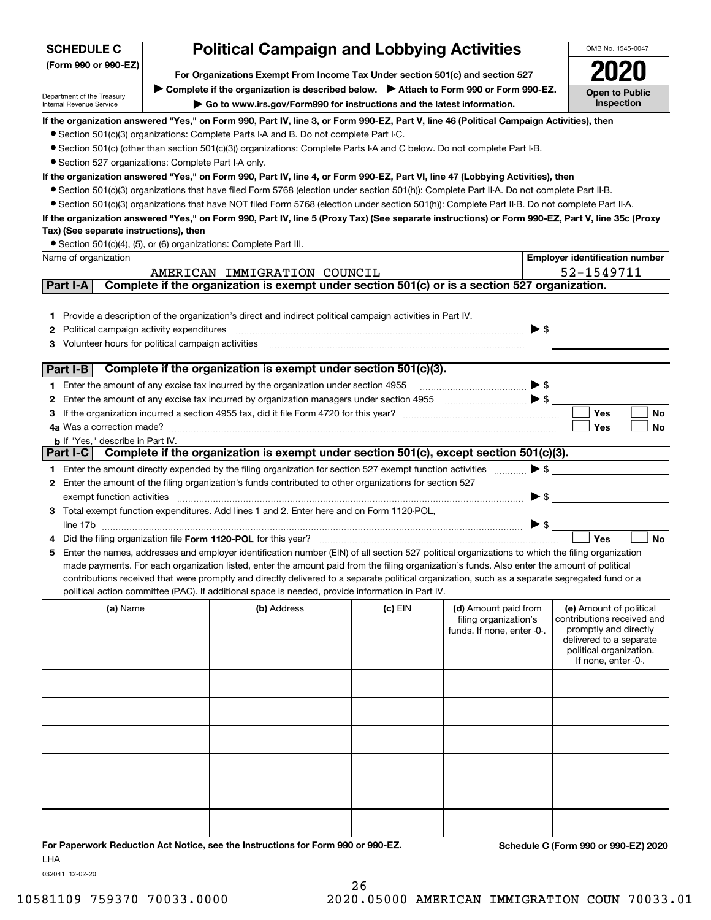# SCHEDULE C (Form 990 or 990-EZ)

## Political Campaign and Lobbying Activities

Department of the Treasury
Internal Revenue Service

**For Organizations Exempt From Income Tax Under section 501(c) and section 527**

▶ **Complete if the organization is described below.** ▶ **Attach to Form 990 or Form 990-EZ.**

▶ **Go to www.irs.gov/Form990 for instructions and the latest information.**

OMB No. 1545-0047

**2020**

**Open to Public Inspection**

**If the organization answered "Yes," on Form 990, Part IV, line 3, or Form 990-EZ, Part V, line 46 (Political Campaign Activities), then**

- Section 501(c)(3) organizations: Complete Parts I-A and B. Do not complete Part I-C.
- Section 501(c) (other than section 501(c)(3)) organizations: Complete Parts I-A and C below. Do not complete Part I-B.
- Section 527 organizations: Complete Part I-A only.

**If the organization answered "Yes," on Form 990, Part IV, line 4, or Form 990-EZ, Part VI, line 47 (Lobbying Activities), then**

- Section 501(c)(3) organizations that have filed Form 5768 (election under section 501(h)): Complete Part II-A. Do not complete Part II-B.
- Section 501(c)(3) organizations that have NOT filed Form 5768 (election under section 501(h)): Complete Part II-B. Do not complete Part II-A.

**If the organization answered "Yes," on Form 990, Part IV, line 5 (Proxy Tax) (See separate instructions) or Form 990-EZ, Part V, line 35c (Proxy Tax) (See separate instructions), then**

- Section 501(c)(4), (5), or (6) organizations: Complete Part III.

| Name of organization | Employer identification number |
|---|---|
| AMERICAN IMMIGRATION COUNCIL | 52-1549711 |

### Part I-A — Complete if the organization is exempt under section 501(c) or is a section 527 organization.

1. Provide a description of the organization's direct and indirect political campaign activities in Part IV.
2. Political campaign activity expenditures ▶ $
3. Volunteer hours for political campaign activities

### Part I-B — Complete if the organization is exempt under section 501(c)(3).

1. Enter the amount of any excise tax incurred by the organization under section 4955 ▶ $
2. Enter the amount of any excise tax incurred by organization managers under section 4955 ▶ $
3. If the organization incurred a section 4955 tax, did it file Form 4720 for this year? ☐ Yes ☐ No

4a. Was a correction made? ☐ Yes ☐ No

b. If "Yes," describe in Part IV.

### Part I-C — Complete if the organization is exempt under section 501(c), except section 501(c)(3).

1. Enter the amount directly expended by the filing organization for section 527 exempt function activities ▶ $
2. Enter the amount of the filing organization's funds contributed to other organizations for section 527 exempt function activities ▶ $
3. Total exempt function expenditures. Add lines 1 and 2. Enter here and on Form 1120-POL, line 17b ▶ $
4. Did the filing organization file **Form 1120-POL** for this year? ☐ Yes ☐ No
5. Enter the names, addresses and employer identification number (EIN) of all section 527 political organizations to which the filing organization made payments. For each organization listed, enter the amount paid from the filing organization's funds. Also enter the amount of political contributions received that were promptly and directly delivered to a separate political organization, such as a separate segregated fund or a political action committee (PAC). If additional space is needed, provide information in Part IV.

| (a) Name | (b) Address | (c) EIN | (d) Amount paid from filing organization's funds. If none, enter -0-. | (e) Amount of political contributions received and promptly and directly delivered to a separate political organization. If none, enter -0-. |
|---|---|---|---|---|
| | | | | |
| | | | | |
| | | | | |
| | | | | |
| | | | | |
| | | | | |

**For Paperwork Reduction Act Notice, see the Instructions for Form 990 or 990-EZ.**

**Schedule C (Form 990 or 990-EZ) 2020**

LHA

032041 12-02-20

10581109 759370 70033.0000 2020.05000 AMERICAN IMMIGRATION COUN 70033.01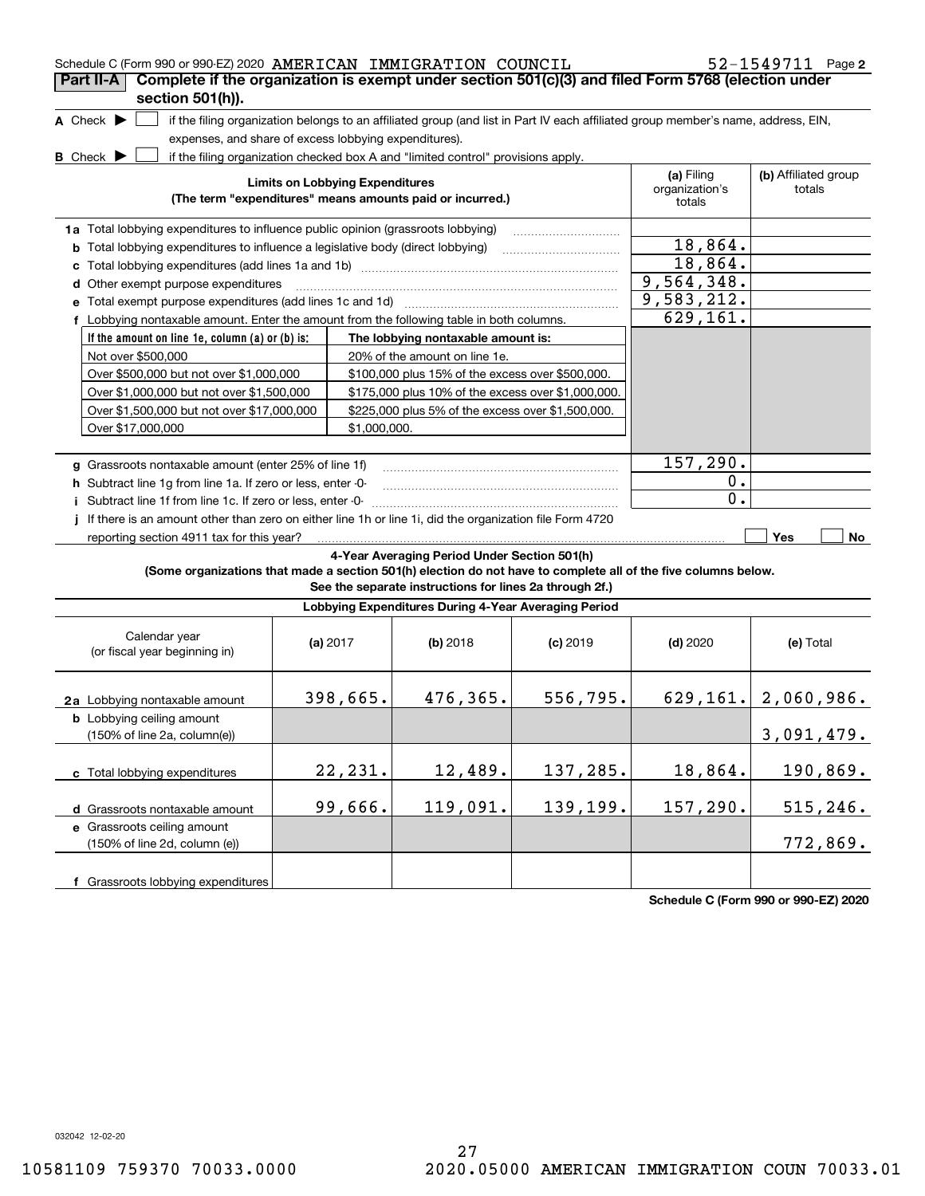Schedule C (Form 990 or 990-EZ) 2020 AMERICAN IMMIGRATION COUNCIL 52-1549711 Page 2

## Part II-A Complete if the organization is exempt under section 501(c)(3) and filed Form 5768 (election under section 501(h)).

**A** Check ▶ ☐ if the filing organization belongs to an affiliated group (and list in Part IV each affiliated group member's name, address, EIN, expenses, and share of excess lobbying expenditures).

**B** Check ▶ ☐ if the filing organization checked box A and "limited control" provisions apply.

| Limits on Lobbying Expenditures (The term "expenditures" means amounts paid or incurred.) | (a) Filing organization's totals | (b) Affiliated group totals |
|---|---|---|
| **1a** Total lobbying expenditures to influence public opinion (grassroots lobbying) | | |
| **b** Total lobbying expenditures to influence a legislative body (direct lobbying) | 18,864. | |
| **c** Total lobbying expenditures (add lines 1a and 1b) | 18,864. | |
| **d** Other exempt purpose expenditures | 9,564,348. | |
| **e** Total exempt purpose expenditures (add lines 1c and 1d) | 9,583,212. | |
| **f** Lobbying nontaxable amount. Enter the amount from the following table in both columns. | 629,161. | |

| If the amount on line 1e, column (a) or (b) is: | The lobbying nontaxable amount is: |
|---|---|
| Not over $500,000 | 20% of the amount on line 1e. |
| Over $500,000 but not over $1,000,000 | $100,000 plus 15% of the excess over $500,000. |
| Over $1,000,000 but not over $1,500,000 | $175,000 plus 10% of the excess over $1,000,000. |
| Over $1,500,000 but not over $17,000,000 | $225,000 plus 5% of the excess over $1,500,000. |
| Over $17,000,000 | $1,000,000. |

| | (a) Filing organization's totals | (b) Affiliated group totals |
|---|---|---|
| **g** Grassroots nontaxable amount (enter 25% of line 1f) | 157,290. | |
| **h** Subtract line 1g from line 1a. If zero or less, enter -0- | 0. | |
| **i** Subtract line 1f from line 1c. If zero or less, enter -0- | 0. | |

**j** If there is an amount other than zero on either line 1h or line 1i, did the organization file Form 4720 reporting section 4911 tax for this year? ☐ Yes ☐ No

### 4-Year Averaging Period Under Section 501(h)

**(Some organizations that made a section 501(h) election do not have to complete all of the five columns below. See the separate instructions for lines 2a through 2f.)**

| Lobbying Expenditures During 4-Year Averaging Period | | | | | |
|---|---|---|---|---|---|
| Calendar year (or fiscal year beginning in) | (a) 2017 | (b) 2018 | (c) 2019 | (d) 2020 | (e) Total |
| **2a** Lobbying nontaxable amount | 398,665. | 476,365. | 556,795. | 629,161. | 2,060,986. |
| **b** Lobbying ceiling amount (150% of line 2a, column(e)) | | | | | 3,091,479. |
| **c** Total lobbying expenditures | 22,231. | 12,489. | 137,285. | 18,864. | 190,869. |
| **d** Grassroots nontaxable amount | 99,666. | 119,091. | 139,199. | 157,290. | 515,246. |
| **e** Grassroots ceiling amount (150% of line 2d, column (e)) | | | | | 772,869. |
| **f** Grassroots lobbying expenditures | | | | | |

**Schedule C (Form 990 or 990-EZ) 2020**

032042 12-02-20

10581109 759370 70033.0000 2020.05000 AMERICAN IMMIGRATION COUN 70033.01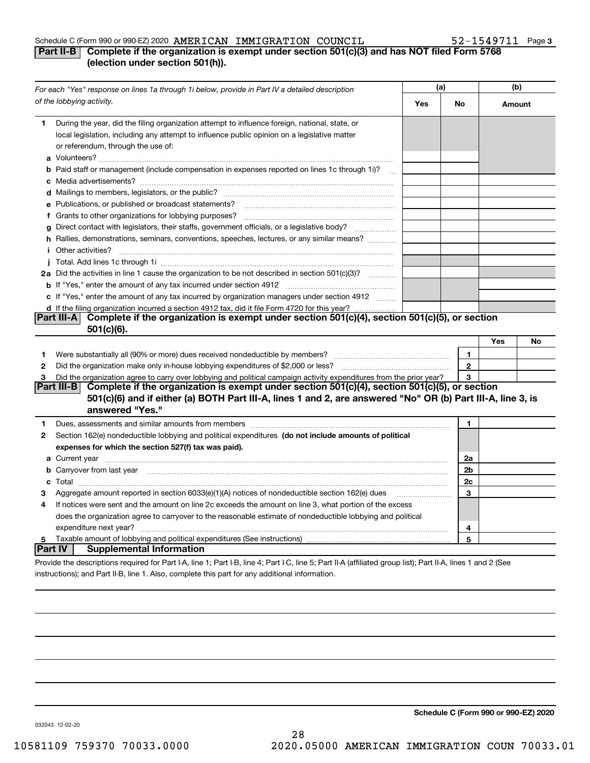Schedule C (Form 990 or 990-EZ) 2020 AMERICAN IMMIGRATION COUNCIL 52-1549711 Page 3

## Part II-B Complete if the organization is exempt under section 501(c)(3) and has NOT filed Form 5768 (election under section 501(h)).

| *For each "Yes" response on lines 1a through 1i below, provide in Part IV a detailed description of the lobbying activity.* | (a) Yes | (a) No | (b) Amount |
|---|---|---|---|
| **1** During the year, did the filing organization attempt to influence foreign, national, state, or local legislation, including any attempt to influence public opinion on a legislative matter or referendum, through the use of: | | | |
| **a** Volunteers? | | | |
| **b** Paid staff or management (include compensation in expenses reported on lines 1c through 1i)? | | | |
| **c** Media advertisements? | | | |
| **d** Mailings to members, legislators, or the public? | | | |
| **e** Publications, or published or broadcast statements? | | | |
| **f** Grants to other organizations for lobbying purposes? | | | |
| **g** Direct contact with legislators, their staffs, government officials, or a legislative body? | | | |
| **h** Rallies, demonstrations, seminars, conventions, speeches, lectures, or any similar means? | | | |
| **i** Other activities? | | | |
| **j** Total. Add lines 1c through 1i | | | |
| **2a** Did the activities in line 1 cause the organization to be not described in section 501(c)(3)? | | | |
| **b** If "Yes," enter the amount of any tax incurred under section 4912 | | | |
| **c** If "Yes," enter the amount of any tax incurred by organization managers under section 4912 | | | |
| **d** If the filing organization incurred a section 4912 tax, did it file Form 4720 for this year? | | | |

## Part III-A Complete if the organization is exempt under section 501(c)(4), section 501(c)(5), or section 501(c)(6).

| | | | Yes | No |
|---|---|---|---|---|
| **1** | Were substantially all (90% or more) dues received nondeductible by members? | 1 | | |
| **2** | Did the organization make only in-house lobbying expenditures of $2,000 or less? | 2 | | |
| **3** | Did the organization agree to carry over lobbying and political campaign activity expenditures from the prior year? | 3 | | |

## Part III-B Complete if the organization is exempt under section 501(c)(4), section 501(c)(5), or section 501(c)(6) and if either (a) BOTH Part III-A, lines 1 and 2, are answered "No" OR (b) Part III-A, line 3, is answered "Yes."

| | | | |
|---|---|---|---|
| **1** | Dues, assessments and similar amounts from members | 1 | |
| **2** | Section 162(e) nondeductible lobbying and political expenditures **(do not include amounts of political expenses for which the section 527(f) tax was paid).** | | |
| **a** | Current year | 2a | |
| **b** | Carryover from last year | 2b | |
| **c** | Total | 2c | |
| **3** | Aggregate amount reported in section 6033(e)(1)(A) notices of nondeductible section 162(e) dues | 3 | |
| **4** | If notices were sent and the amount on line 2c exceeds the amount on line 3, what portion of the excess does the organization agree to carryover to the reasonable estimate of nondeductible lobbying and political expenditure next year? | 4 | |
| **5** | Taxable amount of lobbying and political expenditures (See instructions) | 5 | |

## Part IV Supplemental Information

Provide the descriptions required for Part I-A, line 1; Part I-B, line 4; Part I-C, line 5; Part II-A (affiliated group list); Part II-A, lines 1 and 2 (See instructions); and Part II-B, line 1. Also, complete this part for any additional information.

**Schedule C (Form 990 or 990-EZ) 2020**

032043 12-02-20

10581109 759370 70033.0000 2020.05000 AMERICAN IMMIGRATION COUN 70033.01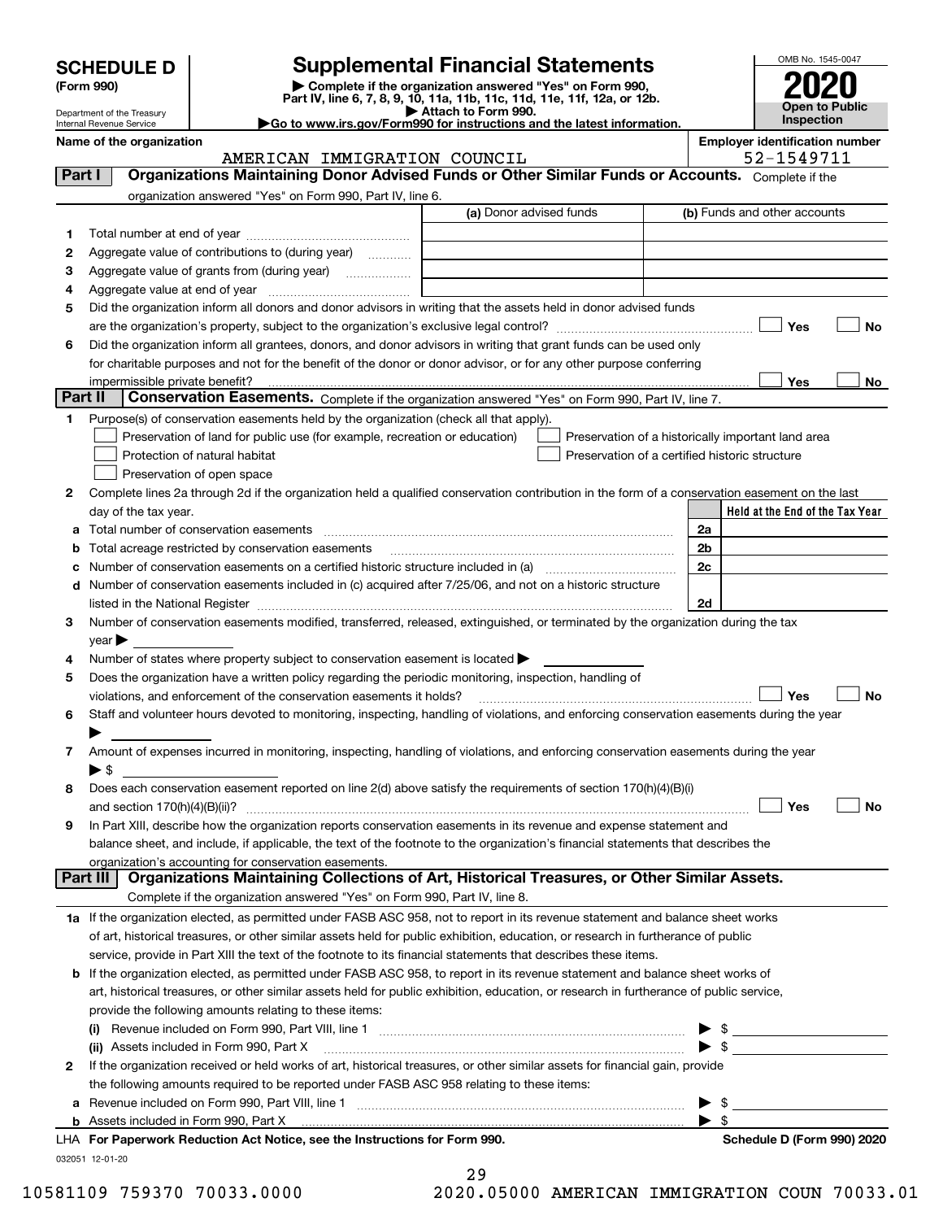# SCHEDULE D (Form 990)

Department of the Treasury
Internal Revenue Service

## Supplemental Financial Statements

▶ Complete if the organization answered "Yes" on Form 990, Part IV, line 6, 7, 8, 9, 10, 11a, 11b, 11c, 11d, 11e, 11f, 12a, or 12b.
▶ Attach to Form 990.
▶Go to www.irs.gov/Form990 for instructions and the latest information.

OMB No. 1545-0047

**2020**

**Open to Public Inspection**

**Name of the organization:** AMERICAN IMMIGRATION COUNCIL

**Employer identification number:** 52-1549711

### Part I — Organizations Maintaining Donor Advised Funds or Other Similar Funds or Accounts.
Complete if the organization answered "Yes" on Form 990, Part IV, line 6.

| | | (a) Donor advised funds | (b) Funds and other accounts |
|---|---|---|---|
| 1 | Total number at end of year | | |
| 2 | Aggregate value of contributions to (during year) | | |
| 3 | Aggregate value of grants from (during year) | | |
| 4 | Aggregate value at end of year | | |

5 Did the organization inform all donors and donor advisors in writing that the assets held in donor advised funds are the organization's property, subject to the organization's exclusive legal control? ☐ Yes ☐ No

6 Did the organization inform all grantees, donors, and donor advisors in writing that grant funds can be used only for charitable purposes and not for the benefit of the donor or donor advisor, or for any other purpose conferring impermissible private benefit? ☐ Yes ☐ No

### Part II — Conservation Easements.
Complete if the organization answered "Yes" on Form 990, Part IV, line 7.

1 Purpose(s) of conservation easements held by the organization (check all that apply).

- ☐ Preservation of land for public use (for example, recreation or education)
- ☐ Protection of natural habitat
- ☐ Preservation of open space
- ☐ Preservation of a historically important land area
- ☐ Preservation of a certified historic structure

2 Complete lines 2a through 2d if the organization held a qualified conservation contribution in the form of a conservation easement on the last day of the tax year.

| | | | Held at the End of the Tax Year |
|---|---|---|---|
| a | Total number of conservation easements | 2a | |
| b | Total acreage restricted by conservation easements | 2b | |
| c | Number of conservation easements on a certified historic structure included in (a) | 2c | |
| d | Number of conservation easements included in (c) acquired after 7/25/06, and not on a historic structure listed in the National Register | 2d | |

3 Number of conservation easements modified, transferred, released, extinguished, or terminated by the organization during the tax year ▶

4 Number of states where property subject to conservation easement is located ▶

5 Does the organization have a written policy regarding the periodic monitoring, inspection, handling of violations, and enforcement of the conservation easements it holds? ☐ Yes ☐ No

6 Staff and volunteer hours devoted to monitoring, inspecting, handling of violations, and enforcing conservation easements during the year ▶

7 Amount of expenses incurred in monitoring, inspecting, handling of violations, and enforcing conservation easements during the year ▶ $

8 Does each conservation easement reported on line 2(d) above satisfy the requirements of section 170(h)(4)(B)(i) and section 170(h)(4)(B)(ii)? ☐ Yes ☐ No

9 In Part XIII, describe how the organization reports conservation easements in its revenue and expense statement and balance sheet, and include, if applicable, the text of the footnote to the organization's financial statements that describes the organization's accounting for conservation easements.

### Part III — Organizations Maintaining Collections of Art, Historical Treasures, or Other Similar Assets.
Complete if the organization answered "Yes" on Form 990, Part IV, line 8.

1a If the organization elected, as permitted under FASB ASC 958, not to report in its revenue statement and balance sheet works of art, historical treasures, or other similar assets held for public exhibition, education, or research in furtherance of public service, provide in Part XIII the text of the footnote to its financial statements that describes these items.

b If the organization elected, as permitted under FASB ASC 958, to report in its revenue statement and balance sheet works of art, historical treasures, or other similar assets held for public exhibition, education, or research in furtherance of public service, provide the following amounts relating to these items:

(i) Revenue included on Form 990, Part VIII, line 1 ▶ $

(ii) Assets included in Form 990, Part X ▶ $

2 If the organization received or held works of art, historical treasures, or other similar assets for financial gain, provide the following amounts required to be reported under FASB ASC 958 relating to these items:

a Revenue included on Form 990, Part VIII, line 1 ▶ $

b Assets included in Form 990, Part X ▶ $

LHA For Paperwork Reduction Act Notice, see the Instructions for Form 990. Schedule D (Form 990) 2020

032051 12-01-20

10581109 759370 70033.0000 2020.05000 AMERICAN IMMIGRATION COUN 70033.01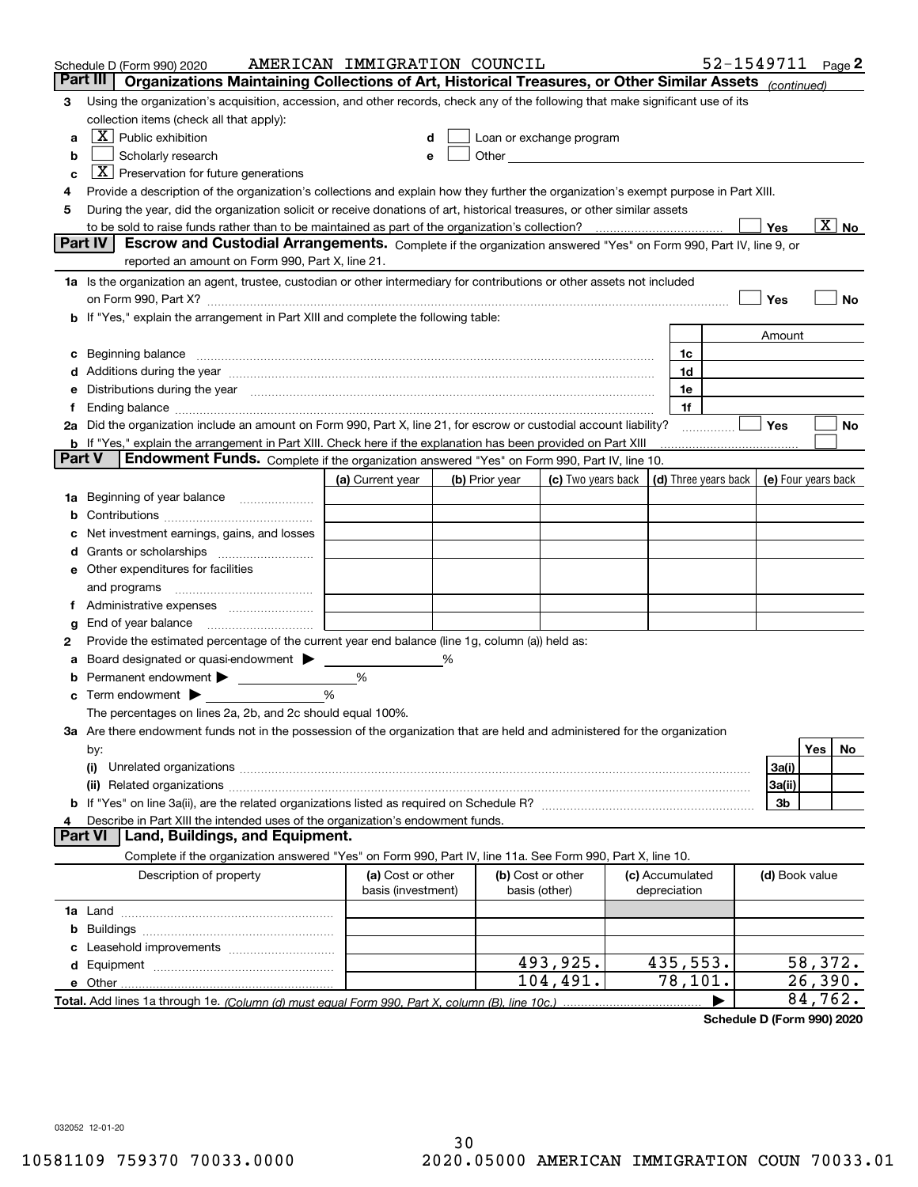Schedule D (Form 990) 2020 AMERICAN IMMIGRATION COUNCIL 52-1549711 Page 2

## Part III Organizations Maintaining Collections of Art, Historical Treasures, or Other Similar Assets *(continued)*

**3** Using the organization's acquisition, accession, and other records, check any of the following that make significant use of its collection items (check all that apply):

- **a** [X] Public exhibition
- **b** [ ] Scholarly research
- **c** [X] Preservation for future generations
- **d** [ ] Loan or exchange program
- **e** [ ] Other

**4** Provide a description of the organization's collections and explain how they further the organization's exempt purpose in Part XIII.

**5** During the year, did the organization solicit or receive donations of art, historical treasures, or other similar assets to be sold to raise funds rather than to be maintained as part of the organization's collection? [ ] Yes [X] No

## Part IV Escrow and Custodial Arrangements.

Complete if the organization answered "Yes" on Form 990, Part IV, line 9, or reported an amount on Form 990, Part X, line 21.

**1a** Is the organization an agent, trustee, custodian or other intermediary for contributions or other assets not included on Form 990, Part X? [ ] Yes [ ] No

**b** If "Yes," explain the arrangement in Part XIII and complete the following table:

| | | Amount |
|---|---|---|
| **c** Beginning balance | 1c | |
| **d** Additions during the year | 1d | |
| **e** Distributions during the year | 1e | |
| **f** Ending balance | 1f | |

**2a** Did the organization include an amount on Form 990, Part X, line 21, for escrow or custodial account liability? [ ] Yes [ ] No

**b** If "Yes," explain the arrangement in Part XIII. Check here if the explanation has been provided on Part XIII [ ]

## Part V Endowment Funds.

Complete if the organization answered "Yes" on Form 990, Part IV, line 10.

| | (a) Current year | (b) Prior year | (c) Two years back | (d) Three years back | (e) Four years back |
|---|---|---|---|---|---|
| **1a** Beginning of year balance | | | | | |
| **b** Contributions | | | | | |
| **c** Net investment earnings, gains, and losses | | | | | |
| **d** Grants or scholarships | | | | | |
| **e** Other expenditures for facilities and programs | | | | | |
| **f** Administrative expenses | | | | | |
| **g** End of year balance | | | | | |

**2** Provide the estimated percentage of the current year end balance (line 1g, column (a)) held as:

- **a** Board designated or quasi-endowment ▶ _____ %
- **b** Permanent endowment ▶ _____ %
- **c** Term endowment ▶ _____ %

The percentages on lines 2a, 2b, and 2c should equal 100%.

**3a** Are there endowment funds not in the possession of the organization that are held and administered for the organization by:

| | | Yes | No |
|---|---|---|---|
| (i) Unrelated organizations | 3a(i) | | |
| (ii) Related organizations | 3a(ii) | | |
| **b** If "Yes" on line 3a(ii), are the related organizations listed as required on Schedule R? | 3b | | |

**4** Describe in Part XIII the intended uses of the organization's endowment funds.

## Part VI Land, Buildings, and Equipment.

Complete if the organization answered "Yes" on Form 990, Part IV, line 11a. See Form 990, Part X, line 10.

| Description of property | (a) Cost or other basis (investment) | (b) Cost or other basis (other) | (c) Accumulated depreciation | (d) Book value |
|---|---|---|---|---|
| **1a** Land | | | | |
| **b** Buildings | | | | |
| **c** Leasehold improvements | | | | |
| **d** Equipment | | 493,925. | 435,553. | 58,372. |
| **e** Other | | 104,491. | 78,101. | 26,390. |
| **Total.** Add lines 1a through 1e. *(Column (d) must equal Form 990, Part X, column (B), line 10c.)* | | | ▶ | 84,762. |

**Schedule D (Form 990) 2020**

032052 12-01-20

10581109 759370 70033.0000 2020.05000 AMERICAN IMMIGRATION COUN 70033.01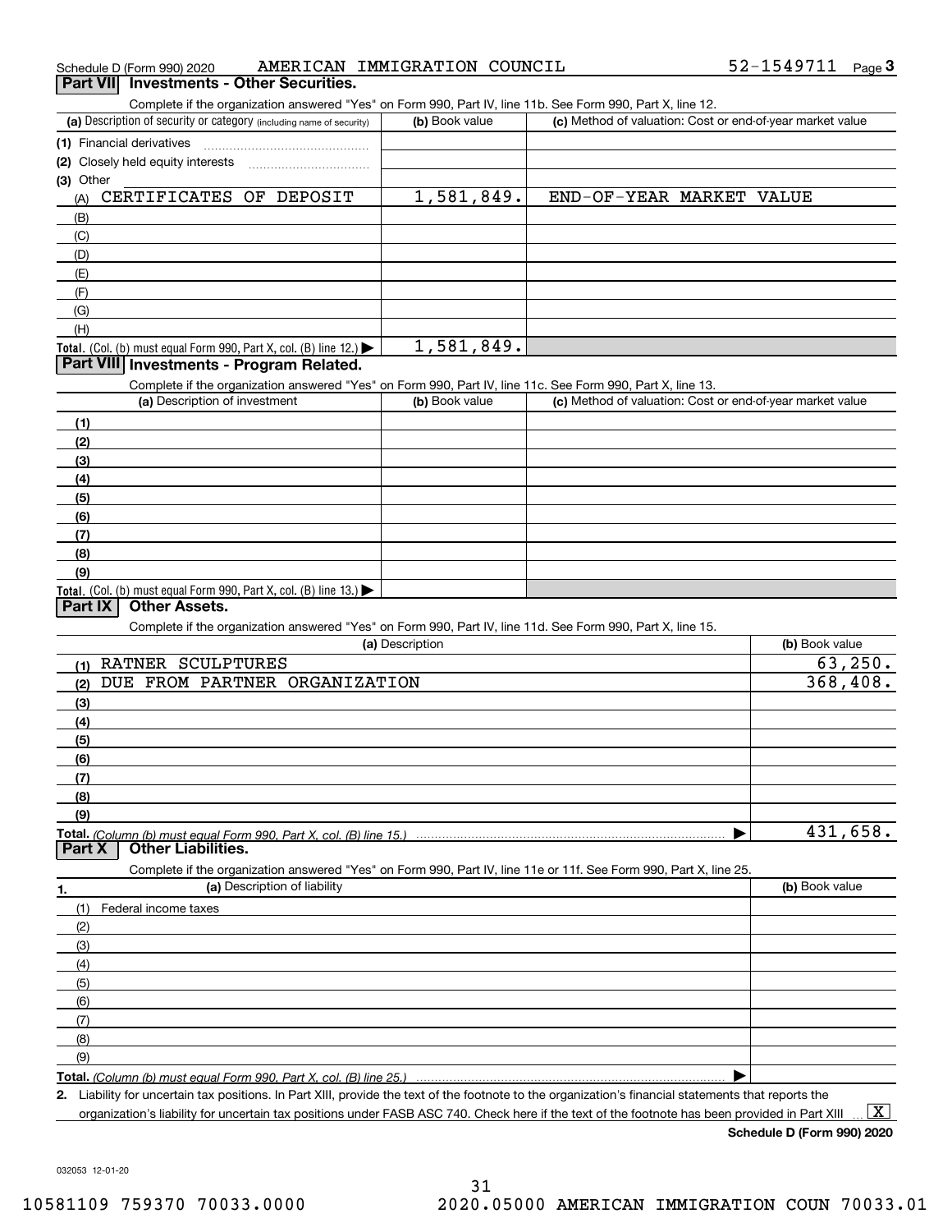Schedule D (Form 990) 2020 AMERICAN IMMIGRATION COUNCIL 52-1549711 Page 3

## Part VII Investments - Other Securities.

Complete if the organization answered "Yes" on Form 990, Part IV, line 11b. See Form 990, Part X, line 12.

| (a) Description of security or category (including name of security) | (b) Book value | (c) Method of valuation: Cost or end-of-year market value |
|---|---|---|
| (1) Financial derivatives | | |
| (2) Closely held equity interests | | |
| (3) Other | | |
| (A) CERTIFICATES OF DEPOSIT | 1,581,849. | END-OF-YEAR MARKET VALUE |
| (B) | | |
| (C) | | |
| (D) | | |
| (E) | | |
| (F) | | |
| (G) | | |
| (H) | | |
| **Total.** (Col. (b) must equal Form 990, Part X, col. (B) line 12.) ▶ | 1,581,849. | |

## Part VIII Investments - Program Related.

Complete if the organization answered "Yes" on Form 990, Part IV, line 11c. See Form 990, Part X, line 13.

| (a) Description of investment | (b) Book value | (c) Method of valuation: Cost or end-of-year market value |
|---|---|---|
| (1) | | |
| (2) | | |
| (3) | | |
| (4) | | |
| (5) | | |
| (6) | | |
| (7) | | |
| (8) | | |
| (9) | | |
| **Total.** (Col. (b) must equal Form 990, Part X, col. (B) line 13.) ▶ | | |

## Part IX Other Assets.

Complete if the organization answered "Yes" on Form 990, Part IV, line 11d. See Form 990, Part X, line 15.

| (a) Description | (b) Book value |
|---|---|
| (1) RATNER SCULPTURES | 63,250. |
| (2) DUE FROM PARTNER ORGANIZATION | 368,408. |
| (3) | |
| (4) | |
| (5) | |
| (6) | |
| (7) | |
| (8) | |
| (9) | |
| **Total.** *(Column (b) must equal Form 990, Part X, col. (B) line 15.)* ▶ | 431,658. |

## Part X Other Liabilities.

Complete if the organization answered "Yes" on Form 990, Part IV, line 11e or 11f. See Form 990, Part X, line 25.

| 1. (a) Description of liability | (b) Book value |
|---|---|
| (1) Federal income taxes | |
| (2) | |
| (3) | |
| (4) | |
| (5) | |
| (6) | |
| (7) | |
| (8) | |
| (9) | |
| **Total.** *(Column (b) must equal Form 990, Part X, col. (B) line 25.)* ▶ | |

**2.** Liability for uncertain tax positions. In Part XIII, provide the text of the footnote to the organization's financial statements that reports the organization's liability for uncertain tax positions under FASB ASC 740. Check here if the text of the footnote has been provided in Part XIII ... [X]

**Schedule D (Form 990) 2020**

032053 12-01-20

10581109 759370 70033.0000 2020.05000 AMERICAN IMMIGRATION COUN 70033.01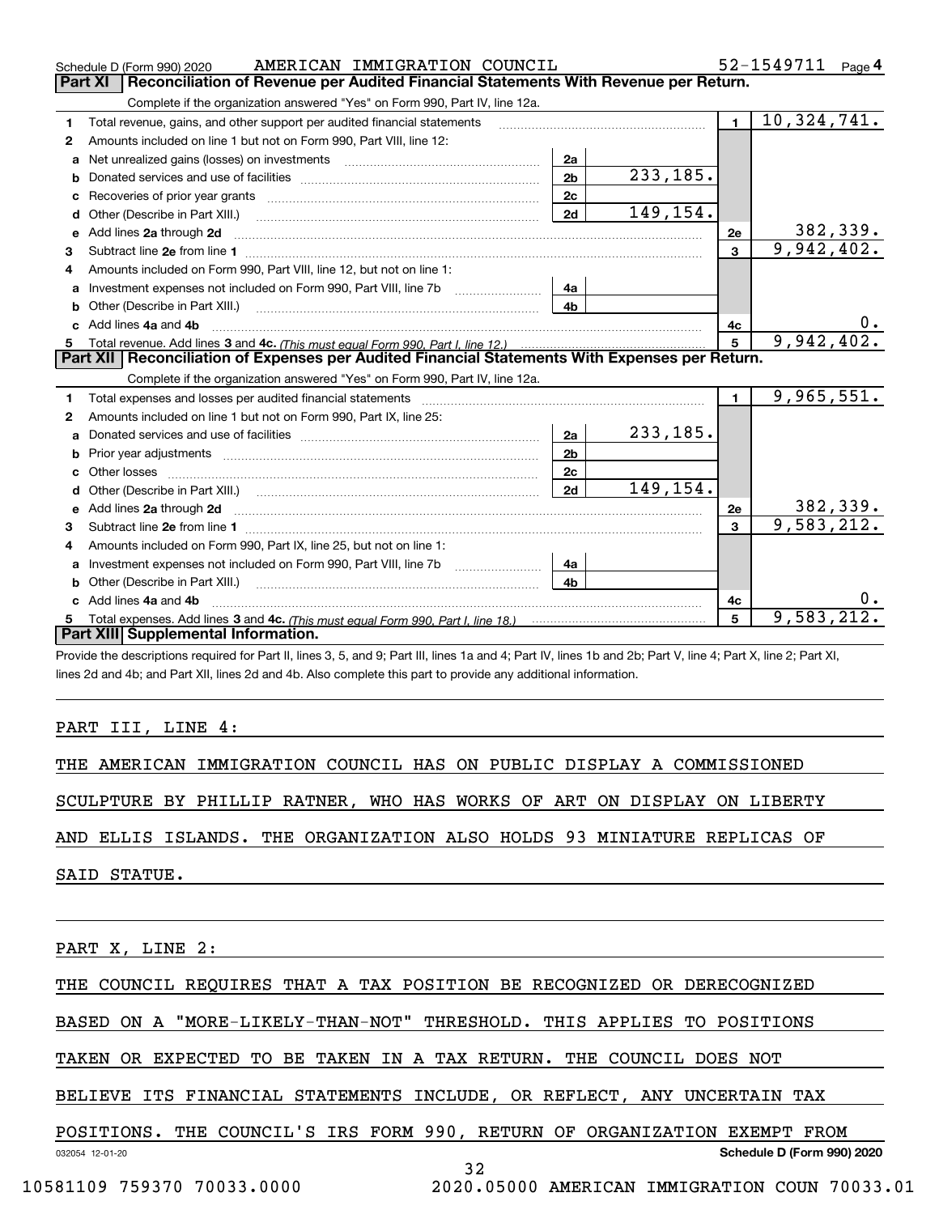Schedule D (Form 990) 2020 AMERICAN IMMIGRATION COUNCIL 52-1549711 Page 4

## Part XI Reconciliation of Revenue per Audited Financial Statements With Revenue per Return.

Complete if the organization answered "Yes" on Form 990, Part IV, line 12a.

| | | | | | |
|---|---|---|---|---|---|
| 1 | Total revenue, gains, and other support per audited financial statements | | | 1 | 10,324,741. |
| 2 | Amounts included on line 1 but not on Form 990, Part VIII, line 12: | | | | |
| a | Net unrealized gains (losses) on investments | 2a | | | |
| b | Donated services and use of facilities | 2b | 233,185. | | |
| c | Recoveries of prior year grants | 2c | | | |
| d | Other (Describe in Part XIII.) | 2d | 149,154. | | |
| e | Add lines 2a through 2d | | | 2e | 382,339. |
| 3 | Subtract line 2e from line 1 | | | 3 | 9,942,402. |
| 4 | Amounts included on Form 990, Part VIII, line 12, but not on line 1: | | | | |
| a | Investment expenses not included on Form 990, Part VIII, line 7b | 4a | | | |
| b | Other (Describe in Part XIII.) | 4b | | | |
| c | Add lines 4a and 4b | | | 4c | 0. |
| 5 | Total revenue. Add lines 3 and 4c. *(This must equal Form 990, Part I, line 12.)* | | | 5 | 9,942,402. |

## Part XII Reconciliation of Expenses per Audited Financial Statements With Expenses per Return.

Complete if the organization answered "Yes" on Form 990, Part IV, line 12a.

| | | | | | |
|---|---|---|---|---|---|
| 1 | Total expenses and losses per audited financial statements | | | 1 | 9,965,551. |
| 2 | Amounts included on line 1 but not on Form 990, Part IX, line 25: | | | | |
| a | Donated services and use of facilities | 2a | 233,185. | | |
| b | Prior year adjustments | 2b | | | |
| c | Other losses | 2c | | | |
| d | Other (Describe in Part XIII.) | 2d | 149,154. | | |
| e | Add lines 2a through 2d | | | 2e | 382,339. |
| 3 | Subtract line 2e from line 1 | | | 3 | 9,583,212. |
| 4 | Amounts included on Form 990, Part IX, line 25, but not on line 1: | | | | |
| a | Investment expenses not included on Form 990, Part VIII, line 7b | 4a | | | |
| b | Other (Describe in Part XIII.) | 4b | | | |
| c | Add lines 4a and 4b | | | 4c | 0. |
| 5 | Total expenses. Add lines 3 and 4c. *(This must equal Form 990, Part I, line 18.)* | | | 5 | 9,583,212. |

## Part XIII Supplemental Information.

Provide the descriptions required for Part II, lines 3, 5, and 9; Part III, lines 1a and 4; Part IV, lines 1b and 2b; Part V, line 4; Part X, line 2; Part XI, lines 2d and 4b; and Part XII, lines 2d and 4b. Also complete this part to provide any additional information.

PART III, LINE 4:

THE AMERICAN IMMIGRATION COUNCIL HAS ON PUBLIC DISPLAY A COMMISSIONED SCULPTURE BY PHILLIP RATNER, WHO HAS WORKS OF ART ON DISPLAY ON LIBERTY AND ELLIS ISLANDS. THE ORGANIZATION ALSO HOLDS 93 MINIATURE REPLICAS OF SAID STATUE.

PART X, LINE 2:

THE COUNCIL REQUIRES THAT A TAX POSITION BE RECOGNIZED OR DERECOGNIZED BASED ON A "MORE-LIKELY-THAN-NOT" THRESHOLD. THIS APPLIES TO POSITIONS TAKEN OR EXPECTED TO BE TAKEN IN A TAX RETURN. THE COUNCIL DOES NOT BELIEVE ITS FINANCIAL STATEMENTS INCLUDE, OR REFLECT, ANY UNCERTAIN TAX POSITIONS. THE COUNCIL'S IRS FORM 990, RETURN OF ORGANIZATION EXEMPT FROM

032054 12-01-20 Schedule D (Form 990) 2020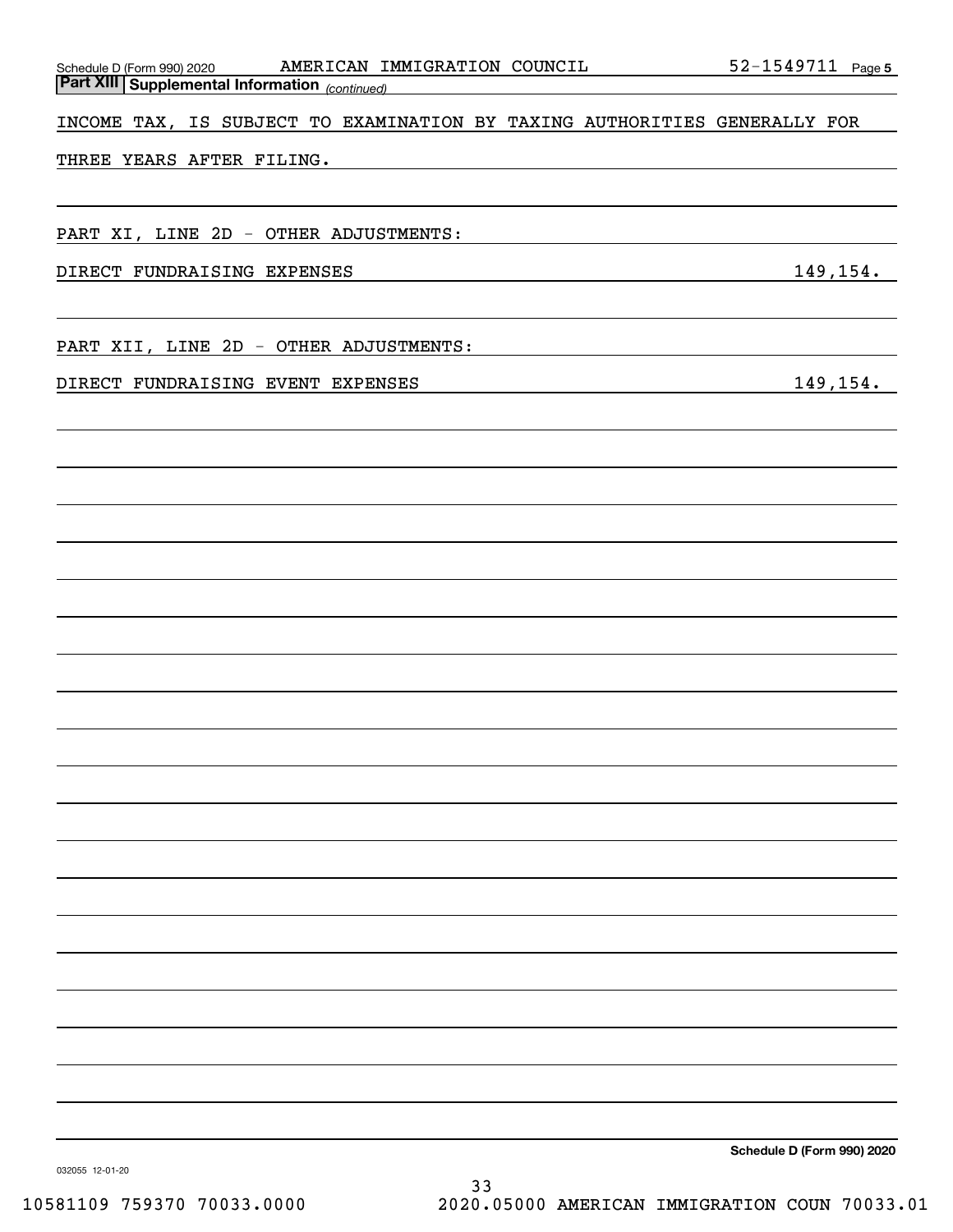Schedule D (Form 990) 2020 AMERICAN IMMIGRATION COUNCIL 52-1549711 Page 5

**Part XIII Supplemental Information** *(continued)*

INCOME TAX, IS SUBJECT TO EXAMINATION BY TAXING AUTHORITIES GENERALLY FOR THREE YEARS AFTER FILING.

PART XI, LINE 2D - OTHER ADJUSTMENTS:

| | |
|---|---|
| DIRECT FUNDRAISING EXPENSES | 149,154. |

PART XII, LINE 2D - OTHER ADJUSTMENTS:

| | |
|---|---|
| DIRECT FUNDRAISING EVENT EXPENSES | 149,154. |

**Schedule D (Form 990) 2020**

032055 12-01-20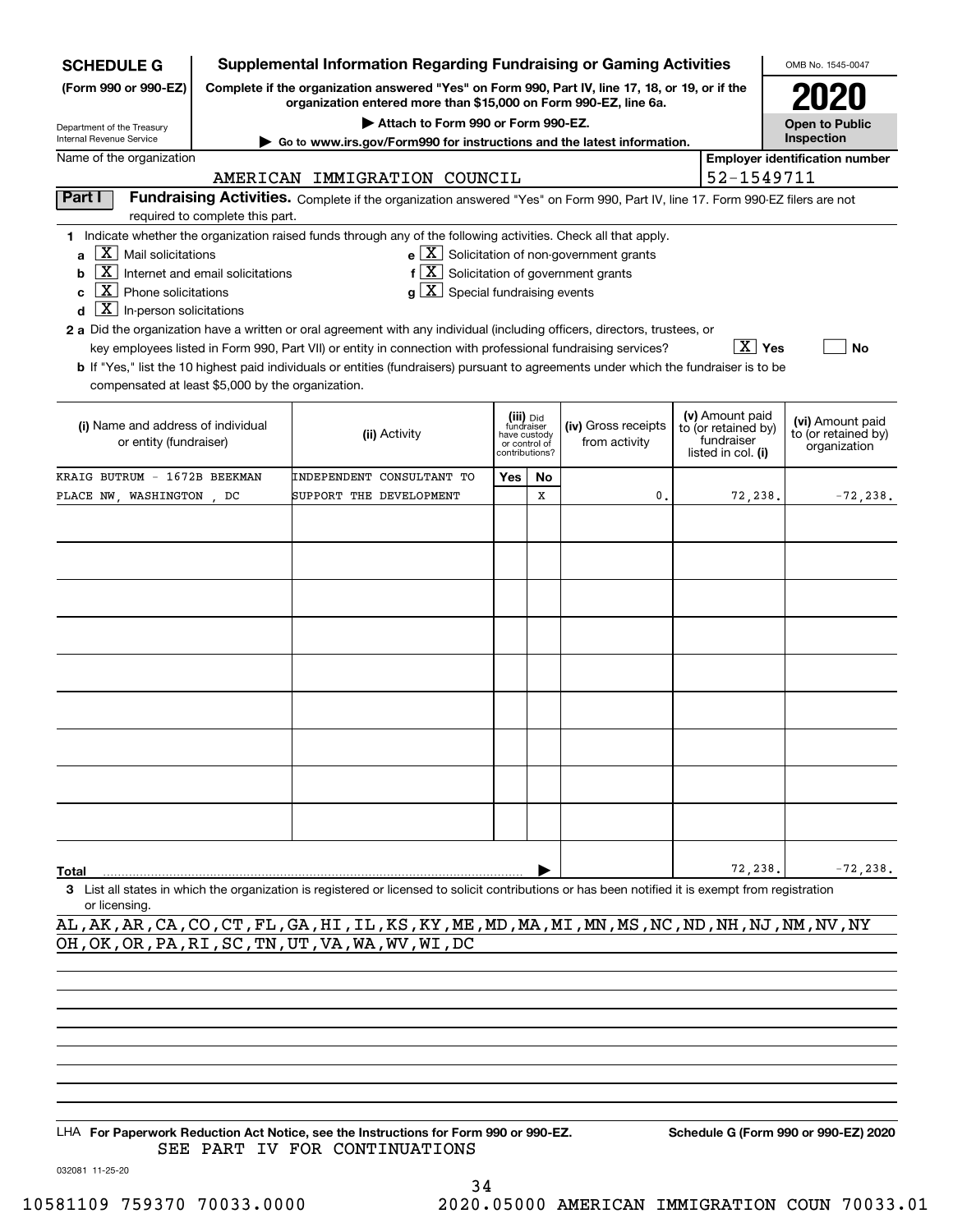**SCHEDULE G** (Form 990 or 990-EZ)

Department of the Treasury
Internal Revenue Service

# Supplemental Information Regarding Fundraising or Gaming Activities

**Complete if the organization answered "Yes" on Form 990, Part IV, line 17, 18, or 19, or if the organization entered more than $15,000 on Form 990-EZ, line 6a.**

▶ Attach to Form 990 or Form 990-EZ.

▶ Go to www.irs.gov/Form990 for instructions and the latest information.

OMB No. 1545-0047

**2020**

**Open to Public Inspection**

Name of the organization: AMERICAN IMMIGRATION COUNCIL

Employer identification number: 52-1549711

## Part I Fundraising Activities.

Complete if the organization answered "Yes" on Form 990, Part IV, line 17. Form 990-EZ filers are not required to complete this part.

1 Indicate whether the organization raised funds through any of the following activities. Check all that apply.

- a [X] Mail solicitations
- b [X] Internet and email solicitations
- c [X] Phone solicitations
- d [X] In-person solicitations
- e [X] Solicitation of non-government grants
- f [X] Solicitation of government grants
- g [X] Special fundraising events

2 a Did the organization have a written or oral agreement with any individual (including officers, directors, trustees, or key employees listed in Form 990, Part VII) or entity in connection with professional fundraising services? [X] Yes [ ] No

b If "Yes," list the 10 highest paid individuals or entities (fundraisers) pursuant to agreements under which the fundraiser is to be compensated at least $5,000 by the organization.

| (i) Name and address of individual or entity (fundraiser) | (ii) Activity | (iii) Did fundraiser have custody or control of contributions? Yes | No | (iv) Gross receipts from activity | (v) Amount paid to (or retained by) fundraiser listed in col. (i) | (vi) Amount paid to (or retained by) organization |
|---|---|---|---|---|---|---|
| KRAIG BUTRUM - 1672B BEEKMAN PLACE NW, WASHINGTON , DC | INDEPENDENT CONSULTANT TO SUPPORT THE DEVELOPMENT | | X | 0. | 72,238. | -72,238. |
| | | | | | | |
| | | | | | | |
| | | | | | | |
| | | | | | | |
| | | | | | | |
| | | | | | | |
| | | | | | | |
| | | | | | | |
| | | | | | | |
| **Total** | | | | | 72,238. | -72,238. |

3 List all states in which the organization is registered or licensed to solicit contributions or has been notified it is exempt from registration or licensing.

AL,AK,AR,CA,CO,CT,FL,GA,HI,IL,KS,KY,ME,MD,MA,MI,MN,MS,NC,ND,NH,NJ,NM,NV,NY
OH,OK,OR,PA,RI,SC,TN,UT,VA,WA,WV,WI,DC

LHA **For Paperwork Reduction Act Notice, see the Instructions for Form 990 or 990-EZ.** **Schedule G (Form 990 or 990-EZ) 2020**

SEE PART IV FOR CONTINUATIONS

032081 11-25-20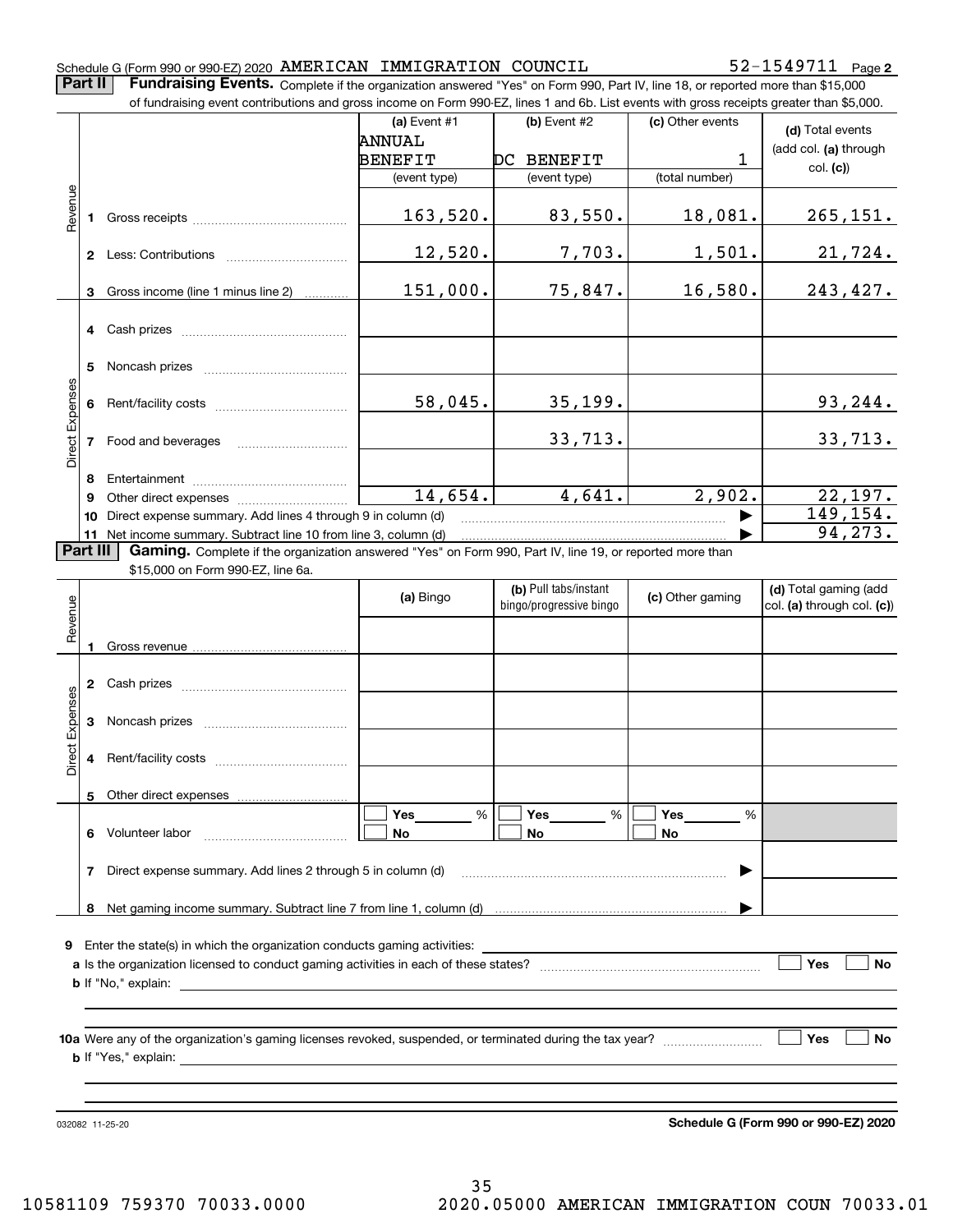Schedule G (Form 990 or 990-EZ) 2020 AMERICAN IMMIGRATION COUNCIL 52-1549711 Page 2

**Part II** **Fundraising Events.** Complete if the organization answered "Yes" on Form 990, Part IV, line 18, or reported more than $15,000 of fundraising event contributions and gross income on Form 990-EZ, lines 1 and 6b. List events with gross receipts greater than $5,000.

| | | (a) Event #1 ANNUAL BENEFIT (event type) | (b) Event #2 DC BENEFIT (event type) | (c) Other events 1 (total number) | (d) Total events (add col. (a) through col. (c)) |
|---|---|---|---|---|---|
| Revenue | 1 Gross receipts | 163,520. | 83,550. | 18,081. | 265,151. |
| | 2 Less: Contributions | 12,520. | 7,703. | 1,501. | 21,724. |
| | 3 Gross income (line 1 minus line 2) | 151,000. | 75,847. | 16,580. | 243,427. |
| Direct Expenses | 4 Cash prizes | | | | |
| | 5 Noncash prizes | | | | |
| | 6 Rent/facility costs | 58,045. | 35,199. | | 93,244. |
| | 7 Food and beverages | | 33,713. | | 33,713. |
| | 8 Entertainment | | | | |
| | 9 Other direct expenses | 14,654. | 4,641. | 2,902. | 22,197. |
| | 10 Direct expense summary. Add lines 4 through 9 in column (d) | | | ▶ | 149,154. |
| | 11 Net income summary. Subtract line 10 from line 3, column (d) | | | ▶ | 94,273. |

**Part III** **Gaming.** Complete if the organization answered "Yes" on Form 990, Part IV, line 19, or reported more than $15,000 on Form 990-EZ, line 6a.

| | | (a) Bingo | (b) Pull tabs/instant bingo/progressive bingo | (c) Other gaming | (d) Total gaming (add col. (a) through col. (c)) |
|---|---|---|---|---|---|
| Revenue | 1 Gross revenue | | | | |
| Direct Expenses | 2 Cash prizes | | | | |
| | 3 Noncash prizes | | | | |
| | 4 Rent/facility costs | | | | |
| | 5 Other direct expenses | | | | |
| | 6 Volunteer labor | ☐ Yes ___ % ☐ No | ☐ Yes ___ % ☐ No | ☐ Yes ___ % ☐ No | |
| | 7 Direct expense summary. Add lines 2 through 5 in column (d) | | | ▶ | |
| | 8 Net gaming income summary. Subtract line 7 from line 1, column (d) | | | ▶ | |

**9** Enter the state(s) in which the organization conducts gaming activities: ____________

**a** Is the organization licensed to conduct gaming activities in each of these states? ☐ Yes ☐ No

**b** If "No," explain: ____________

**10a** Were any of the organization's gaming licenses revoked, suspended, or terminated during the tax year? ☐ Yes ☐ No

**b** If "Yes," explain: ____________

032082 11-25-20

**Schedule G (Form 990 or 990-EZ) 2020**

10581109 759370 70033.0000 2020.05000 AMERICAN IMMIGRATION COUN 70033.01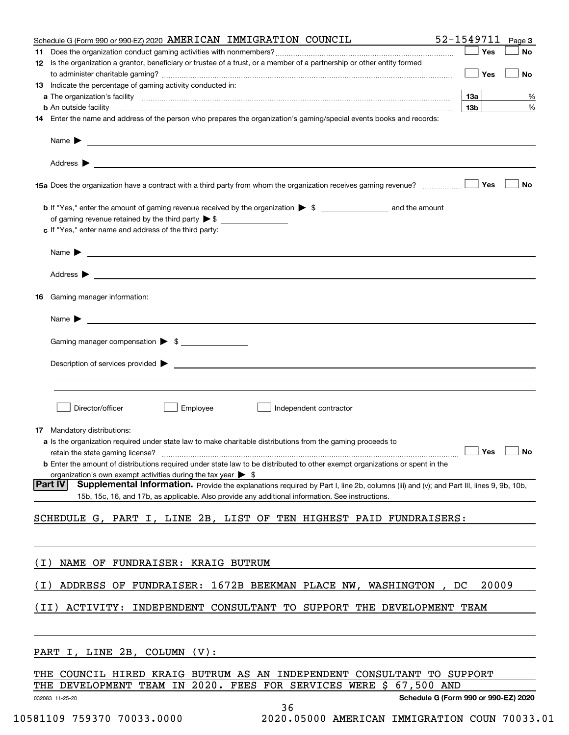Schedule G (Form 990 or 990-EZ) 2020 AMERICAN IMMIGRATION COUNCIL 52-1549711 Page 3

**11** Does the organization conduct gaming activities with nonmembers? ☐ Yes ☐ No

**12** Is the organization a grantor, beneficiary or trustee of a trust, or a member of a partnership or other entity formed to administer charitable gaming? ☐ Yes ☐ No

**13** Indicate the percentage of gaming activity conducted in:

**a** The organization's facility **13a** %

**b** An outside facility **13b** %

**14** Enter the name and address of the person who prepares the organization's gaming/special events books and records:

Name ▶

Address ▶

**15a** Does the organization have a contract with a third party from whom the organization receives gaming revenue? ☐ Yes ☐ No

**b** If "Yes," enter the amount of gaming revenue received by the organization ▶ $ and the amount of gaming revenue retained by the third party ▶ $

**c** If "Yes," enter name and address of the third party:

Name ▶

Address ▶

**16** Gaming manager information:

Name ▶

Gaming manager compensation ▶ $

Description of services provided ▶

☐ Director/officer ☐ Employee ☐ Independent contractor

**17** Mandatory distributions:

**a** Is the organization required under state law to make charitable distributions from the gaming proceeds to retain the state gaming license? ☐ Yes ☐ No

**b** Enter the amount of distributions required under state law to be distributed to other exempt organizations or spent in the organization's own exempt activities during the tax year ▶ $

**Part IV** **Supplemental Information.** Provide the explanations required by Part I, line 2b, columns (iii) and (v); and Part III, lines 9, 9b, 10b, 15b, 15c, 16, and 17b, as applicable. Also provide any additional information. See instructions.

SCHEDULE G, PART I, LINE 2B, LIST OF TEN HIGHEST PAID FUNDRAISERS:

(I) NAME OF FUNDRAISER: KRAIG BUTRUM

(I) ADDRESS OF FUNDRAISER: 1672B BEEKMAN PLACE NW, WASHINGTON , DC 20009

(II) ACTIVITY: INDEPENDENT CONSULTANT TO SUPPORT THE DEVELOPMENT TEAM

PART I, LINE 2B, COLUMN (V):

THE COUNCIL HIRED KRAIG BUTRUM AS AN INDEPENDENT CONSULTANT TO SUPPORT THE DEVELOPMENT TEAM IN 2020. FEES FOR SERVICES WERE $ 67,500 AND

032083 11-25-20 Schedule G (Form 990 or 990-EZ) 2020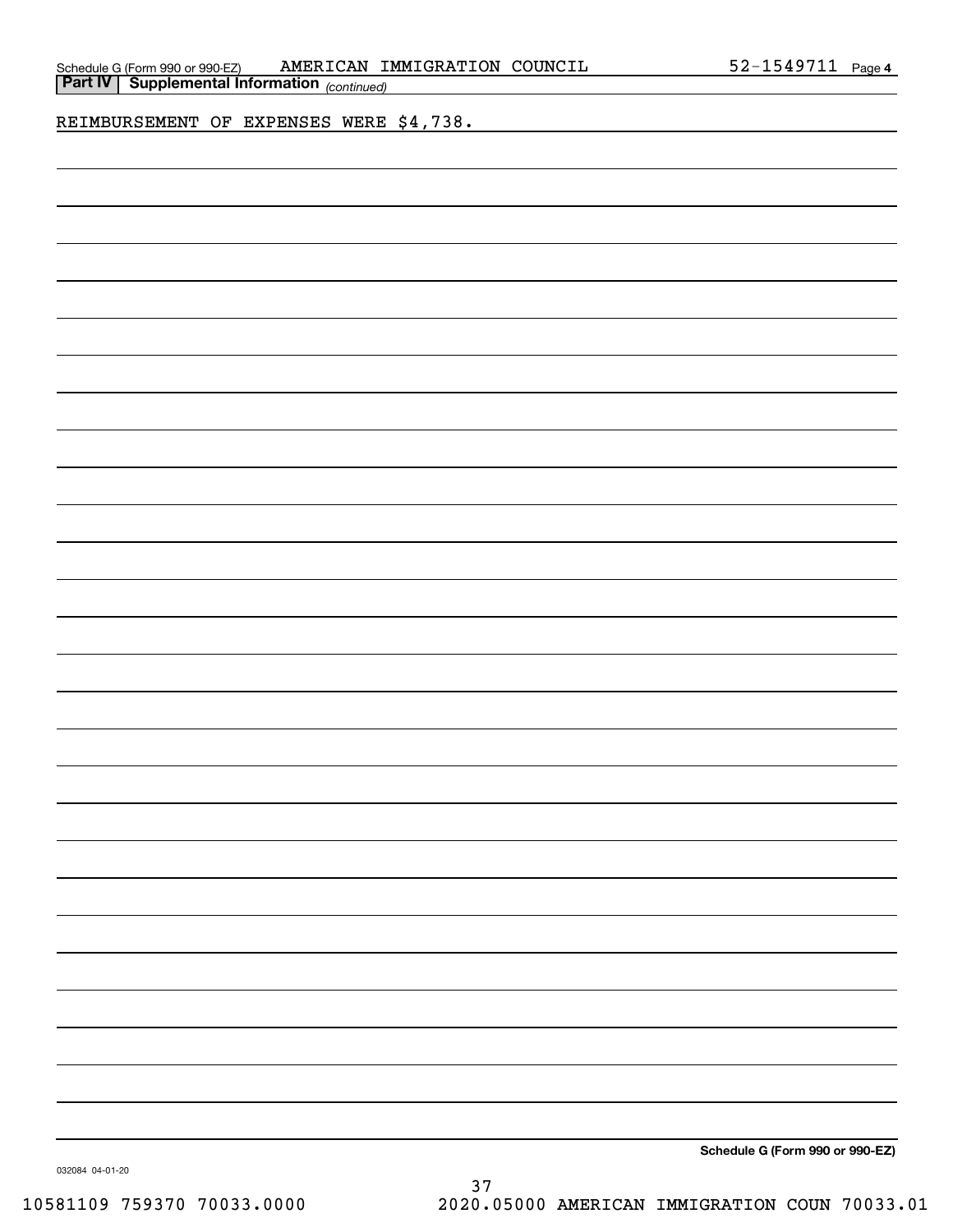Schedule G (Form 990 or 990-EZ) AMERICAN IMMIGRATION COUNCIL 52-1549711 Page 4

**Part IV | Supplemental Information** *(continued)*

REIMBURSEMENT OF EXPENSES WERE $4,738.

**Schedule G (Form 990 or 990-EZ)**

032084 04-01-20

10581109 759370 70033.0000 2020.05000 AMERICAN IMMIGRATION COUN 70033.01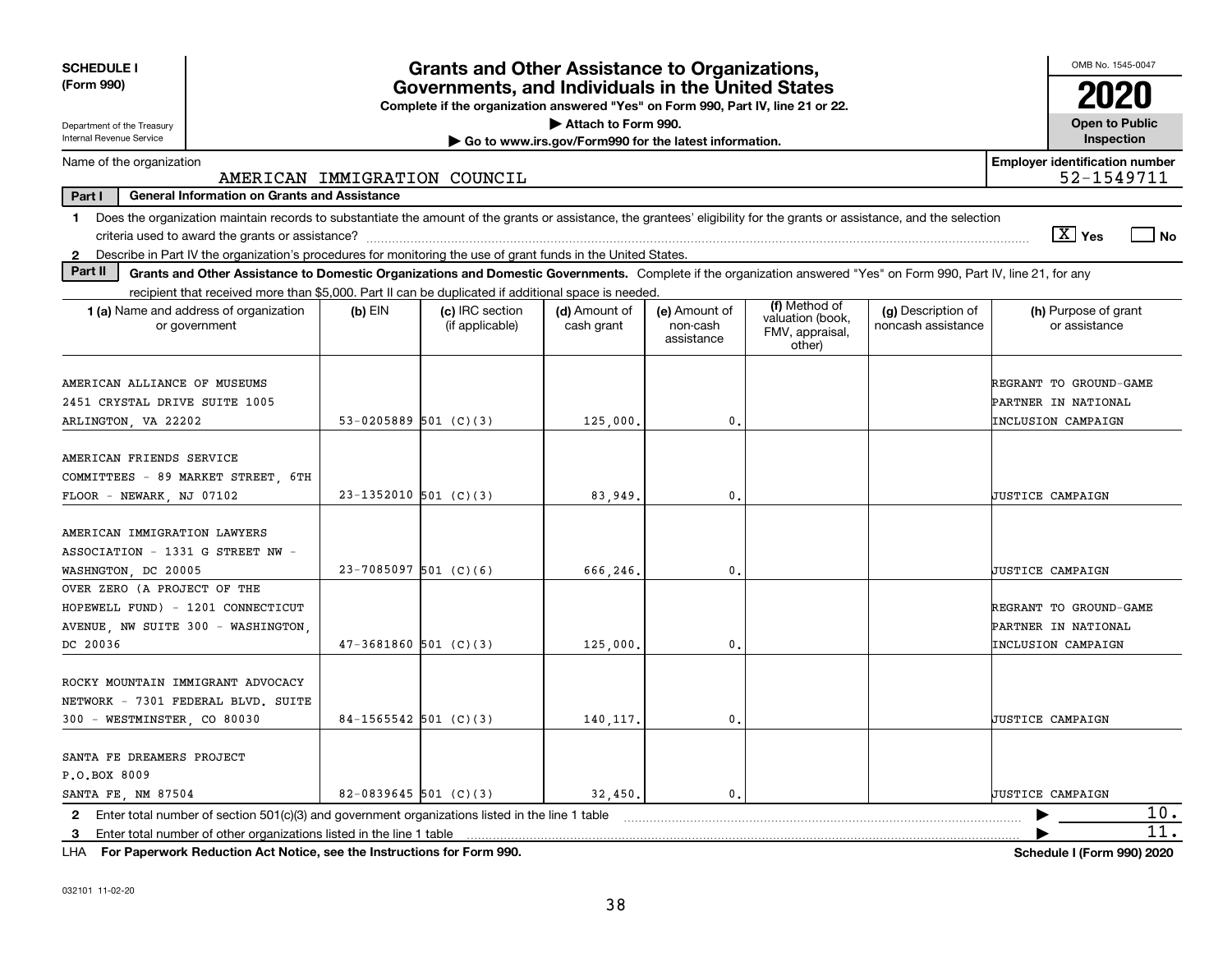**SCHEDULE I**
**(Form 990)**

Department of the Treasury
Internal Revenue Service

# Grants and Other Assistance to Organizations, Governments, and Individuals in the United States

**Complete if the organization answered "Yes" on Form 990, Part IV, line 21 or 22.**
▶ Attach to Form 990.
▶ Go to www.irs.gov/Form990 for the latest information.

OMB No. 1545-0047
**2020**
**Open to Public Inspection**

Name of the organization: AMERICAN IMMIGRATION COUNCIL
Employer identification number: 52-1549711

**Part I — General Information on Grants and Assistance**

1 Does the organization maintain records to substantiate the amount of the grants or assistance, the grantees' eligibility for the grants or assistance, and the selection criteria used to award the grants or assistance? [X] Yes [ ] No

2 Describe in Part IV the organization's procedures for monitoring the use of grant funds in the United States.

**Part II — Grants and Other Assistance to Domestic Organizations and Domestic Governments.** Complete if the organization answered "Yes" on Form 990, Part IV, line 21, for any recipient that received more than $5,000. Part II can be duplicated if additional space is needed.

| 1 (a) Name and address of organization or government | (b) EIN | (c) IRC section (if applicable) | (d) Amount of cash grant | (e) Amount of non-cash assistance | (f) Method of valuation (book, FMV, appraisal, other) | (g) Description of noncash assistance | (h) Purpose of grant or assistance |
|---|---|---|---|---|---|---|---|
| AMERICAN ALLIANCE OF MUSEUMS 2451 CRYSTAL DRIVE SUITE 1005 ARLINGTON, VA 22202 | 53-0205889 | 501 (C)(3) | 125,000. | 0. | | | REGRANT TO GROUND-GAME PARTNER IN NATIONAL INCLUSION CAMPAIGN |
| AMERICAN FRIENDS SERVICE COMMITTEES - 89 MARKET STREET, 6TH FLOOR - NEWARK, NJ 07102 | 23-1352010 | 501 (C)(3) | 83,949. | 0. | | | JUSTICE CAMPAIGN |
| AMERICAN IMMIGRATION LAWYERS ASSOCIATION - 1331 G STREET NW - WASHNGTON, DC 20005 | 23-7085097 | 501 (C)(6) | 666,246. | 0. | | | JUSTICE CAMPAIGN |
| OVER ZERO (A PROJECT OF THE HOPEWELL FUND) - 1201 CONNECTICUT AVENUE, NW SUITE 300 - WASHINGTON, DC 20036 | 47-3681860 | 501 (C)(3) | 125,000. | 0. | | | REGRANT TO GROUND-GAME PARTNER IN NATIONAL INCLUSION CAMPAIGN |
| ROCKY MOUNTAIN IMMIGRANT ADVOCACY NETWORK - 7301 FEDERAL BLVD. SUITE 300 - WESTMINSTER, CO 80030 | 84-1565542 | 501 (C)(3) | 140,117. | 0. | | | JUSTICE CAMPAIGN |
| SANTA FE DREAMERS PROJECT P.O.BOX 8009 SANTA FE, NM 87504 | 82-0839645 | 501 (C)(3) | 32,450. | 0. | | | JUSTICE CAMPAIGN |

2 Enter total number of section 501(c)(3) and government organizations listed in the line 1 table ▶ 10.

3 Enter total number of other organizations listed in the line 1 table ▶ 11.

LHA **For Paperwork Reduction Act Notice, see the Instructions for Form 990.** **Schedule I (Form 990) 2020**

032101 11-02-20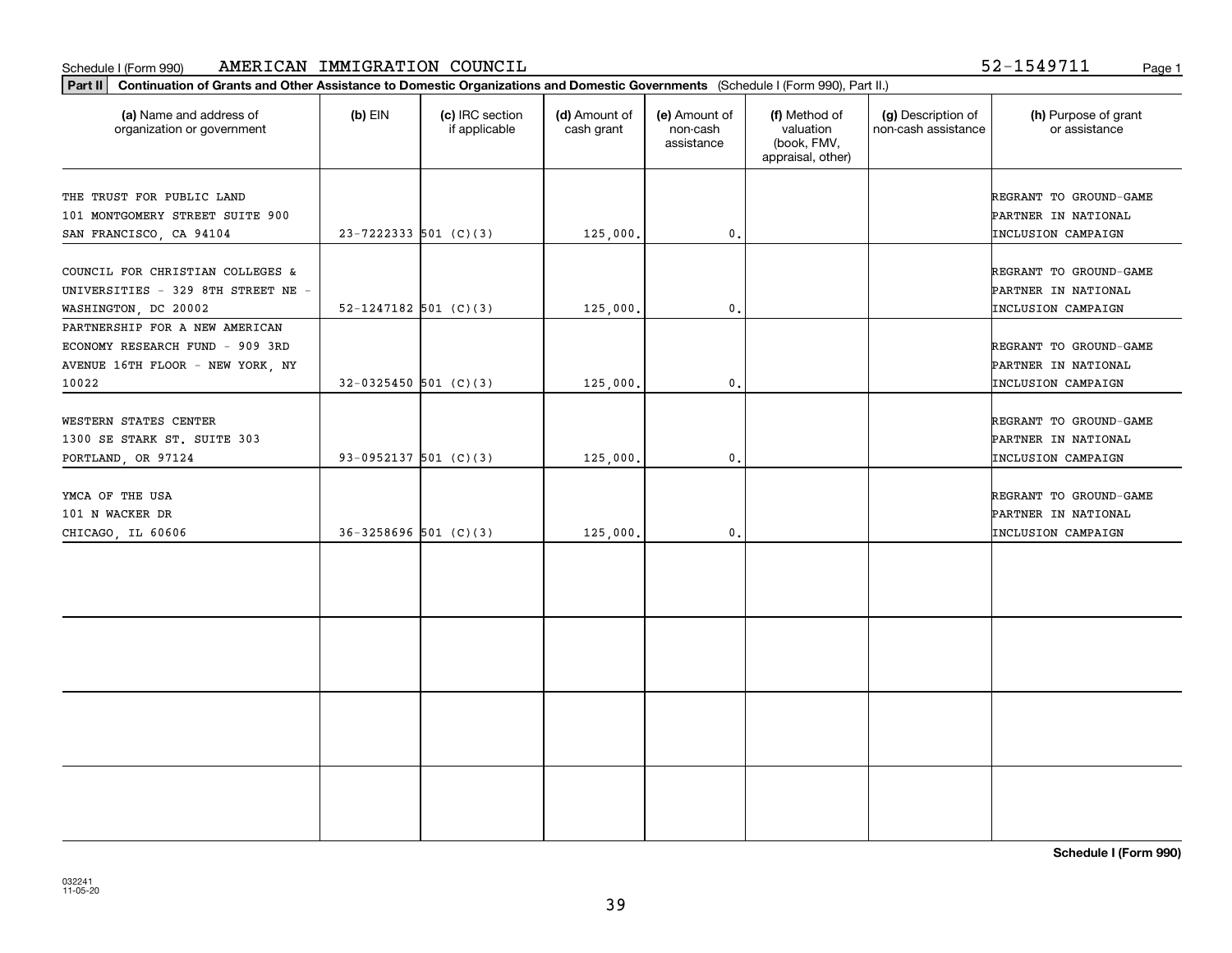Schedule I (Form 990) AMERICAN IMMIGRATION COUNCIL 52-1549711 Page 1

**Part II** **Continuation of Grants and Other Assistance to Domestic Organizations and Domestic Governments** (Schedule I (Form 990), Part II.)

| (a) Name and address of organization or government | (b) EIN | (c) IRC section if applicable | (d) Amount of cash grant | (e) Amount of non-cash assistance | (f) Method of valuation (book, FMV, appraisal, other) | (g) Description of non-cash assistance | (h) Purpose of grant or assistance |
|---|---|---|---|---|---|---|---|
| THE TRUST FOR PUBLIC LAND 101 MONTGOMERY STREET SUITE 900 SAN FRANCISCO, CA 94104 | 23-7222333 | 501 (C)(3) | 125,000. | 0. | | | REGRANT TO GROUND-GAME PARTNER IN NATIONAL INCLUSION CAMPAIGN |
| COUNCIL FOR CHRISTIAN COLLEGES & UNIVERSITIES - 329 8TH STREET NE - WASHINGTON, DC 20002 | 52-1247182 | 501 (C)(3) | 125,000. | 0. | | | REGRANT TO GROUND-GAME PARTNER IN NATIONAL INCLUSION CAMPAIGN |
| PARTNERSHIP FOR A NEW AMERICAN ECONOMY RESEARCH FUND - 909 3RD AVENUE 16TH FLOOR - NEW YORK, NY 10022 | 32-0325450 | 501 (C)(3) | 125,000. | 0. | | | REGRANT TO GROUND-GAME PARTNER IN NATIONAL INCLUSION CAMPAIGN |
| WESTERN STATES CENTER 1300 SE STARK ST. SUITE 303 PORTLAND, OR 97124 | 93-0952137 | 501 (C)(3) | 125,000. | 0. | | | REGRANT TO GROUND-GAME PARTNER IN NATIONAL INCLUSION CAMPAIGN |
| YMCA OF THE USA 101 N WACKER DR CHICAGO, IL 60606 | 36-3258696 | 501 (C)(3) | 125,000. | 0. | | | REGRANT TO GROUND-GAME PARTNER IN NATIONAL INCLUSION CAMPAIGN |
| | | | | | | | |
| | | | | | | | |
| | | | | | | | |
| | | | | | | | |

**Schedule I (Form 990)**

032241 11-05-20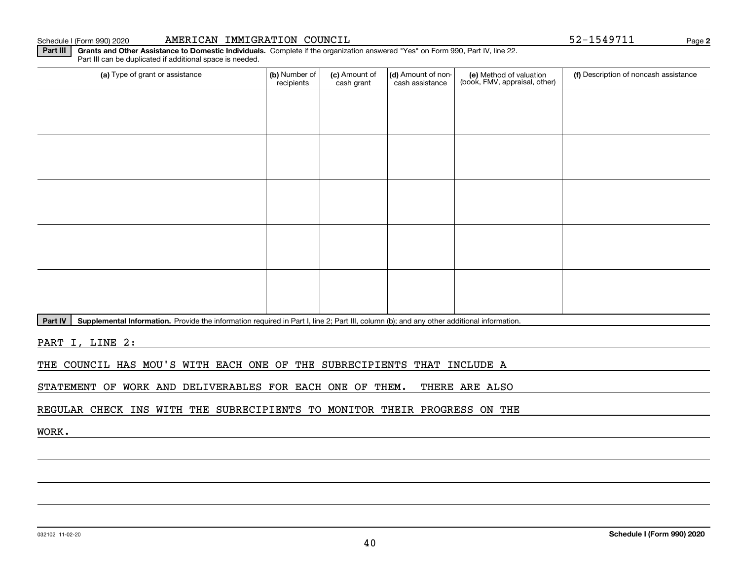Schedule I (Form 990) 2020 AMERICAN IMMIGRATION COUNCIL 52-1549711

**Part III** **Grants and Other Assistance to Domestic Individuals.** Complete if the organization answered "Yes" on Form 990, Part IV, line 22. Part III can be duplicated if additional space is needed.

| (a) Type of grant or assistance | (b) Number of recipients | (c) Amount of cash grant | (d) Amount of non-cash assistance | (e) Method of valuation (book, FMV, appraisal, other) | (f) Description of noncash assistance |
|---|---|---|---|---|---|
| | | | | | |
| | | | | | |
| | | | | | |
| | | | | | |
| | | | | | |

**Part IV** **Supplemental Information.** Provide the information required in Part I, line 2; Part III, column (b); and any other additional information.

PART I, LINE 2:

THE COUNCIL HAS MOU'S WITH EACH ONE OF THE SUBRECIPIENTS THAT INCLUDE A STATEMENT OF WORK AND DELIVERABLES FOR EACH ONE OF THEM. THERE ARE ALSO REGULAR CHECK INS WITH THE SUBRECIPIENTS TO MONITOR THEIR PROGRESS ON THE WORK.

032102 11-02-20 **Schedule I (Form 990) 2020**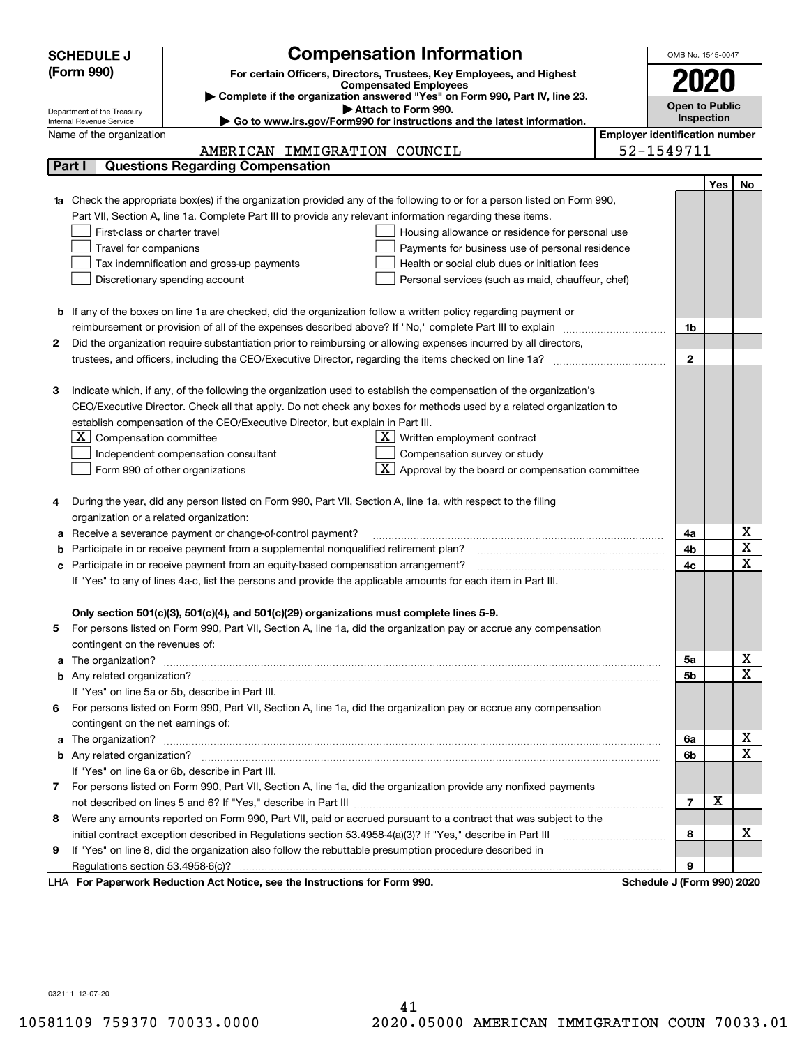**SCHEDULE J (Form 990)**

Department of the Treasury
Internal Revenue Service

# Compensation Information

**For certain Officers, Directors, Trustees, Key Employees, and Highest Compensated Employees**

▶ Complete if the organization answered "Yes" on Form 990, Part IV, line 23.
▶ Attach to Form 990.
▶ Go to www.irs.gov/Form990 for instructions and the latest information.

OMB No. 1545-0047

**2020**

**Open to Public Inspection**

Name of the organization: AMERICAN IMMIGRATION COUNCIL

**Employer identification number:** 52-1549711

## Part I — Questions Regarding Compensation

| | | | Yes | No |
|---|---|---|---|---|
| **1a** | Check the appropriate box(es) if the organization provided any of the following to or for a person listed on Form 990, Part VII, Section A, line 1a. Complete Part III to provide any relevant information regarding these items.<br>☐ First-class or charter travel ☐ Housing allowance or residence for personal use<br>☐ Travel for companions ☐ Payments for business use of personal residence<br>☐ Tax indemnification and gross-up payments ☐ Health or social club dues or initiation fees<br>☐ Discretionary spending account ☐ Personal services (such as maid, chauffeur, chef) | | | |
| **b** | If any of the boxes on line 1a are checked, did the organization follow a written policy regarding payment or reimbursement or provision of all of the expenses described above? If "No," complete Part III to explain | 1b | | |
| **2** | Did the organization require substantiation prior to reimbursing or allowing expenses incurred by all directors, trustees, and officers, including the CEO/Executive Director, regarding the items checked on line 1a? | 2 | | |
| **3** | Indicate which, if any, of the following the organization used to establish the compensation of the organization's CEO/Executive Director. Check all that apply. Do not check any boxes for methods used by a related organization to establish compensation of the CEO/Executive Director, but explain in Part III.<br>☒ Compensation committee ☒ Written employment contract<br>☐ Independent compensation consultant ☐ Compensation survey or study<br>☐ Form 990 of other organizations ☒ Approval by the board or compensation committee | | | |
| **4** | During the year, did any person listed on Form 990, Part VII, Section A, line 1a, with respect to the filing organization or a related organization: | | | |
| **a** | Receive a severance payment or change-of-control payment? | 4a | | X |
| **b** | Participate in or receive payment from a supplemental nonqualified retirement plan? | 4b | | X |
| **c** | Participate in or receive payment from an equity-based compensation arrangement? | 4c | | X |
| | If "Yes" to any of lines 4a-c, list the persons and provide the applicable amounts for each item in Part III. | | | |
| | **Only section 501(c)(3), 501(c)(4), and 501(c)(29) organizations must complete lines 5-9.** | | | |
| **5** | For persons listed on Form 990, Part VII, Section A, line 1a, did the organization pay or accrue any compensation contingent on the revenues of: | | | |
| **a** | The organization? | 5a | | X |
| **b** | Any related organization? | 5b | | X |
| | If "Yes" on line 5a or 5b, describe in Part III. | | | |
| **6** | For persons listed on Form 990, Part VII, Section A, line 1a, did the organization pay or accrue any compensation contingent on the net earnings of: | | | |
| **a** | The organization? | 6a | | X |
| **b** | Any related organization? | 6b | | X |
| | If "Yes" on line 6a or 6b, describe in Part III. | | | |
| **7** | For persons listed on Form 990, Part VII, Section A, line 1a, did the organization provide any nonfixed payments not described on lines 5 and 6? If "Yes," describe in Part III | 7 | X | |
| **8** | Were any amounts reported on Form 990, Part VII, paid or accrued pursuant to a contract that was subject to the initial contract exception described in Regulations section 53.4958-4(a)(3)? If "Yes," describe in Part III | 8 | | X |
| **9** | If "Yes" on line 8, did the organization also follow the rebuttable presumption procedure described in Regulations section 53.4958-6(c)? | 9 | | |

LHA **For Paperwork Reduction Act Notice, see the Instructions for Form 990.** **Schedule J (Form 990) 2020**

032111 12-07-20

10581109 759370 70033.0000 2020.05000 AMERICAN IMMIGRATION COUN 70033.01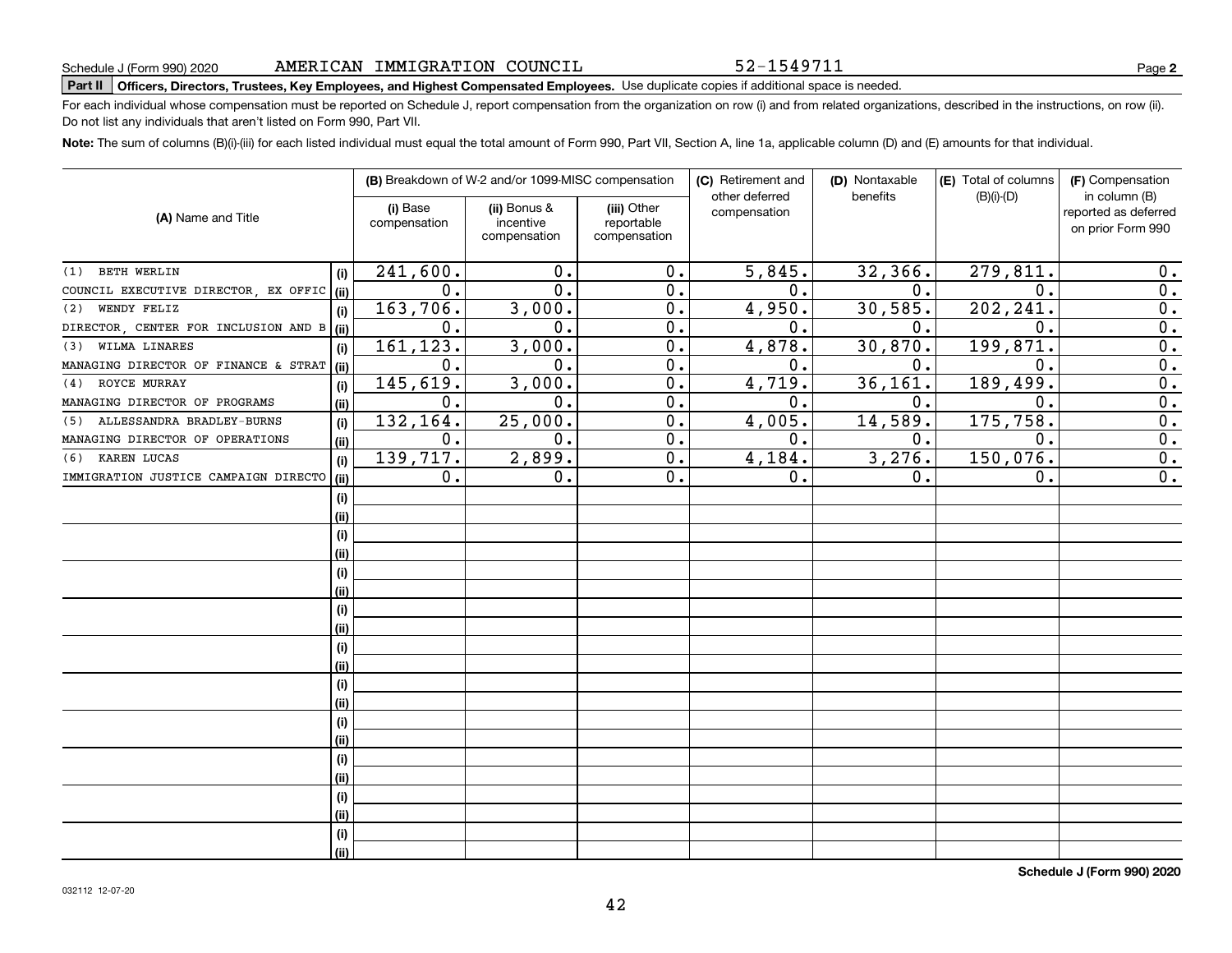Schedule J (Form 990) 2020 AMERICAN IMMIGRATION COUNCIL 52-1549711 Page **2**

**Part II** **Officers, Directors, Trustees, Key Employees, and Highest Compensated Employees.** Use duplicate copies if additional space is needed.

For each individual whose compensation must be reported on Schedule J, report compensation from the organization on row (i) and from related organizations, described in the instructions, on row (ii). Do not list any individuals that aren't listed on Form 990, Part VII.

**Note:** The sum of columns (B)(i)-(iii) for each listed individual must equal the total amount of Form 990, Part VII, Section A, line 1a, applicable column (D) and (E) amounts for that individual.

| (A) Name and Title | | (B) Breakdown of W-2 and/or 1099-MISC compensation | | | (C) Retirement and other deferred compensation | (D) Nontaxable benefits | (E) Total of columns (B)(i)-(D) | (F) Compensation in column (B) reported as deferred on prior Form 990 |
|---|---|---|---|---|---|---|---|---|
| | | (i) Base compensation | (ii) Bonus & incentive compensation | (iii) Other reportable compensation | | | | |
| (1) BETH WERLIN | (i) | 241,600. | 0. | 0. | 5,845. | 32,366. | 279,811. | 0. |
| COUNCIL EXECUTIVE DIRECTOR, EX OFFIC | (ii) | 0. | 0. | 0. | 0. | 0. | 0. | 0. |
| (2) WENDY FELIZ | (i) | 163,706. | 3,000. | 0. | 4,950. | 30,585. | 202,241. | 0. |
| DIRECTOR, CENTER FOR INCLUSION AND B | (ii) | 0. | 0. | 0. | 0. | 0. | 0. | 0. |
| (3) WILMA LINARES | (i) | 161,123. | 3,000. | 0. | 4,878. | 30,870. | 199,871. | 0. |
| MANAGING DIRECTOR OF FINANCE & STRAT | (ii) | 0. | 0. | 0. | 0. | 0. | 0. | 0. |
| (4) ROYCE MURRAY | (i) | 145,619. | 3,000. | 0. | 4,719. | 36,161. | 189,499. | 0. |
| MANAGING DIRECTOR OF PROGRAMS | (ii) | 0. | 0. | 0. | 0. | 0. | 0. | 0. |
| (5) ALLESSANDRA BRADLEY-BURNS | (i) | 132,164. | 25,000. | 0. | 4,005. | 14,589. | 175,758. | 0. |
| MANAGING DIRECTOR OF OPERATIONS | (ii) | 0. | 0. | 0. | 0. | 0. | 0. | 0. |
| (6) KAREN LUCAS | (i) | 139,717. | 2,899. | 0. | 4,184. | 3,276. | 150,076. | 0. |
| IMMIGRATION JUSTICE CAMPAIGN DIRECTO | (ii) | 0. | 0. | 0. | 0. | 0. | 0. | 0. |
| | (i) | | | | | | | |
| | (ii) | | | | | | | |
| | (i) | | | | | | | |
| | (ii) | | | | | | | |
| | (i) | | | | | | | |
| | (ii) | | | | | | | |
| | (i) | | | | | | | |
| | (ii) | | | | | | | |
| | (i) | | | | | | | |
| | (ii) | | | | | | | |
| | (i) | | | | | | | |
| | (ii) | | | | | | | |
| | (i) | | | | | | | |
| | (ii) | | | | | | | |
| | (i) | | | | | | | |
| | (ii) | | | | | | | |
| | (i) | | | | | | | |
| | (ii) | | | | | | | |
| | (i) | | | | | | | |
| | (ii) | | | | | | | |

**Schedule J (Form 990) 2020**

032112 12-07-20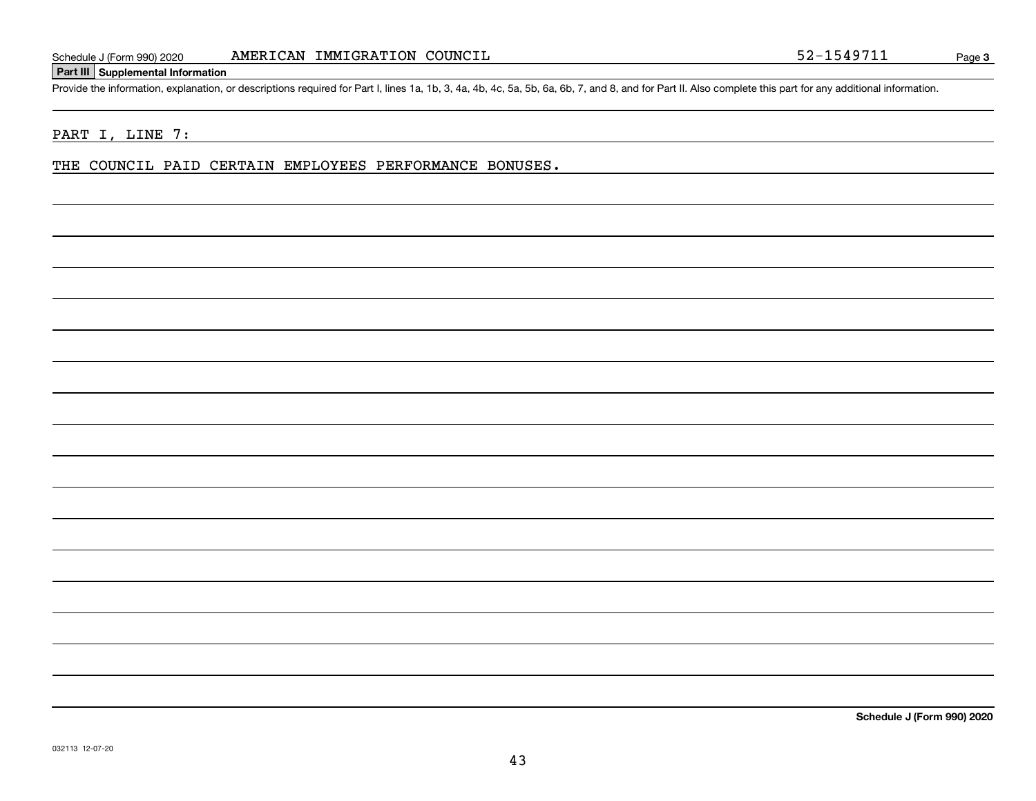Schedule J (Form 990) 2020 AMERICAN IMMIGRATION COUNCIL 52-1549711

## Part III Supplemental Information

Provide the information, explanation, or descriptions required for Part I, lines 1a, 1b, 3, 4a, 4b, 4c, 5a, 5b, 6a, 6b, 7, and 8, and for Part II. Also complete this part for any additional information.

PART I, LINE 7:

THE COUNCIL PAID CERTAIN EMPLOYEES PERFORMANCE BONUSES.

Schedule J (Form 990) 2020

032113 12-07-20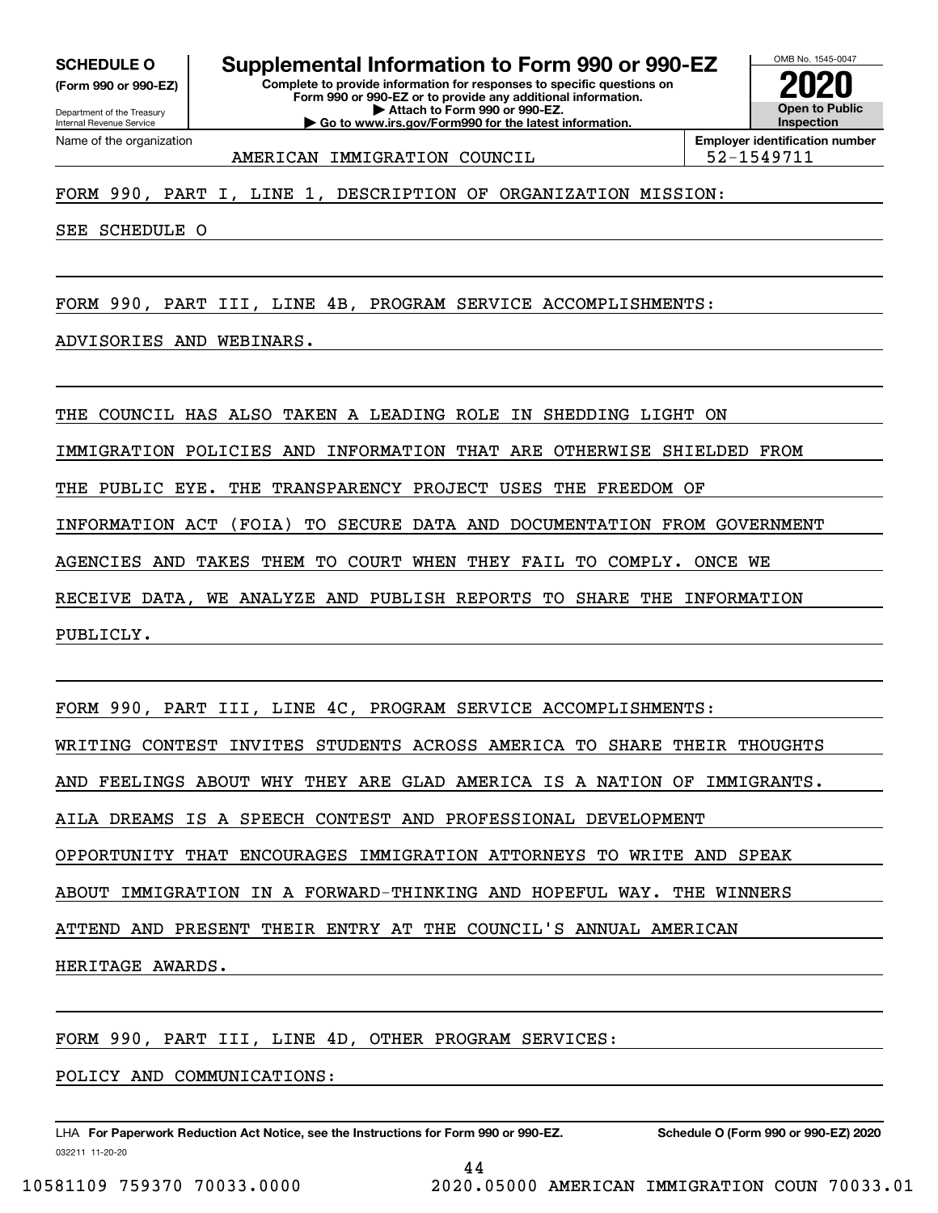**SCHEDULE O**
**(Form 990 or 990-EZ)**

Department of the Treasury
Internal Revenue Service

# Supplemental Information to Form 990 or 990-EZ

**Complete to provide information for responses to specific questions on Form 990 or 990-EZ or to provide any additional information.**
**▶ Attach to Form 990 or 990-EZ.**
**▶ Go to www.irs.gov/Form990 for the latest information.**

OMB No. 1545-0047
**2020**
**Open to Public Inspection**

Name of the organization: AMERICAN IMMIGRATION COUNCIL
**Employer identification number:** 52-1549711

FORM 990, PART I, LINE 1, DESCRIPTION OF ORGANIZATION MISSION:

SEE SCHEDULE O

FORM 990, PART III, LINE 4B, PROGRAM SERVICE ACCOMPLISHMENTS:

ADVISORIES AND WEBINARS.

THE COUNCIL HAS ALSO TAKEN A LEADING ROLE IN SHEDDING LIGHT ON IMMIGRATION POLICIES AND INFORMATION THAT ARE OTHERWISE SHIELDED FROM THE PUBLIC EYE. THE TRANSPARENCY PROJECT USES THE FREEDOM OF INFORMATION ACT (FOIA) TO SECURE DATA AND DOCUMENTATION FROM GOVERNMENT AGENCIES AND TAKES THEM TO COURT WHEN THEY FAIL TO COMPLY. ONCE WE RECEIVE DATA, WE ANALYZE AND PUBLISH REPORTS TO SHARE THE INFORMATION PUBLICLY.

FORM 990, PART III, LINE 4C, PROGRAM SERVICE ACCOMPLISHMENTS:

WRITING CONTEST INVITES STUDENTS ACROSS AMERICA TO SHARE THEIR THOUGHTS AND FEELINGS ABOUT WHY THEY ARE GLAD AMERICA IS A NATION OF IMMIGRANTS. AILA DREAMS IS A SPEECH CONTEST AND PROFESSIONAL DEVELOPMENT OPPORTUNITY THAT ENCOURAGES IMMIGRATION ATTORNEYS TO WRITE AND SPEAK ABOUT IMMIGRATION IN A FORWARD-THINKING AND HOPEFUL WAY. THE WINNERS ATTEND AND PRESENT THEIR ENTRY AT THE COUNCIL'S ANNUAL AMERICAN HERITAGE AWARDS.

FORM 990, PART III, LINE 4D, OTHER PROGRAM SERVICES:

POLICY AND COMMUNICATIONS:

LHA **For Paperwork Reduction Act Notice, see the Instructions for Form 990 or 990-EZ.** **Schedule O (Form 990 or 990-EZ) 2020**
032211 11-20-20

10581109 759370 70033.0000 2020.05000 AMERICAN IMMIGRATION COUN 70033.01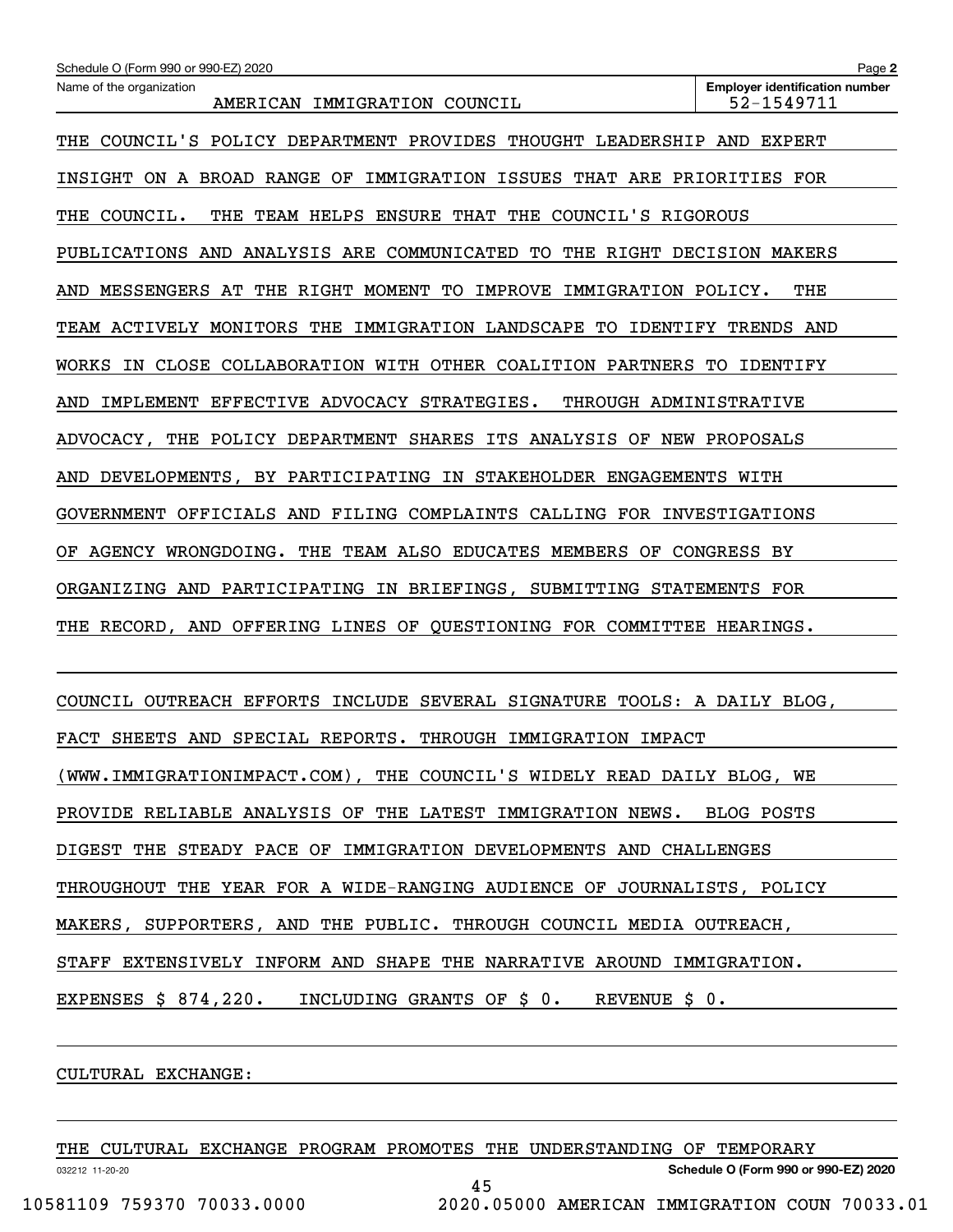THE COUNCIL'S POLICY DEPARTMENT PROVIDES THOUGHT LEADERSHIP AND EXPERT INSIGHT ON A BROAD RANGE OF IMMIGRATION ISSUES THAT ARE PRIORITIES FOR THE COUNCIL. THE TEAM HELPS ENSURE THAT THE COUNCIL'S RIGOROUS PUBLICATIONS AND ANALYSIS ARE COMMUNICATED TO THE RIGHT DECISION MAKERS AND MESSENGERS AT THE RIGHT MOMENT TO IMPROVE IMMIGRATION POLICY. THE TEAM ACTIVELY MONITORS THE IMMIGRATION LANDSCAPE TO IDENTIFY TRENDS AND WORKS IN CLOSE COLLABORATION WITH OTHER COALITION PARTNERS TO IDENTIFY AND IMPLEMENT EFFECTIVE ADVOCACY STRATEGIES. THROUGH ADMINISTRATIVE ADVOCACY, THE POLICY DEPARTMENT SHARES ITS ANALYSIS OF NEW PROPOSALS AND DEVELOPMENTS, BY PARTICIPATING IN STAKEHOLDER ENGAGEMENTS WITH GOVERNMENT OFFICIALS AND FILING COMPLAINTS CALLING FOR INVESTIGATIONS OF AGENCY WRONGDOING. THE TEAM ALSO EDUCATES MEMBERS OF CONGRESS BY ORGANIZING AND PARTICIPATING IN BRIEFINGS, SUBMITTING STATEMENTS FOR THE RECORD, AND OFFERING LINES OF QUESTIONING FOR COMMITTEE HEARINGS.

COUNCIL OUTREACH EFFORTS INCLUDE SEVERAL SIGNATURE TOOLS: A DAILY BLOG, FACT SHEETS AND SPECIAL REPORTS. THROUGH IMMIGRATION IMPACT (WWW.IMMIGRATIONIMPACT.COM), THE COUNCIL'S WIDELY READ DAILY BLOG, WE PROVIDE RELIABLE ANALYSIS OF THE LATEST IMMIGRATION NEWS. BLOG POSTS DIGEST THE STEADY PACE OF IMMIGRATION DEVELOPMENTS AND CHALLENGES THROUGHOUT THE YEAR FOR A WIDE-RANGING AUDIENCE OF JOURNALISTS, POLICY MAKERS, SUPPORTERS, AND THE PUBLIC. THROUGH COUNCIL MEDIA OUTREACH, STAFF EXTENSIVELY INFORM AND SHAPE THE NARRATIVE AROUND IMMIGRATION. EXPENSES $ 874,220. INCLUDING GRANTS OF $ 0. REVENUE $ 0.

CULTURAL EXCHANGE:

THE CULTURAL EXCHANGE PROGRAM PROMOTES THE UNDERSTANDING OF TEMPORARY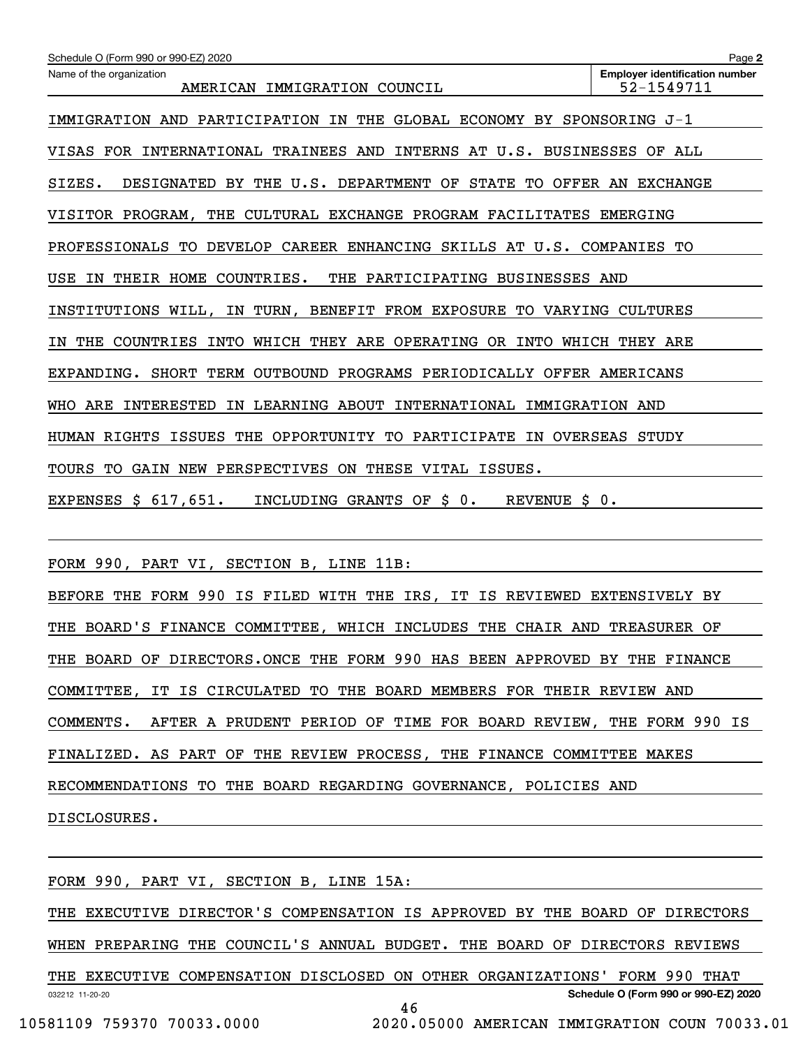Name of the organization: AMERICAN IMMIGRATION COUNCIL

Employer identification number: 52-1549711

IMMIGRATION AND PARTICIPATION IN THE GLOBAL ECONOMY BY SPONSORING J-1 VISAS FOR INTERNATIONAL TRAINEES AND INTERNS AT U.S. BUSINESSES OF ALL SIZES. DESIGNATED BY THE U.S. DEPARTMENT OF STATE TO OFFER AN EXCHANGE VISITOR PROGRAM, THE CULTURAL EXCHANGE PROGRAM FACILITATES EMERGING PROFESSIONALS TO DEVELOP CAREER ENHANCING SKILLS AT U.S. COMPANIES TO USE IN THEIR HOME COUNTRIES. THE PARTICIPATING BUSINESSES AND INSTITUTIONS WILL, IN TURN, BENEFIT FROM EXPOSURE TO VARYING CULTURES IN THE COUNTRIES INTO WHICH THEY ARE OPERATING OR INTO WHICH THEY ARE EXPANDING. SHORT TERM OUTBOUND PROGRAMS PERIODICALLY OFFER AMERICANS WHO ARE INTERESTED IN LEARNING ABOUT INTERNATIONAL IMMIGRATION AND HUMAN RIGHTS ISSUES THE OPPORTUNITY TO PARTICIPATE IN OVERSEAS STUDY TOURS TO GAIN NEW PERSPECTIVES ON THESE VITAL ISSUES.

EXPENSES $ 617,651. INCLUDING GRANTS OF $ 0. REVENUE $ 0.

FORM 990, PART VI, SECTION B, LINE 11B:

BEFORE THE FORM 990 IS FILED WITH THE IRS, IT IS REVIEWED EXTENSIVELY BY THE BOARD'S FINANCE COMMITTEE, WHICH INCLUDES THE CHAIR AND TREASURER OF THE BOARD OF DIRECTORS.ONCE THE FORM 990 HAS BEEN APPROVED BY THE FINANCE COMMITTEE, IT IS CIRCULATED TO THE BOARD MEMBERS FOR THEIR REVIEW AND COMMENTS. AFTER A PRUDENT PERIOD OF TIME FOR BOARD REVIEW, THE FORM 990 IS FINALIZED. AS PART OF THE REVIEW PROCESS, THE FINANCE COMMITTEE MAKES RECOMMENDATIONS TO THE BOARD REGARDING GOVERNANCE, POLICIES AND DISCLOSURES.

FORM 990, PART VI, SECTION B, LINE 15A:

THE EXECUTIVE DIRECTOR'S COMPENSATION IS APPROVED BY THE BOARD OF DIRECTORS WHEN PREPARING THE COUNCIL'S ANNUAL BUDGET. THE BOARD OF DIRECTORS REVIEWS THE EXECUTIVE COMPENSATION DISCLOSED ON OTHER ORGANIZATIONS' FORM 990 THAT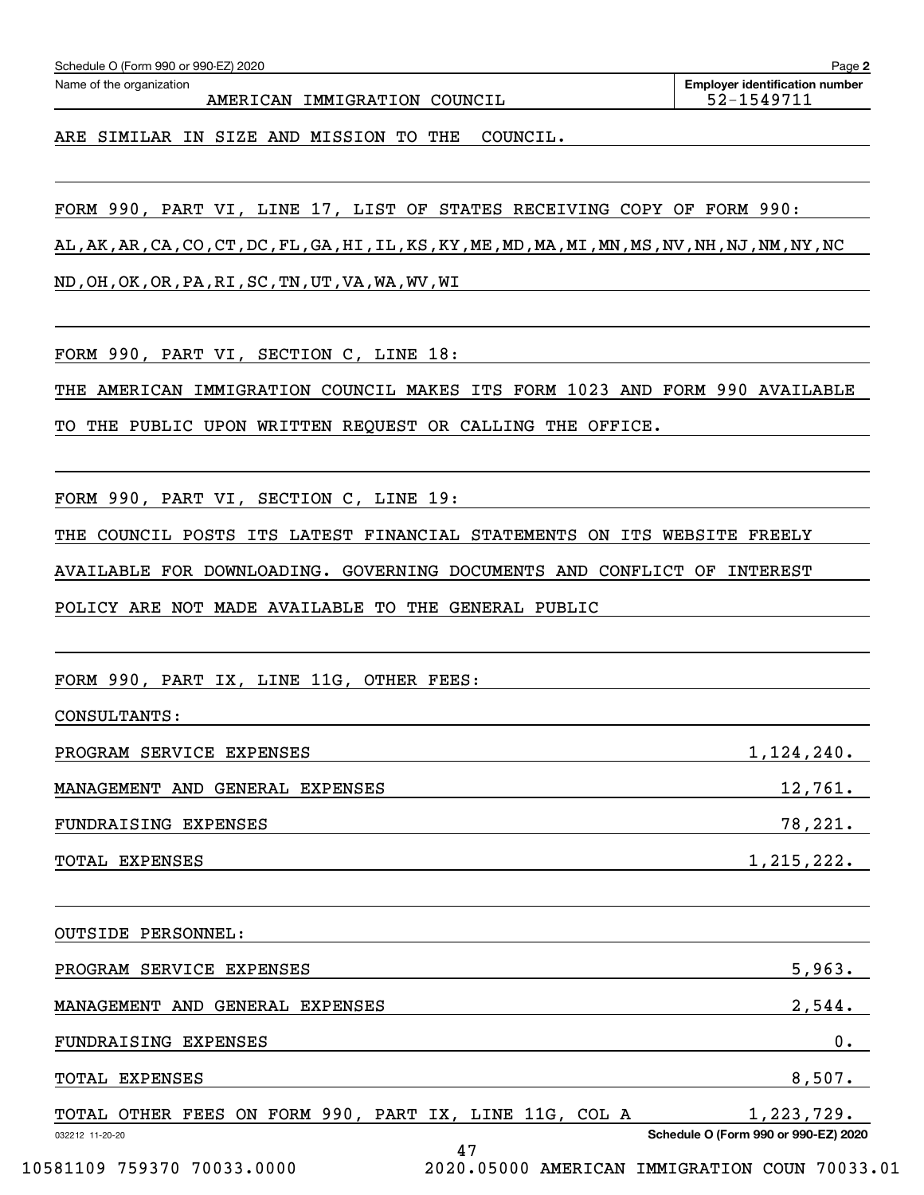Schedule O (Form 990 or 990-EZ) 2020

Name of the organization: AMERICAN IMMIGRATION COUNCIL

Employer identification number: 52-1549711

ARE SIMILAR IN SIZE AND MISSION TO THE COUNCIL.

FORM 990, PART VI, LINE 17, LIST OF STATES RECEIVING COPY OF FORM 990:

AL,AK,AR,CA,CO,CT,DC,FL,GA,HI,IL,KS,KY,ME,MD,MA,MI,MN,MS,NV,NH,NJ,NM,NY,NC

ND,OH,OK,OR,PA,RI,SC,TN,UT,VA,WA,WV,WI

FORM 990, PART VI, SECTION C, LINE 18:

THE AMERICAN IMMIGRATION COUNCIL MAKES ITS FORM 1023 AND FORM 990 AVAILABLE TO THE PUBLIC UPON WRITTEN REQUEST OR CALLING THE OFFICE.

FORM 990, PART VI, SECTION C, LINE 19:

THE COUNCIL POSTS ITS LATEST FINANCIAL STATEMENTS ON ITS WEBSITE FREELY AVAILABLE FOR DOWNLOADING. GOVERNING DOCUMENTS AND CONFLICT OF INTEREST POLICY ARE NOT MADE AVAILABLE TO THE GENERAL PUBLIC

FORM 990, PART IX, LINE 11G, OTHER FEES:

CONSULTANTS:

| | |
|---|---|
| PROGRAM SERVICE EXPENSES | 1,124,240. |
| MANAGEMENT AND GENERAL EXPENSES | 12,761. |
| FUNDRAISING EXPENSES | 78,221. |
| TOTAL EXPENSES | 1,215,222. |

OUTSIDE PERSONNEL:

| | |
|---|---|
| PROGRAM SERVICE EXPENSES | 5,963. |
| MANAGEMENT AND GENERAL EXPENSES | 2,544. |
| FUNDRAISING EXPENSES | 0. |
| TOTAL EXPENSES | 8,507. |
| TOTAL OTHER FEES ON FORM 990, PART IX, LINE 11G, COL A | 1,223,729. |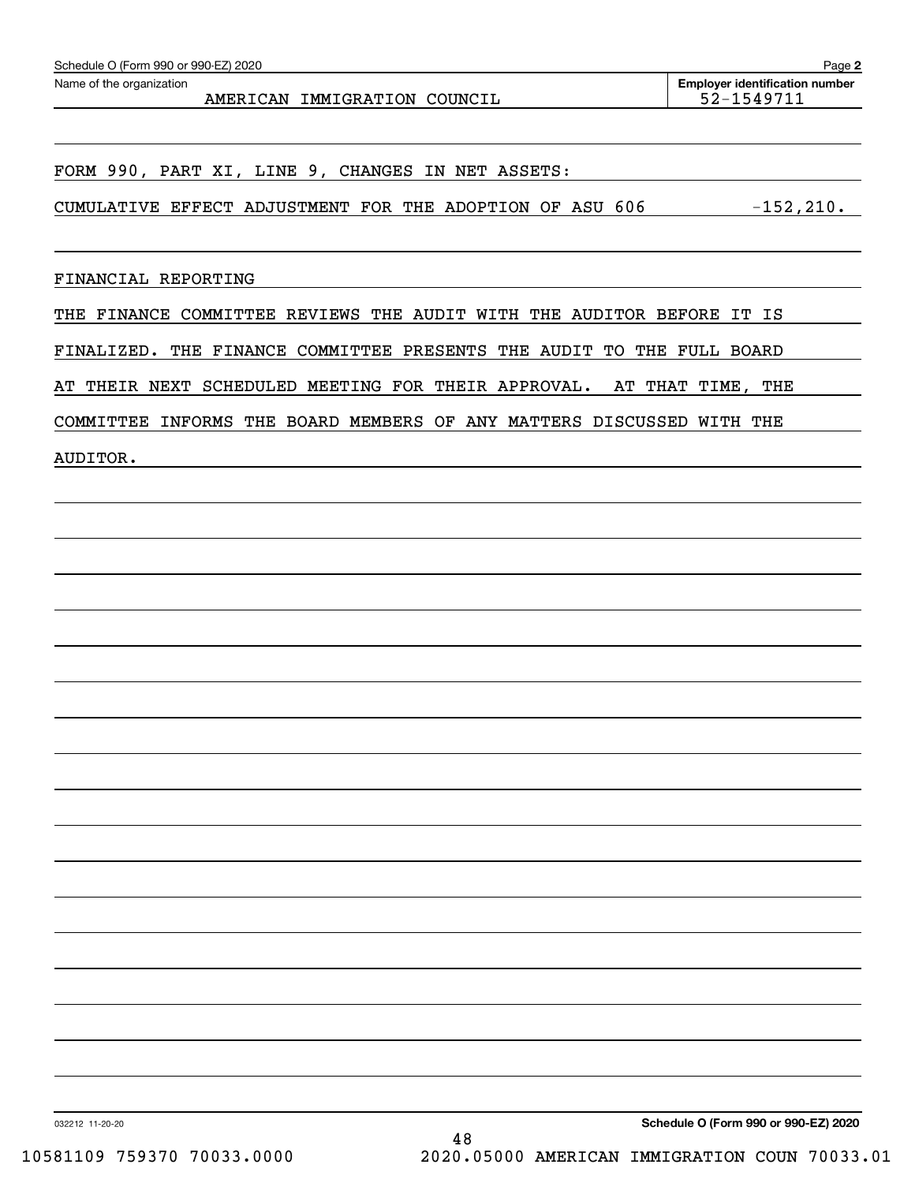Schedule O (Form 990 or 990-EZ) 2020 Page **2**

Name of the organization: AMERICAN IMMIGRATION COUNCIL

**Employer identification number** 52-1549711

FORM 990, PART XI, LINE 9, CHANGES IN NET ASSETS:

CUMULATIVE EFFECT ADJUSTMENT FOR THE ADOPTION OF ASU 606 -152,210.

FINANCIAL REPORTING

THE FINANCE COMMITTEE REVIEWS THE AUDIT WITH THE AUDITOR BEFORE IT IS FINALIZED. THE FINANCE COMMITTEE PRESENTS THE AUDIT TO THE FULL BOARD AT THEIR NEXT SCHEDULED MEETING FOR THEIR APPROVAL. AT THAT TIME, THE COMMITTEE INFORMS THE BOARD MEMBERS OF ANY MATTERS DISCUSSED WITH THE AUDITOR.

032212 11-20-20 **Schedule O (Form 990 or 990-EZ) 2020**

10581109 759370 70033.0000 2020.05000 AMERICAN IMMIGRATION COUN 70033.01